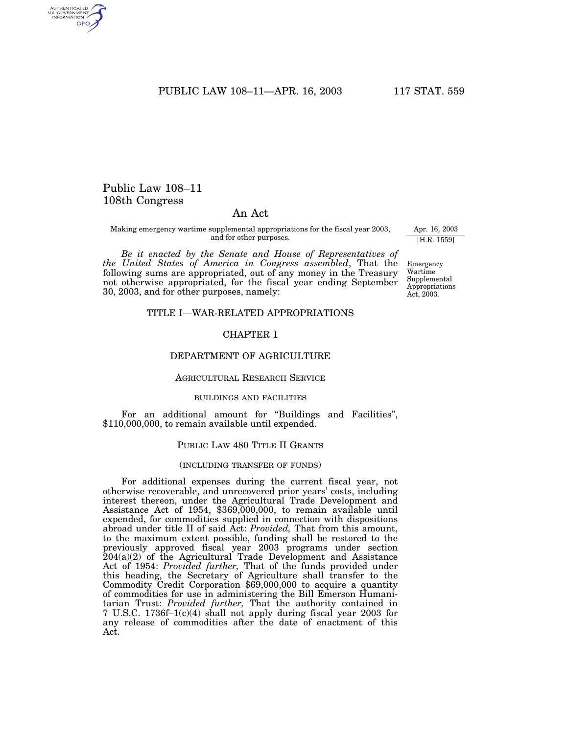# Public Law 108–11
# 108th Congress

## An Act

Making emergency wartime supplemental appropriations for the fiscal year 2003, and for other purposes.

Apr. 16, 2003
[H.R. 1559]

Emergency Wartime Supplemental Appropriations Act, 2003.

*Be it enacted by the Senate and House of Representatives of the United States of America in Congress assembled*, That the following sums are appropriated, out of any money in the Treasury not otherwise appropriated, for the fiscal year ending September 30, 2003, and for other purposes, namely:

## TITLE I—WAR-RELATED APPROPRIATIONS

### CHAPTER 1

### DEPARTMENT OF AGRICULTURE

#### Agricultural Research Service

##### buildings and facilities

For an additional amount for "Buildings and Facilities", $110,000,000, to remain available until expended.

#### Public Law 480 Title II Grants

##### (including transfer of funds)

For additional expenses during the current fiscal year, not otherwise recoverable, and unrecovered prior years' costs, including interest thereon, under the Agricultural Trade Development and Assistance Act of 1954, $369,000,000, to remain available until expended, for commodities supplied in connection with dispositions abroad under title II of said Act: *Provided,* That from this amount, to the maximum extent possible, funding shall be restored to the previously approved fiscal year 2003 programs under section 204(a)(2) of the Agricultural Trade Development and Assistance Act of 1954: *Provided further,* That of the funds provided under this heading, the Secretary of Agriculture shall transfer to the Commodity Credit Corporation $69,000,000 to acquire a quantity of commodities for use in administering the Bill Emerson Humanitarian Trust: *Provided further,* That the authority contained in 7 U.S.C. 1736f–1(c)(4) shall not apply during fiscal year 2003 for any release of commodities after the date of enactment of this Act.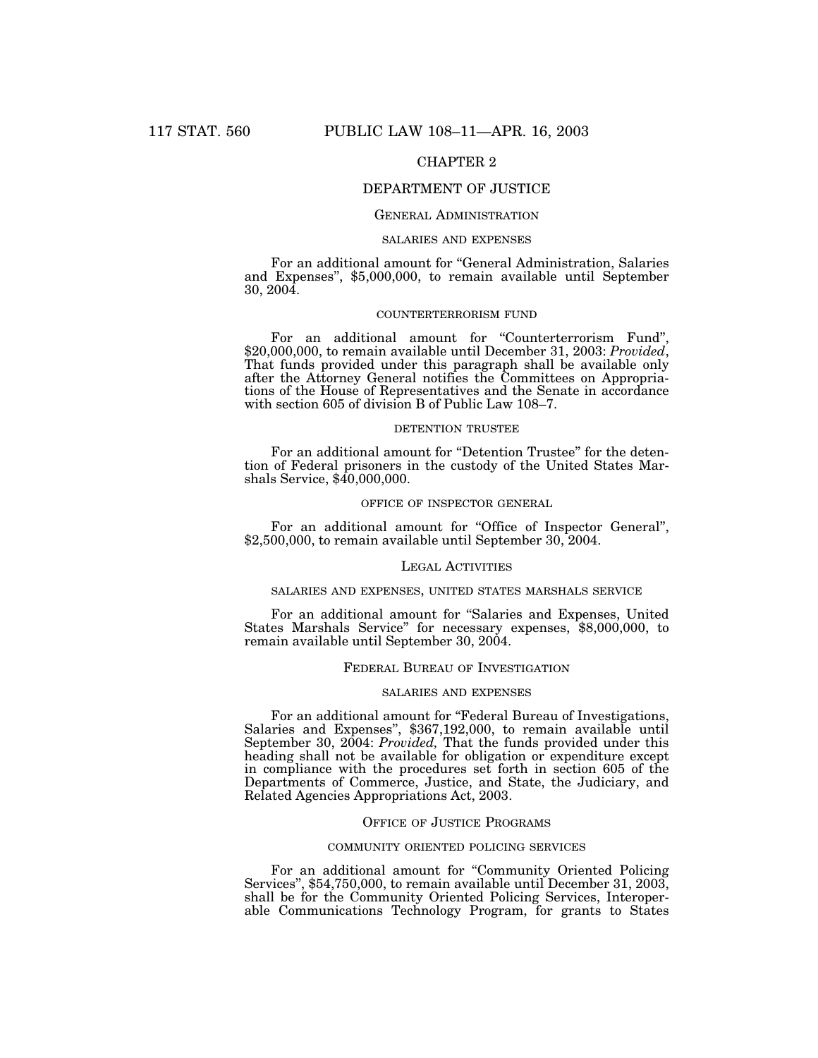## CHAPTER 2

## DEPARTMENT OF JUSTICE

### General Administration

#### salaries and expenses

For an additional amount for "General Administration, Salaries and Expenses", $5,000,000, to remain available until September 30, 2004.

#### counterterrorism fund

For an additional amount for "Counterterrorism Fund", $20,000,000, to remain available until December 31, 2003: *Provided*, That funds provided under this paragraph shall be available only after the Attorney General notifies the Committees on Appropriations of the House of Representatives and the Senate in accordance with section 605 of division B of Public Law 108–7.

#### detention trustee

For an additional amount for "Detention Trustee" for the detention of Federal prisoners in the custody of the United States Marshals Service, $40,000,000.

#### office of inspector general

For an additional amount for "Office of Inspector General", $2,500,000, to remain available until September 30, 2004.

### Legal Activities

#### salaries and expenses, united states marshals service

For an additional amount for "Salaries and Expenses, United States Marshals Service" for necessary expenses, $8,000,000, to remain available until September 30, 2004.

### Federal Bureau of Investigation

#### salaries and expenses

For an additional amount for "Federal Bureau of Investigations, Salaries and Expenses", $367,192,000, to remain available until September 30, 2004: *Provided,* That the funds provided under this heading shall not be available for obligation or expenditure except in compliance with the procedures set forth in section 605 of the Departments of Commerce, Justice, and State, the Judiciary, and Related Agencies Appropriations Act, 2003.

### Office of Justice Programs

#### community oriented policing services

For an additional amount for "Community Oriented Policing Services", $54,750,000, to remain available until December 31, 2003, shall be for the Community Oriented Policing Services, Interoperable Communications Technology Program, for grants to States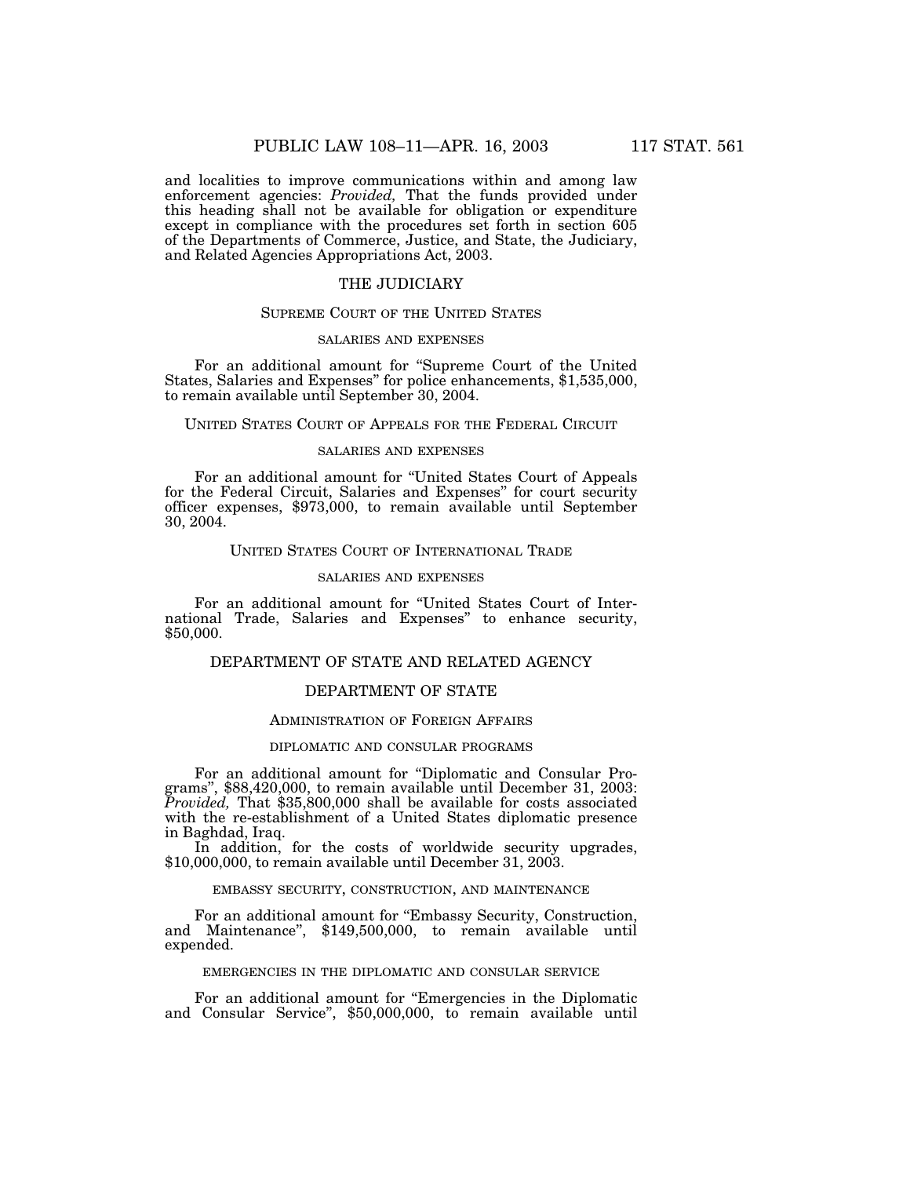and localities to improve communications within and among law enforcement agencies: *Provided,* That the funds provided under this heading shall not be available for obligation or expenditure except in compliance with the procedures set forth in section 605 of the Departments of Commerce, Justice, and State, the Judiciary, and Related Agencies Appropriations Act, 2003.

## THE JUDICIARY

### SUPREME COURT OF THE UNITED STATES

#### SALARIES AND EXPENSES

For an additional amount for "Supreme Court of the United States, Salaries and Expenses" for police enhancements, $1,535,000, to remain available until September 30, 2004.

### UNITED STATES COURT OF APPEALS FOR THE FEDERAL CIRCUIT

#### SALARIES AND EXPENSES

For an additional amount for "United States Court of Appeals for the Federal Circuit, Salaries and Expenses" for court security officer expenses, $973,000, to remain available until September 30, 2004.

### UNITED STATES COURT OF INTERNATIONAL TRADE

#### SALARIES AND EXPENSES

For an additional amount for "United States Court of International Trade, Salaries and Expenses" to enhance security, $50,000.

## DEPARTMENT OF STATE AND RELATED AGENCY

## DEPARTMENT OF STATE

### ADMINISTRATION OF FOREIGN AFFAIRS

#### DIPLOMATIC AND CONSULAR PROGRAMS

For an additional amount for "Diplomatic and Consular Programs", $88,420,000, to remain available until December 31, 2003: *Provided,* That $35,800,000 shall be available for costs associated with the re-establishment of a United States diplomatic presence in Baghdad, Iraq.

In addition, for the costs of worldwide security upgrades, $10,000,000, to remain available until December 31, 2003.

#### EMBASSY SECURITY, CONSTRUCTION, AND MAINTENANCE

For an additional amount for "Embassy Security, Construction, and Maintenance", $149,500,000, to remain available until expended.

#### EMERGENCIES IN THE DIPLOMATIC AND CONSULAR SERVICE

For an additional amount for "Emergencies in the Diplomatic and Consular Service", $50,000,000, to remain available until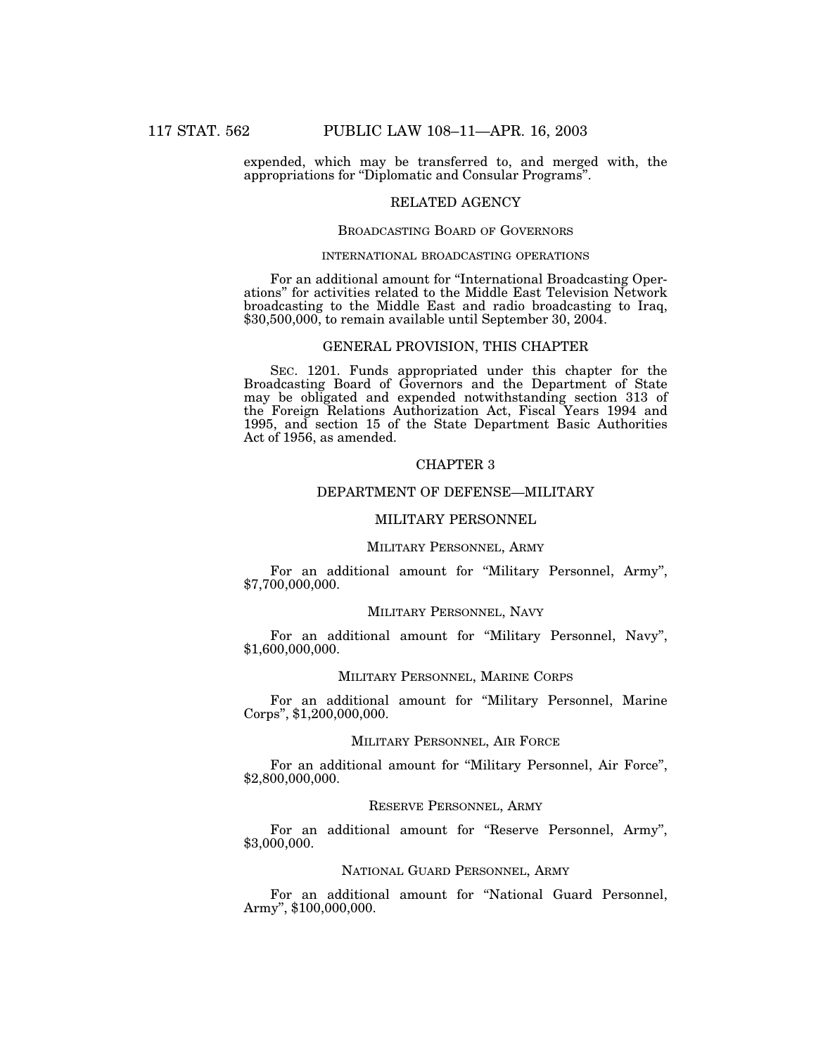expended, which may be transferred to, and merged with, the appropriations for "Diplomatic and Consular Programs".

## RELATED AGENCY

### BROADCASTING BOARD OF GOVERNORS

#### INTERNATIONAL BROADCASTING OPERATIONS

For an additional amount for "International Broadcasting Operations" for activities related to the Middle East Television Network broadcasting to the Middle East and radio broadcasting to Iraq, $30,500,000, to remain available until September 30, 2004.

## GENERAL PROVISION, THIS CHAPTER

SEC. 1201. Funds appropriated under this chapter for the Broadcasting Board of Governors and the Department of State may be obligated and expended notwithstanding section 313 of the Foreign Relations Authorization Act, Fiscal Years 1994 and 1995, and section 15 of the State Department Basic Authorities Act of 1956, as amended.

# CHAPTER 3

## DEPARTMENT OF DEFENSE—MILITARY

### MILITARY PERSONNEL

#### MILITARY PERSONNEL, ARMY

For an additional amount for "Military Personnel, Army", $7,700,000,000.

#### MILITARY PERSONNEL, NAVY

For an additional amount for "Military Personnel, Navy", $1,600,000,000.

#### MILITARY PERSONNEL, MARINE CORPS

For an additional amount for "Military Personnel, Marine Corps", $1,200,000,000.

#### MILITARY PERSONNEL, AIR FORCE

For an additional amount for "Military Personnel, Air Force", $2,800,000,000.

#### RESERVE PERSONNEL, ARMY

For an additional amount for "Reserve Personnel, Army", $3,000,000.

#### NATIONAL GUARD PERSONNEL, ARMY

For an additional amount for "National Guard Personnel, Army", $100,000,000.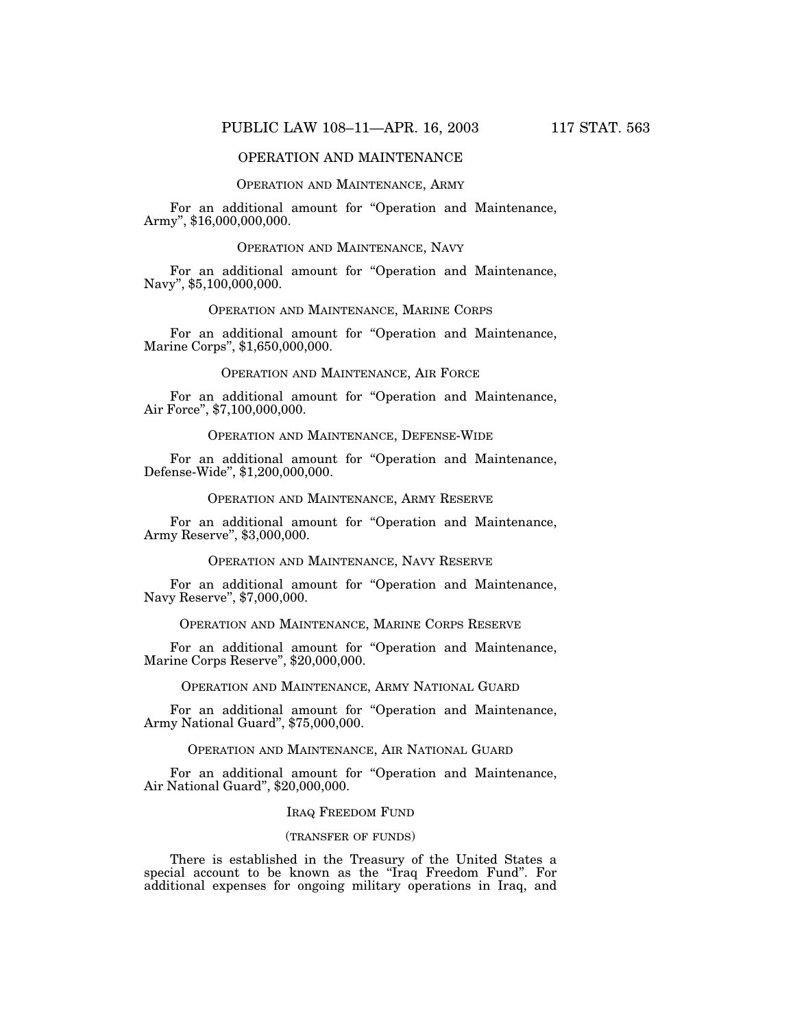## OPERATION AND MAINTENANCE

### Operation and Maintenance, Army

For an additional amount for "Operation and Maintenance, Army", $16,000,000,000.

### Operation and Maintenance, Navy

For an additional amount for "Operation and Maintenance, Navy", $5,100,000,000.

### Operation and Maintenance, Marine Corps

For an additional amount for "Operation and Maintenance, Marine Corps", $1,650,000,000.

### Operation and Maintenance, Air Force

For an additional amount for "Operation and Maintenance, Air Force", $7,100,000,000.

### Operation and Maintenance, Defense-Wide

For an additional amount for "Operation and Maintenance, Defense-Wide", $1,200,000,000.

### Operation and Maintenance, Army Reserve

For an additional amount for "Operation and Maintenance, Army Reserve", $3,000,000.

### Operation and Maintenance, Navy Reserve

For an additional amount for "Operation and Maintenance, Navy Reserve", $7,000,000.

### Operation and Maintenance, Marine Corps Reserve

For an additional amount for "Operation and Maintenance, Marine Corps Reserve", $20,000,000.

### Operation and Maintenance, Army National Guard

For an additional amount for "Operation and Maintenance, Army National Guard", $75,000,000.

### Operation and Maintenance, Air National Guard

For an additional amount for "Operation and Maintenance, Air National Guard", $20,000,000.

### Iraq Freedom Fund

(transfer of funds)

There is established in the Treasury of the United States a special account to be known as the "Iraq Freedom Fund". For additional expenses for ongoing military operations in Iraq, and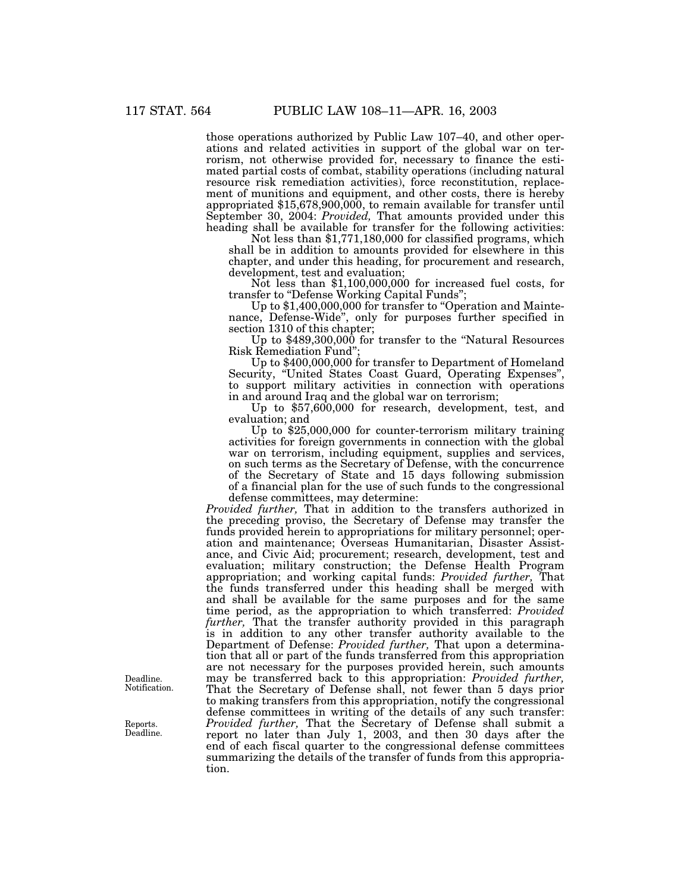those operations authorized by Public Law 107–40, and other operations and related activities in support of the global war on terrorism, not otherwise provided for, necessary to finance the estimated partial costs of combat, stability operations (including natural resource risk remediation activities), force reconstitution, replacement of munitions and equipment, and other costs, there is hereby appropriated $15,678,900,000, to remain available for transfer until September 30, 2004: *Provided,* That amounts provided under this heading shall be available for transfer for the following activities:

Not less than $1,771,180,000 for classified programs, which shall be in addition to amounts provided for elsewhere in this chapter, and under this heading, for procurement and research, development, test and evaluation;

Not less than $1,100,000,000 for increased fuel costs, for transfer to "Defense Working Capital Funds";

Up to $1,400,000,000 for transfer to "Operation and Maintenance, Defense-Wide", only for purposes further specified in section 1310 of this chapter;

Up to $489,300,000 for transfer to the "Natural Resources Risk Remediation Fund";

Up to $400,000,000 for transfer to Department of Homeland Security, "United States Coast Guard, Operating Expenses", to support military activities in connection with operations in and around Iraq and the global war on terrorism;

Up to $57,600,000 for research, development, test, and evaluation; and

Up to $25,000,000 for counter-terrorism military training activities for foreign governments in connection with the global war on terrorism, including equipment, supplies and services, on such terms as the Secretary of Defense, with the concurrence of the Secretary of State and 15 days following submission of a financial plan for the use of such funds to the congressional defense committees, may determine:

*Provided further,* That in addition to the transfers authorized in the preceding proviso, the Secretary of Defense may transfer the funds provided herein to appropriations for military personnel; operation and maintenance; Overseas Humanitarian, Disaster Assistance, and Civic Aid; procurement; research, development, test and evaluation; military construction; the Defense Health Program appropriation; and working capital funds: *Provided further,* That the funds transferred under this heading shall be merged with and shall be available for the same purposes and for the same time period, as the appropriation to which transferred: *Provided further,* That the transfer authority provided in this paragraph is in addition to any other transfer authority available to the Department of Defense: *Provided further,* That upon a determination that all or part of the funds transferred from this appropriation are not necessary for the purposes provided herein, such amounts may be transferred back to this appropriation: *Provided further,* That the Secretary of Defense shall, not fewer than 5 days prior to making transfers from this appropriation, notify the congressional defense committees in writing of the details of any such transfer: *Provided further,* That the Secretary of Defense shall submit a report no later than July 1, 2003, and then 30 days after the end of each fiscal quarter to the congressional defense committees summarizing the details of the transfer of funds from this appropriation.

Deadline.
Notification.

Reports.
Deadline.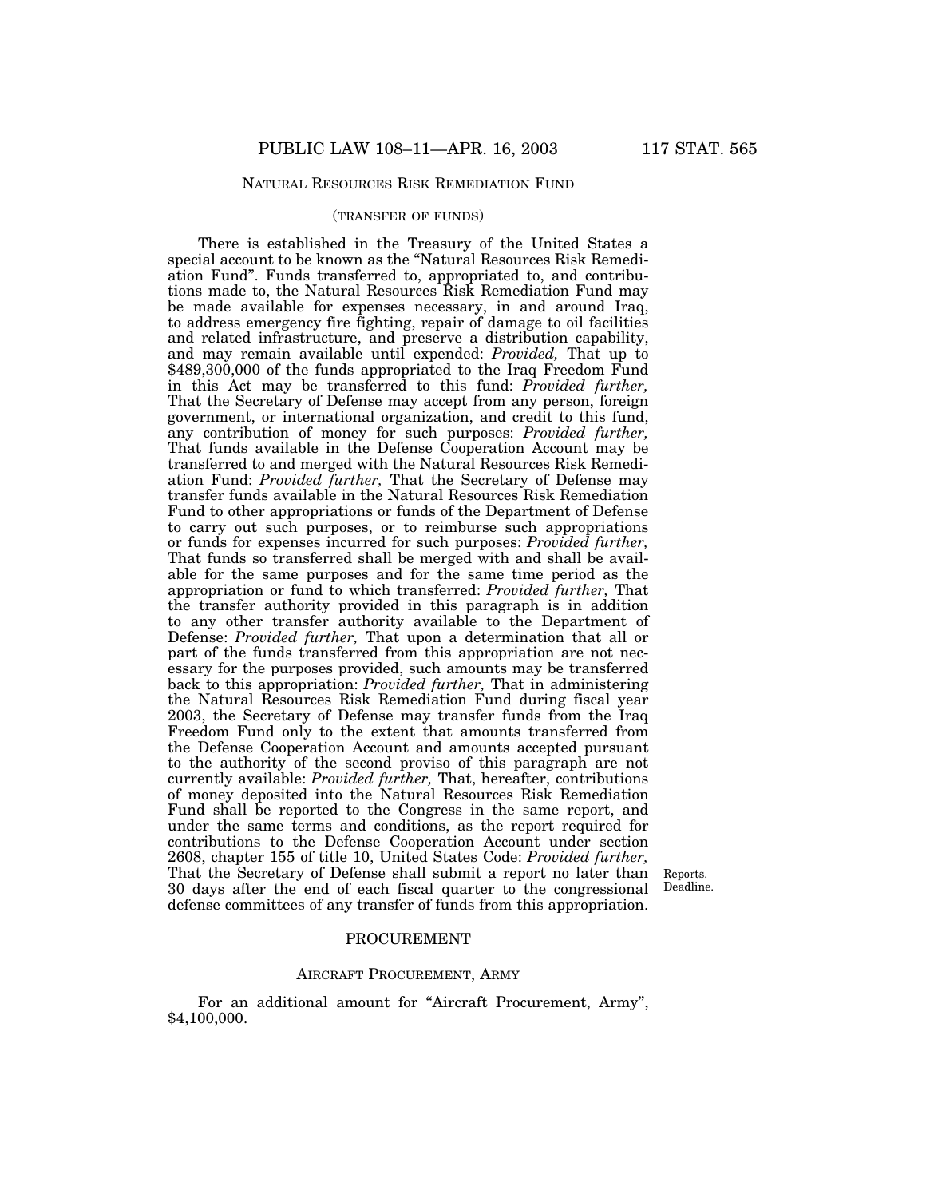## NATURAL RESOURCES RISK REMEDIATION FUND

(TRANSFER OF FUNDS)

There is established in the Treasury of the United States a special account to be known as the "Natural Resources Risk Remediation Fund". Funds transferred to, appropriated to, and contributions made to, the Natural Resources Risk Remediation Fund may be made available for expenses necessary, in and around Iraq, to address emergency fire fighting, repair of damage to oil facilities and related infrastructure, and preserve a distribution capability, and may remain available until expended: *Provided,* That up to $489,300,000 of the funds appropriated to the Iraq Freedom Fund in this Act may be transferred to this fund: *Provided further,* That the Secretary of Defense may accept from any person, foreign government, or international organization, and credit to this fund, any contribution of money for such purposes: *Provided further,* That funds available in the Defense Cooperation Account may be transferred to and merged with the Natural Resources Risk Remediation Fund: *Provided further,* That the Secretary of Defense may transfer funds available in the Natural Resources Risk Remediation Fund to other appropriations or funds of the Department of Defense to carry out such purposes, or to reimburse such appropriations or funds for expenses incurred for such purposes: *Provided further,* That funds so transferred shall be merged with and shall be available for the same purposes and for the same time period as the appropriation or fund to which transferred: *Provided further,* That the transfer authority provided in this paragraph is in addition to any other transfer authority available to the Department of Defense: *Provided further,* That upon a determination that all or part of the funds transferred from this appropriation are not necessary for the purposes provided, such amounts may be transferred back to this appropriation: *Provided further,* That in administering the Natural Resources Risk Remediation Fund during fiscal year 2003, the Secretary of Defense may transfer funds from the Iraq Freedom Fund only to the extent that amounts transferred from the Defense Cooperation Account and amounts accepted pursuant to the authority of the second proviso of this paragraph are not currently available: *Provided further,* That, hereafter, contributions of money deposited into the Natural Resources Risk Remediation Fund shall be reported to the Congress in the same report, and under the same terms and conditions, as the report required for contributions to the Defense Cooperation Account under section 2608, chapter 155 of title 10, United States Code: *Provided further,* That the Secretary of Defense shall submit a report no later than 30 days after the end of each fiscal quarter to the congressional defense committees of any transfer of funds from this appropriation.

Reports.
Deadline.

## PROCUREMENT

### AIRCRAFT PROCUREMENT, ARMY

For an additional amount for "Aircraft Procurement, Army", $4,100,000.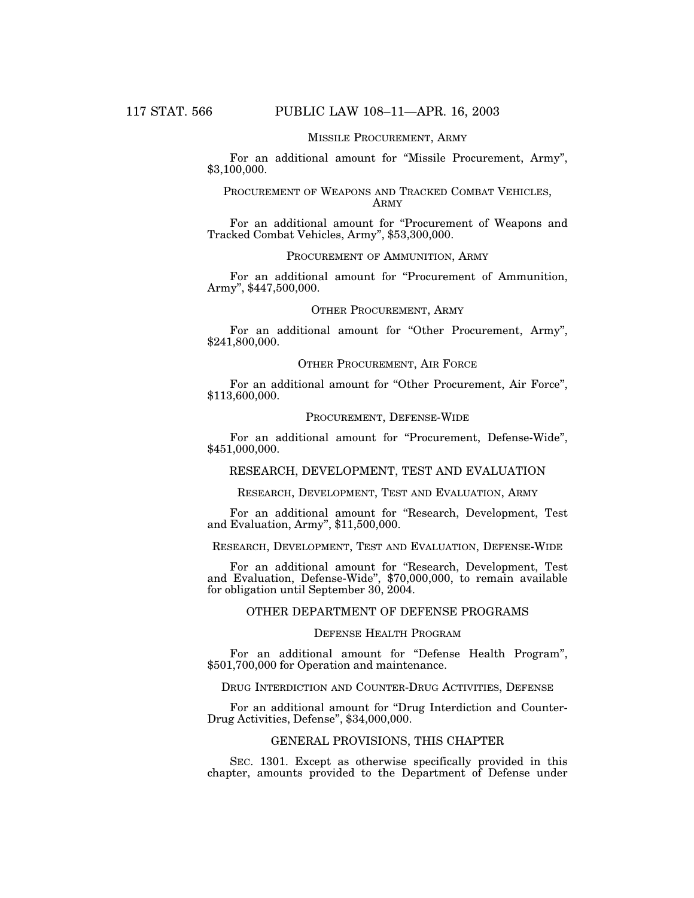MISSILE PROCUREMENT, ARMY

For an additional amount for "Missile Procurement, Army", $3,100,000.

PROCUREMENT OF WEAPONS AND TRACKED COMBAT VEHICLES, ARMY

For an additional amount for "Procurement of Weapons and Tracked Combat Vehicles, Army", $53,300,000.

PROCUREMENT OF AMMUNITION, ARMY

For an additional amount for "Procurement of Ammunition, Army", $447,500,000.

OTHER PROCUREMENT, ARMY

For an additional amount for "Other Procurement, Army", $241,800,000.

OTHER PROCUREMENT, AIR FORCE

For an additional amount for "Other Procurement, Air Force", $113,600,000.

PROCUREMENT, DEFENSE-WIDE

For an additional amount for "Procurement, Defense-Wide", $451,000,000.

## RESEARCH, DEVELOPMENT, TEST AND EVALUATION

RESEARCH, DEVELOPMENT, TEST AND EVALUATION, ARMY

For an additional amount for "Research, Development, Test and Evaluation, Army", $11,500,000.

RESEARCH, DEVELOPMENT, TEST AND EVALUATION, DEFENSE-WIDE

For an additional amount for "Research, Development, Test and Evaluation, Defense-Wide", $70,000,000, to remain available for obligation until September 30, 2004.

## OTHER DEPARTMENT OF DEFENSE PROGRAMS

DEFENSE HEALTH PROGRAM

For an additional amount for "Defense Health Program", $501,700,000 for Operation and maintenance.

DRUG INTERDICTION AND COUNTER-DRUG ACTIVITIES, DEFENSE

For an additional amount for "Drug Interdiction and Counter-Drug Activities, Defense", $34,000,000.

## GENERAL PROVISIONS, THIS CHAPTER

SEC. 1301. Except as otherwise specifically provided in this chapter, amounts provided to the Department of Defense under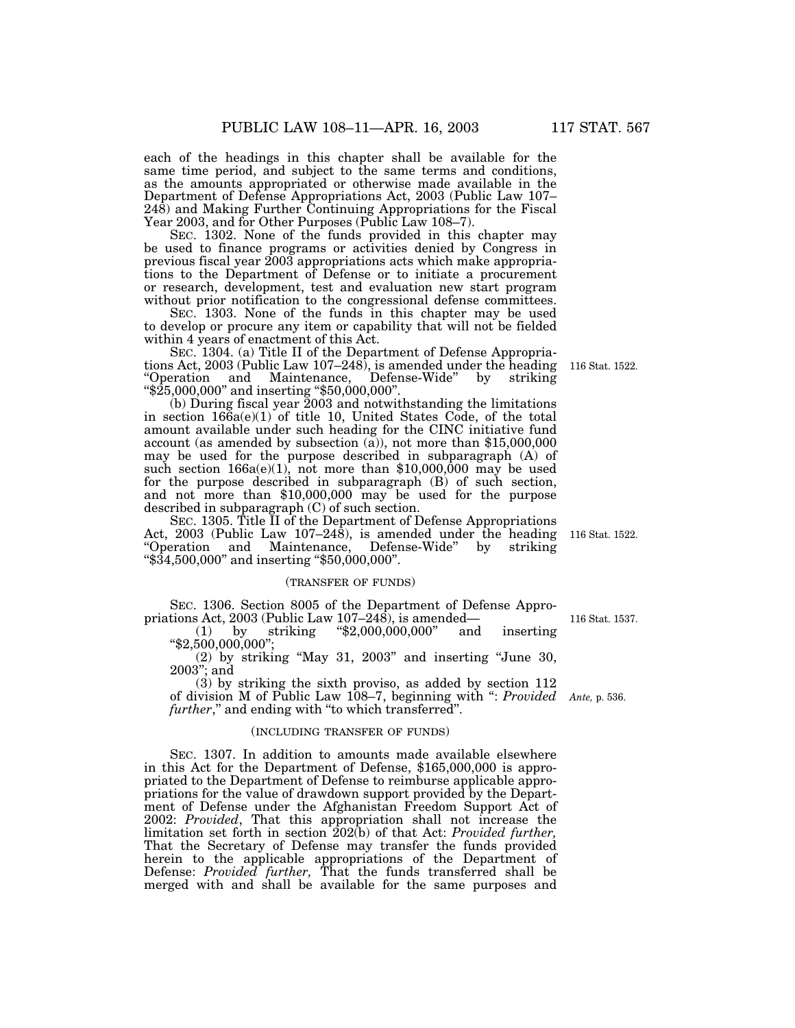each of the headings in this chapter shall be available for the same time period, and subject to the same terms and conditions, as the amounts appropriated or otherwise made available in the Department of Defense Appropriations Act, 2003 (Public Law 107–248) and Making Further Continuing Appropriations for the Fiscal Year 2003, and for Other Purposes (Public Law 108–7).

SEC. 1302. None of the funds provided in this chapter may be used to finance programs or activities denied by Congress in previous fiscal year 2003 appropriations acts which make appropriations to the Department of Defense or to initiate a procurement or research, development, test and evaluation new start program without prior notification to the congressional defense committees.

SEC. 1303. None of the funds in this chapter may be used to develop or procure any item or capability that will not be fielded within 4 years of enactment of this Act.

SEC. 1304. (a) Title II of the Department of Defense Appropriations Act, 2003 (Public Law 107–248), is amended under the heading "Operation and Maintenance, Defense-Wide" by striking "$25,000,000" and inserting "$50,000,000".

116 Stat. 1522.

(b) During fiscal year 2003 and notwithstanding the limitations in section 166a(e)(1) of title 10, United States Code, of the total amount available under such heading for the CINC initiative fund account (as amended by subsection (a)), not more than $15,000,000 may be used for the purpose described in subparagraph (A) of such section 166a(e)(1), not more than $10,000,000 may be used for the purpose described in subparagraph (B) of such section, and not more than $10,000,000 may be used for the purpose described in subparagraph (C) of such section.

SEC. 1305. Title II of the Department of Defense Appropriations Act, 2003 (Public Law 107–248), is amended under the heading "Operation and Maintenance, Defense-Wide" by striking "$34,500,000" and inserting "$50,000,000".

116 Stat. 1522.

(TRANSFER OF FUNDS)

SEC. 1306. Section 8005 of the Department of Defense Appropriations Act, 2003 (Public Law 107–248), is amended—

116 Stat. 1537.

(1) by striking "$2,000,000,000" and inserting "$2,500,000,000";

(2) by striking "May 31, 2003" and inserting "June 30, 2003"; and

(3) by striking the sixth proviso, as added by section 112 of division M of Public Law 108–7, beginning with ": *Provided further*," and ending with "to which transferred".

*Ante,* p. 536.

(INCLUDING TRANSFER OF FUNDS)

SEC. 1307. In addition to amounts made available elsewhere in this Act for the Department of Defense, $165,000,000 is appropriated to the Department of Defense to reimburse applicable appropriations for the value of drawdown support provided by the Department of Defense under the Afghanistan Freedom Support Act of 2002: *Provided*, That this appropriation shall not increase the limitation set forth in section 202(b) of that Act: *Provided further,* That the Secretary of Defense may transfer the funds provided herein to the applicable appropriations of the Department of Defense: *Provided further,* That the funds transferred shall be merged with and shall be available for the same purposes and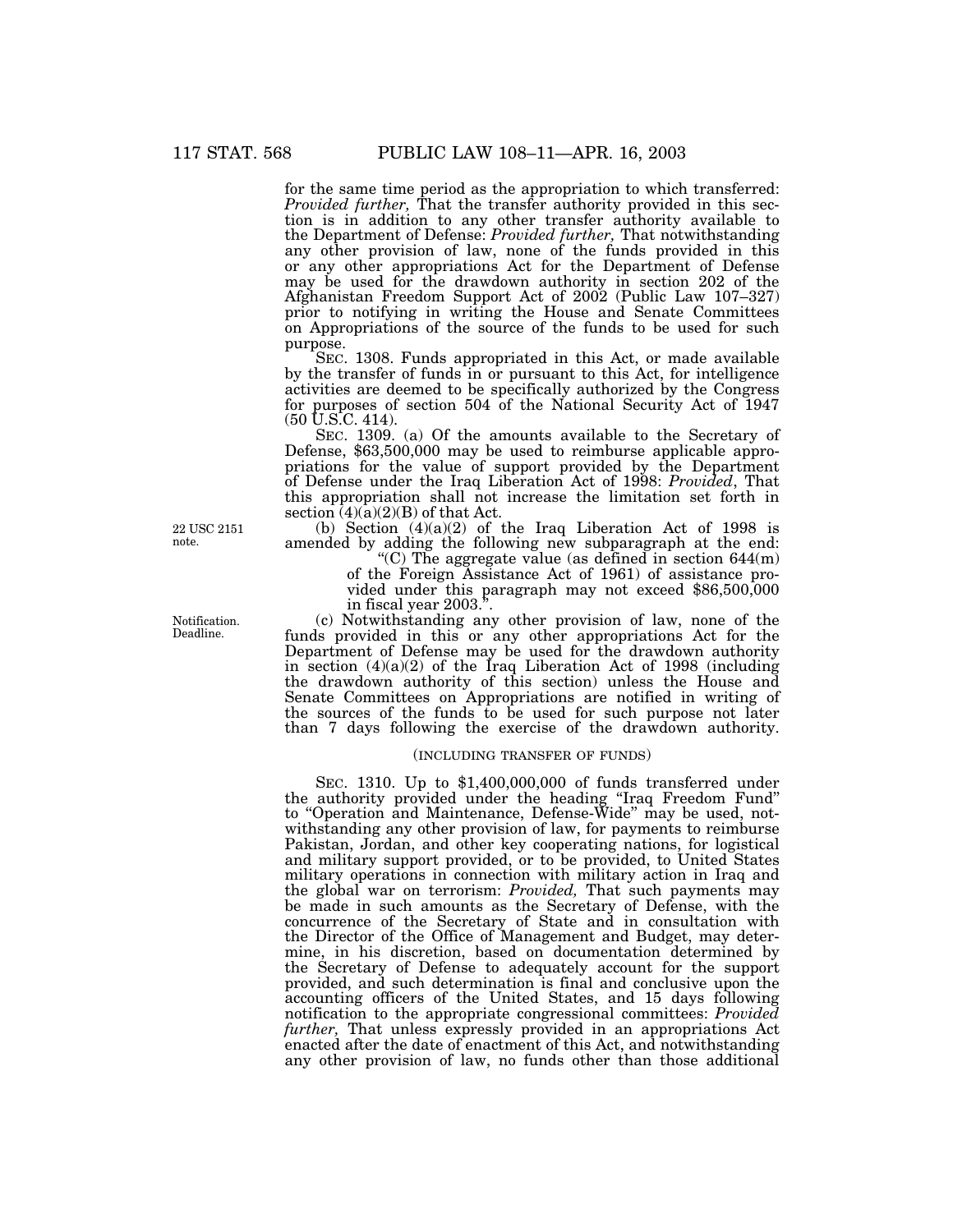for the same time period as the appropriation to which transferred: *Provided further,* That the transfer authority provided in this section is in addition to any other transfer authority available to the Department of Defense: *Provided further,* That notwithstanding any other provision of law, none of the funds provided in this or any other appropriations Act for the Department of Defense may be used for the drawdown authority in section 202 of the Afghanistan Freedom Support Act of 2002 (Public Law 107–327) prior to notifying in writing the House and Senate Committees on Appropriations of the source of the funds to be used for such purpose.

SEC. 1308. Funds appropriated in this Act, or made available by the transfer of funds in or pursuant to this Act, for intelligence activities are deemed to be specifically authorized by the Congress for purposes of section 504 of the National Security Act of 1947 (50 U.S.C. 414).

SEC. 1309. (a) Of the amounts available to the Secretary of Defense, $63,500,000 may be used to reimburse applicable appropriations for the value of support provided by the Department of Defense under the Iraq Liberation Act of 1998: *Provided*, That this appropriation shall not increase the limitation set forth in section (4)(a)(2)(B) of that Act.

22 USC 2151 note.

(b) Section (4)(a)(2) of the Iraq Liberation Act of 1998 is amended by adding the following new subparagraph at the end:

"(C) The aggregate value (as defined in section 644(m) of the Foreign Assistance Act of 1961) of assistance provided under this paragraph may not exceed $86,500,000 in fiscal year 2003.".

Notification. Deadline.

(c) Notwithstanding any other provision of law, none of the funds provided in this or any other appropriations Act for the Department of Defense may be used for the drawdown authority in section (4)(a)(2) of the Iraq Liberation Act of 1998 (including the drawdown authority of this section) unless the House and Senate Committees on Appropriations are notified in writing of the sources of the funds to be used for such purpose not later than 7 days following the exercise of the drawdown authority.

(INCLUDING TRANSFER OF FUNDS)

SEC. 1310. Up to $1,400,000,000 of funds transferred under the authority provided under the heading "Iraq Freedom Fund" to "Operation and Maintenance, Defense-Wide" may be used, notwithstanding any other provision of law, for payments to reimburse Pakistan, Jordan, and other key cooperating nations, for logistical and military support provided, or to be provided, to United States military operations in connection with military action in Iraq and the global war on terrorism: *Provided,* That such payments may be made in such amounts as the Secretary of Defense, with the concurrence of the Secretary of State and in consultation with the Director of the Office of Management and Budget, may determine, in his discretion, based on documentation determined by the Secretary of Defense to adequately account for the support provided, and such determination is final and conclusive upon the accounting officers of the United States, and 15 days following notification to the appropriate congressional committees: *Provided further,* That unless expressly provided in an appropriations Act enacted after the date of enactment of this Act, and notwithstanding any other provision of law, no funds other than those additional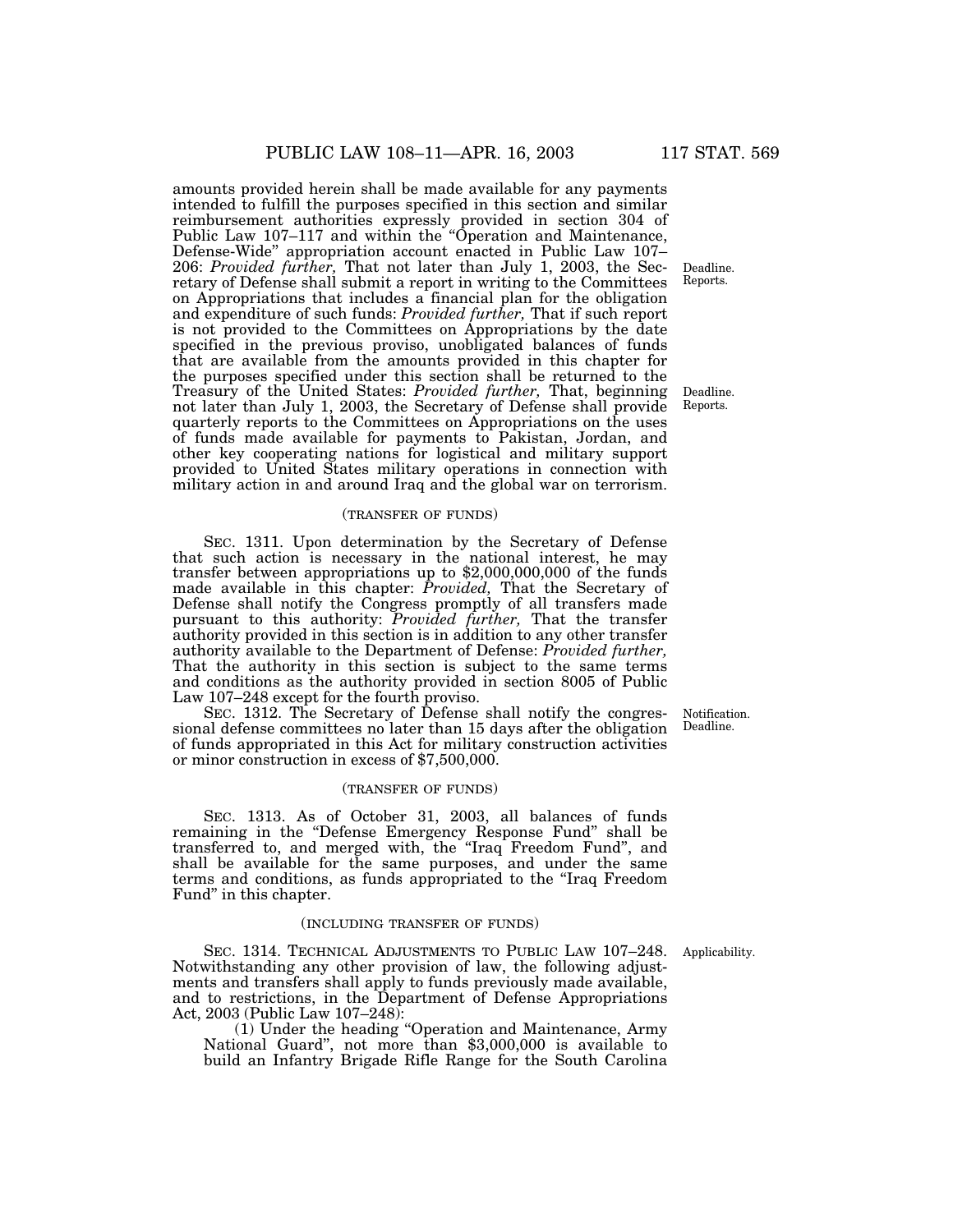amounts provided herein shall be made available for any payments intended to fulfill the purposes specified in this section and similar reimbursement authorities expressly provided in section 304 of Public Law 107–117 and within the "Operation and Maintenance, Defense-Wide" appropriation account enacted in Public Law 107–206: *Provided further,* That not later than July 1, 2003, the Secretary of Defense shall submit a report in writing to the Committees on Appropriations that includes a financial plan for the obligation and expenditure of such funds: *Provided further,* That if such report is not provided to the Committees on Appropriations by the date specified in the previous proviso, unobligated balances of funds that are available from the amounts provided in this chapter for the purposes specified under this section shall be returned to the Treasury of the United States: *Provided further,* That, beginning not later than July 1, 2003, the Secretary of Defense shall provide quarterly reports to the Committees on Appropriations on the uses of funds made available for payments to Pakistan, Jordan, and other key cooperating nations for logistical and military support provided to United States military operations in connection with military action in and around Iraq and the global war on terrorism.

Deadline. Reports.

Deadline. Reports.

(TRANSFER OF FUNDS)

SEC. 1311. Upon determination by the Secretary of Defense that such action is necessary in the national interest, he may transfer between appropriations up to $2,000,000,000 of the funds made available in this chapter: *Provided,* That the Secretary of Defense shall notify the Congress promptly of all transfers made pursuant to this authority: *Provided further,* That the transfer authority provided in this section is in addition to any other transfer authority available to the Department of Defense: *Provided further,* That the authority in this section is subject to the same terms and conditions as the authority provided in section 8005 of Public Law 107–248 except for the fourth proviso.

SEC. 1312. The Secretary of Defense shall notify the congressional defense committees no later than 15 days after the obligation of funds appropriated in this Act for military construction activities or minor construction in excess of $7,500,000.

Notification. Deadline.

(TRANSFER OF FUNDS)

SEC. 1313. As of October 31, 2003, all balances of funds remaining in the "Defense Emergency Response Fund" shall be transferred to, and merged with, the "Iraq Freedom Fund", and shall be available for the same purposes, and under the same terms and conditions, as funds appropriated to the "Iraq Freedom Fund" in this chapter.

(INCLUDING TRANSFER OF FUNDS)

SEC. 1314. TECHNICAL ADJUSTMENTS TO PUBLIC LAW 107–248. Notwithstanding any other provision of law, the following adjustments and transfers shall apply to funds previously made available, and to restrictions, in the Department of Defense Appropriations Act, 2003 (Public Law 107–248):

Applicability.

(1) Under the heading "Operation and Maintenance, Army National Guard", not more than $3,000,000 is available to build an Infantry Brigade Rifle Range for the South Carolina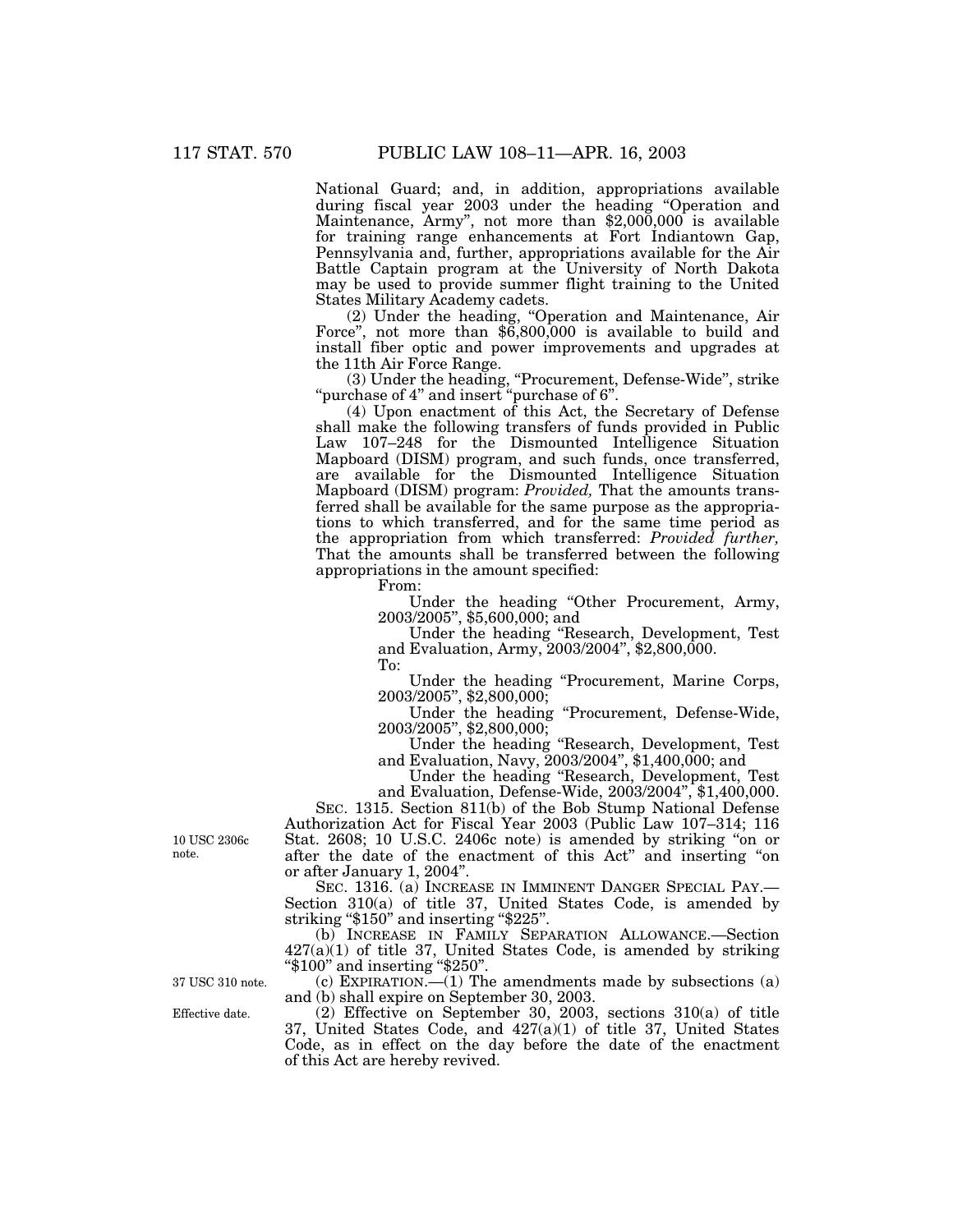National Guard; and, in addition, appropriations available during fiscal year 2003 under the heading "Operation and Maintenance, Army", not more than $2,000,000 is available for training range enhancements at Fort Indiantown Gap, Pennsylvania and, further, appropriations available for the Air Battle Captain program at the University of North Dakota may be used to provide summer flight training to the United States Military Academy cadets.

(2) Under the heading, "Operation and Maintenance, Air Force", not more than $6,800,000 is available to build and install fiber optic and power improvements and upgrades at the 11th Air Force Range.

(3) Under the heading, "Procurement, Defense-Wide", strike "purchase of 4" and insert "purchase of 6".

(4) Upon enactment of this Act, the Secretary of Defense shall make the following transfers of funds provided in Public Law 107–248 for the Dismounted Intelligence Situation Mapboard (DISM) program, and such funds, once transferred, are available for the Dismounted Intelligence Situation Mapboard (DISM) program: *Provided,* That the amounts transferred shall be available for the same purpose as the appropriations to which transferred, and for the same time period as the appropriation from which transferred: *Provided further,* That the amounts shall be transferred between the following appropriations in the amount specified:

From:

Under the heading "Other Procurement, Army, 2003/2005", $5,600,000; and

Under the heading "Research, Development, Test and Evaluation, Army, 2003/2004", $2,800,000.

To:

Under the heading "Procurement, Marine Corps, 2003/2005", $2,800,000;

Under the heading "Procurement, Defense-Wide, 2003/2005", $2,800,000;

Under the heading "Research, Development, Test and Evaluation, Navy, 2003/2004", $1,400,000; and

Under the heading "Research, Development, Test and Evaluation, Defense-Wide, 2003/2004", $1,400,000.

10 USC 2306c note.

SEC. 1315. Section 811(b) of the Bob Stump National Defense Authorization Act for Fiscal Year 2003 (Public Law 107–314; 116 Stat. 2608; 10 U.S.C. 2406c note) is amended by striking "on or after the date of the enactment of this Act" and inserting "on or after January 1, 2004".

SEC. 1316. (a) INCREASE IN IMMINENT DANGER SPECIAL PAY.—Section 310(a) of title 37, United States Code, is amended by striking "$150" and inserting "$225".

(b) INCREASE IN FAMILY SEPARATION ALLOWANCE.—Section 427(a)(1) of title 37, United States Code, is amended by striking "$100" and inserting "$250".

37 USC 310 note.

(c) EXPIRATION.—(1) The amendments made by subsections (a) and (b) shall expire on September 30, 2003.

Effective date.

(2) Effective on September 30, 2003, sections 310(a) of title 37, United States Code, and 427(a)(1) of title 37, United States Code, as in effect on the day before the date of the enactment of this Act are hereby revived.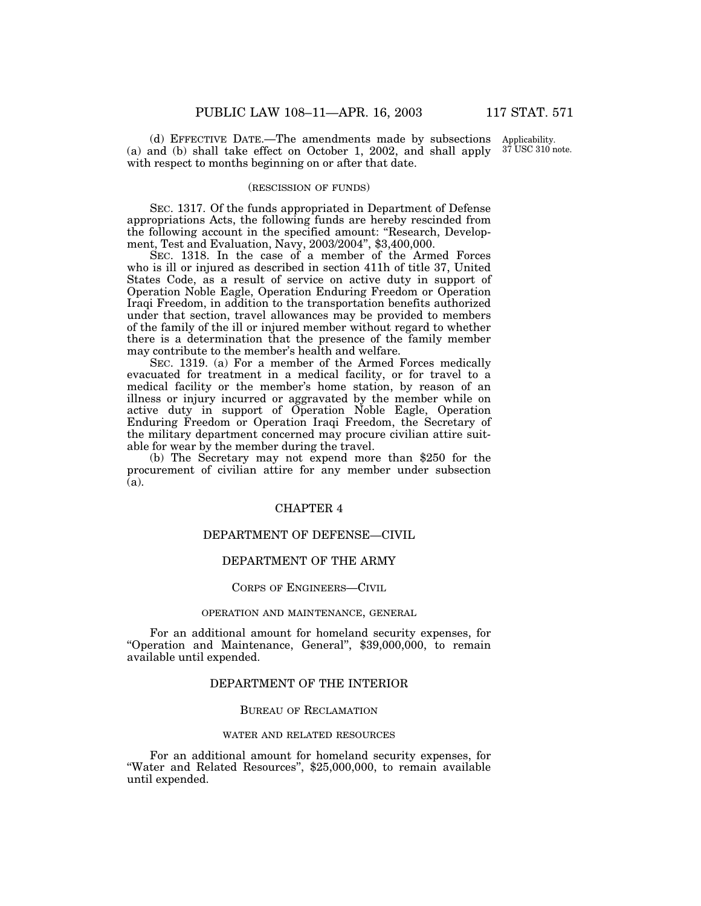(d) EFFECTIVE DATE.—The amendments made by subsections (a) and (b) shall take effect on October 1, 2002, and shall apply with respect to months beginning on or after that date.

Applicability. 37 USC 310 note.

(RESCISSION OF FUNDS)

SEC. 1317. Of the funds appropriated in Department of Defense appropriations Acts, the following funds are hereby rescinded from the following account in the specified amount: "Research, Development, Test and Evaluation, Navy, 2003/2004", $3,400,000.

SEC. 1318. In the case of a member of the Armed Forces who is ill or injured as described in section 411h of title 37, United States Code, as a result of service on active duty in support of Operation Noble Eagle, Operation Enduring Freedom or Operation Iraqi Freedom, in addition to the transportation benefits authorized under that section, travel allowances may be provided to members of the family of the ill or injured member without regard to whether there is a determination that the presence of the family member may contribute to the member's health and welfare.

SEC. 1319. (a) For a member of the Armed Forces medically evacuated for treatment in a medical facility, or for travel to a medical facility or the member's home station, by reason of an illness or injury incurred or aggravated by the member while on active duty in support of Operation Noble Eagle, Operation Enduring Freedom or Operation Iraqi Freedom, the Secretary of the military department concerned may procure civilian attire suitable for wear by the member during the travel.

(b) The Secretary may not expend more than $250 for the procurement of civilian attire for any member under subsection (a).

## CHAPTER 4

## DEPARTMENT OF DEFENSE—CIVIL

## DEPARTMENT OF THE ARMY

### CORPS OF ENGINEERS—CIVIL

#### OPERATION AND MAINTENANCE, GENERAL

For an additional amount for homeland security expenses, for "Operation and Maintenance, General", $39,000,000, to remain available until expended.

## DEPARTMENT OF THE INTERIOR

### BUREAU OF RECLAMATION

#### WATER AND RELATED RESOURCES

For an additional amount for homeland security expenses, for "Water and Related Resources", $25,000,000, to remain available until expended.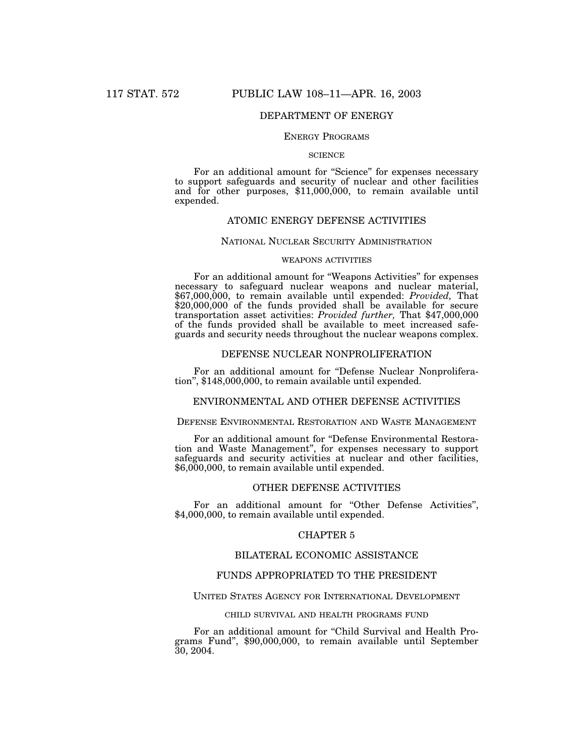## DEPARTMENT OF ENERGY

### ENERGY PROGRAMS

#### SCIENCE

For an additional amount for "Science" for expenses necessary to support safeguards and security of nuclear and other facilities and for other purposes, $11,000,000, to remain available until expended.

## ATOMIC ENERGY DEFENSE ACTIVITIES

### NATIONAL NUCLEAR SECURITY ADMINISTRATION

#### WEAPONS ACTIVITIES

For an additional amount for "Weapons Activities" for expenses necessary to safeguard nuclear weapons and nuclear material, $67,000,000, to remain available until expended: *Provided,* That $20,000,000 of the funds provided shall be available for secure transportation asset activities: *Provided further,* That $47,000,000 of the funds provided shall be available to meet increased safeguards and security needs throughout the nuclear weapons complex.

## DEFENSE NUCLEAR NONPROLIFERATION

For an additional amount for "Defense Nuclear Nonproliferation", $148,000,000, to remain available until expended.

## ENVIRONMENTAL AND OTHER DEFENSE ACTIVITIES

### DEFENSE ENVIRONMENTAL RESTORATION AND WASTE MANAGEMENT

For an additional amount for "Defense Environmental Restoration and Waste Management", for expenses necessary to support safeguards and security activities at nuclear and other facilities, $6,000,000, to remain available until expended.

## OTHER DEFENSE ACTIVITIES

For an additional amount for "Other Defense Activities", $4,000,000, to remain available until expended.

## CHAPTER 5

## BILATERAL ECONOMIC ASSISTANCE

## FUNDS APPROPRIATED TO THE PRESIDENT

### UNITED STATES AGENCY FOR INTERNATIONAL DEVELOPMENT

#### CHILD SURVIVAL AND HEALTH PROGRAMS FUND

For an additional amount for "Child Survival and Health Programs Fund", $90,000,000, to remain available until September 30, 2004.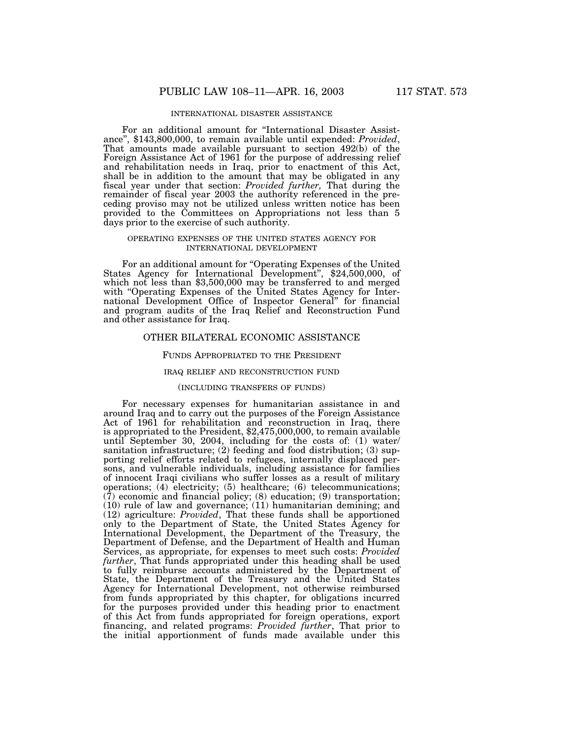INTERNATIONAL DISASTER ASSISTANCE

For an additional amount for "International Disaster Assistance", $143,800,000, to remain available until expended: *Provided*, That amounts made available pursuant to section 492(b) of the Foreign Assistance Act of 1961 for the purpose of addressing relief and rehabilitation needs in Iraq, prior to enactment of this Act, shall be in addition to the amount that may be obligated in any fiscal year under that section: *Provided further,* That during the remainder of fiscal year 2003 the authority referenced in the preceding proviso may not be utilized unless written notice has been provided to the Committees on Appropriations not less than 5 days prior to the exercise of such authority.

OPERATING EXPENSES OF THE UNITED STATES AGENCY FOR INTERNATIONAL DEVELOPMENT

For an additional amount for "Operating Expenses of the United States Agency for International Development", $24,500,000, of which not less than $3,500,000 may be transferred to and merged with "Operating Expenses of the United States Agency for International Development Office of Inspector General" for financial and program audits of the Iraq Relief and Reconstruction Fund and other assistance for Iraq.

## OTHER BILATERAL ECONOMIC ASSISTANCE

### FUNDS APPROPRIATED TO THE PRESIDENT

IRAQ RELIEF AND RECONSTRUCTION FUND

(INCLUDING TRANSFERS OF FUNDS)

For necessary expenses for humanitarian assistance in and around Iraq and to carry out the purposes of the Foreign Assistance Act of 1961 for rehabilitation and reconstruction in Iraq, there is appropriated to the President, $2,475,000,000, to remain available until September 30, 2004, including for the costs of: (1) water/sanitation infrastructure; (2) feeding and food distribution; (3) supporting relief efforts related to refugees, internally displaced persons, and vulnerable individuals, including assistance for families of innocent Iraqi civilians who suffer losses as a result of military operations; (4) electricity; (5) healthcare; (6) telecommunications; (7) economic and financial policy; (8) education; (9) transportation; (10) rule of law and governance; (11) humanitarian demining; and (12) agriculture: *Provided*, That these funds shall be apportioned only to the Department of State, the United States Agency for International Development, the Department of the Treasury, the Department of Defense, and the Department of Health and Human Services, as appropriate, for expenses to meet such costs: *Provided further*, That funds appropriated under this heading shall be used to fully reimburse accounts administered by the Department of State, the Department of the Treasury and the United States Agency for International Development, not otherwise reimbursed from funds appropriated by this chapter, for obligations incurred for the purposes provided under this heading prior to enactment of this Act from funds appropriated for foreign operations, export financing, and related programs: *Provided further*, That prior to the initial apportionment of funds made available under this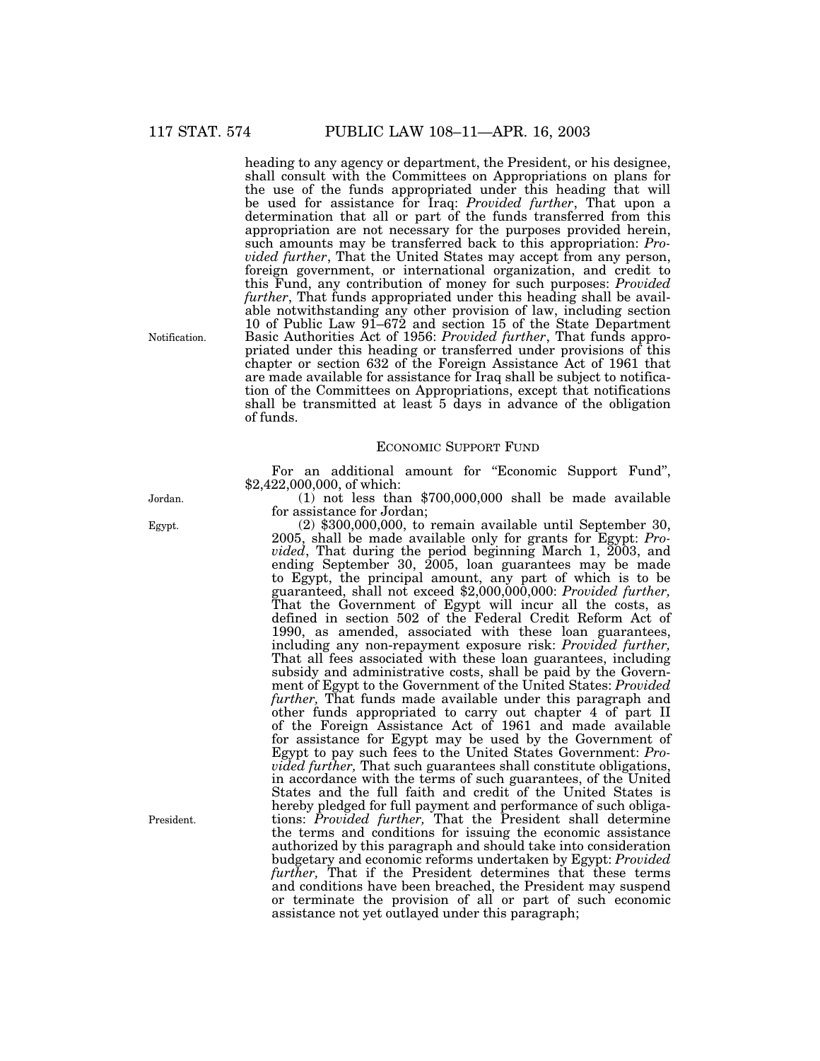heading to any agency or department, the President, or his designee, shall consult with the Committees on Appropriations on plans for the use of the funds appropriated under this heading that will be used for assistance for Iraq: *Provided further*, That upon a determination that all or part of the funds transferred from this appropriation are not necessary for the purposes provided herein, such amounts may be transferred back to this appropriation: *Provided further*, That the United States may accept from any person, foreign government, or international organization, and credit to this Fund, any contribution of money for such purposes: *Provided further*, That funds appropriated under this heading shall be available notwithstanding any other provision of law, including section 10 of Public Law 91–672 and section 15 of the State Department Basic Authorities Act of 1956: *Provided further*, That funds appropriated under this heading or transferred under provisions of this chapter or section 632 of the Foreign Assistance Act of 1961 that are made available for assistance for Iraq shall be subject to notification of the Committees on Appropriations, except that notifications shall be transmitted at least 5 days in advance of the obligation of funds.

Notification.

## ECONOMIC SUPPORT FUND

For an additional amount for "Economic Support Fund", $2,422,000,000, of which:

Jordan.

(1) not less than $700,000,000 shall be made available for assistance for Jordan;

Egypt.

(2) $300,000,000, to remain available until September 30, 2005, shall be made available only for grants for Egypt: *Provided*, That during the period beginning March 1, 2003, and ending September 30, 2005, loan guarantees may be made to Egypt, the principal amount, any part of which is to be guaranteed, shall not exceed $2,000,000,000: *Provided further,* That the Government of Egypt will incur all the costs, as defined in section 502 of the Federal Credit Reform Act of 1990, as amended, associated with these loan guarantees, including any non-repayment exposure risk: *Provided further,* That all fees associated with these loan guarantees, including subsidy and administrative costs, shall be paid by the Government of Egypt to the Government of the United States: *Provided further,* That funds made available under this paragraph and other funds appropriated to carry out chapter 4 of part II of the Foreign Assistance Act of 1961 and made available for assistance for Egypt may be used by the Government of Egypt to pay such fees to the United States Government: *Provided further,* That such guarantees shall constitute obligations, in accordance with the terms of such guarantees, of the United States and the full faith and credit of the United States is hereby pledged for full payment and performance of such obligations: *Provided further,* That the President shall determine the terms and conditions for issuing the economic assistance authorized by this paragraph and should take into consideration budgetary and economic reforms undertaken by Egypt: *Provided further,* That if the President determines that these terms and conditions have been breached, the President may suspend or terminate the provision of all or part of such economic assistance not yet outlayed under this paragraph;

President.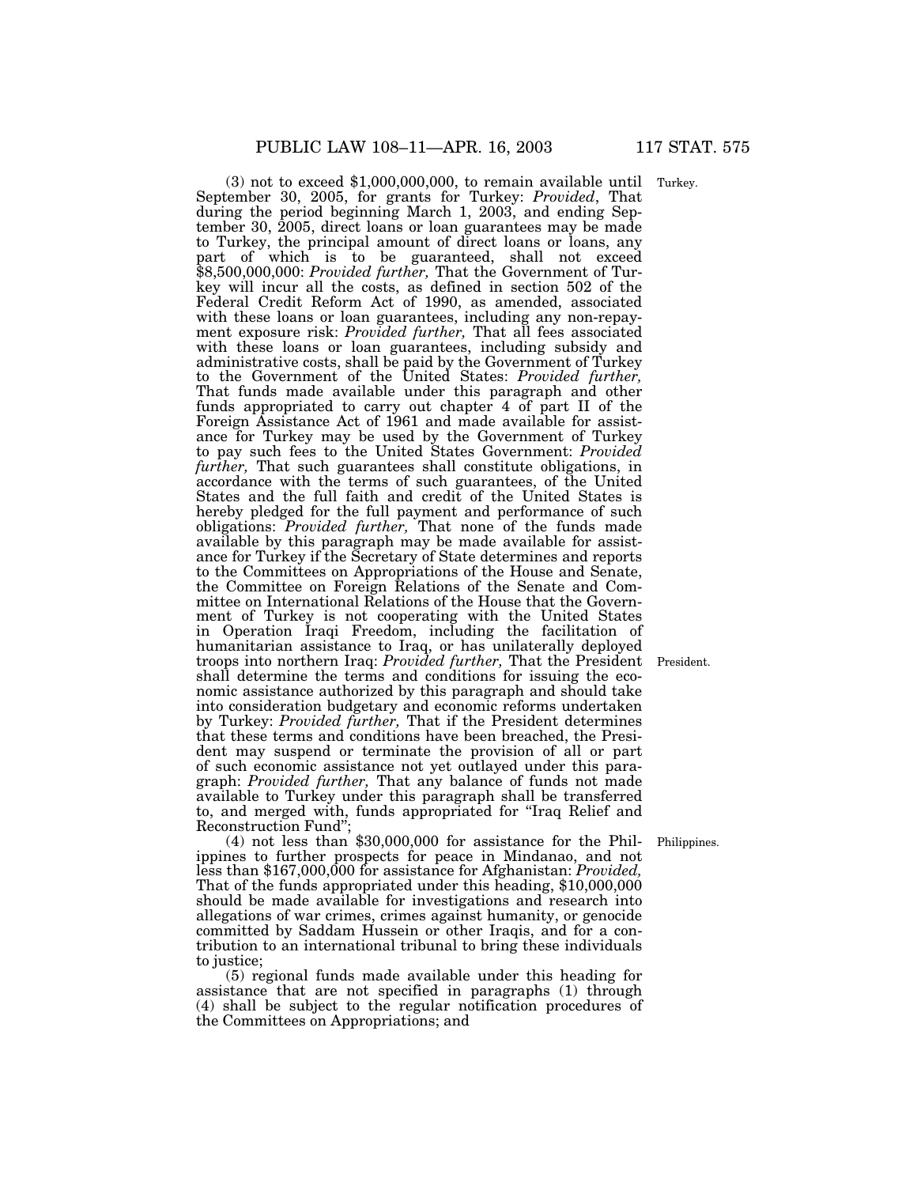Turkey.

(3) not to exceed $1,000,000,000, to remain available until September 30, 2005, for grants for Turkey: *Provided*, That during the period beginning March 1, 2003, and ending September 30, 2005, direct loans or loan guarantees may be made to Turkey, the principal amount of direct loans or loans, any part of which is to be guaranteed, shall not exceed $8,500,000,000: *Provided further,* That the Government of Turkey will incur all the costs, as defined in section 502 of the Federal Credit Reform Act of 1990, as amended, associated with these loans or loan guarantees, including any non-repayment exposure risk: *Provided further,* That all fees associated with these loans or loan guarantees, including subsidy and administrative costs, shall be paid by the Government of Turkey to the Government of the United States: *Provided further,* That funds made available under this paragraph and other funds appropriated to carry out chapter 4 of part II of the Foreign Assistance Act of 1961 and made available for assistance for Turkey may be used by the Government of Turkey to pay such fees to the United States Government: *Provided further,* That such guarantees shall constitute obligations, in accordance with the terms of such guarantees, of the United States and the full faith and credit of the United States is hereby pledged for the full payment and performance of such obligations: *Provided further,* That none of the funds made available by this paragraph may be made available for assistance for Turkey if the Secretary of State determines and reports to the Committees on Appropriations of the House and Senate, the Committee on Foreign Relations of the Senate and Committee on International Relations of the House that the Government of Turkey is not cooperating with the United States in Operation Iraqi Freedom, including the facilitation of humanitarian assistance to Iraq, or has unilaterally deployed troops into northern Iraq: *Provided further,* That the President shall determine the terms and conditions for issuing the economic assistance authorized by this paragraph and should take into consideration budgetary and economic reforms undertaken by Turkey: *Provided further,* That if the President determines that these terms and conditions have been breached, the President may suspend or terminate the provision of all or part of such economic assistance not yet outlayed under this paragraph: *Provided further,* That any balance of funds not made available to Turkey under this paragraph shall be transferred to, and merged with, funds appropriated for "Iraq Relief and Reconstruction Fund";

President.

Philippines.

(4) not less than $30,000,000 for assistance for the Philippines to further prospects for peace in Mindanao, and not less than $167,000,000 for assistance for Afghanistan: *Provided,* That of the funds appropriated under this heading, $10,000,000 should be made available for investigations and research into allegations of war crimes, crimes against humanity, or genocide committed by Saddam Hussein or other Iraqis, and for a contribution to an international tribunal to bring these individuals to justice;

(5) regional funds made available under this heading for assistance that are not specified in paragraphs (1) through (4) shall be subject to the regular notification procedures of the Committees on Appropriations; and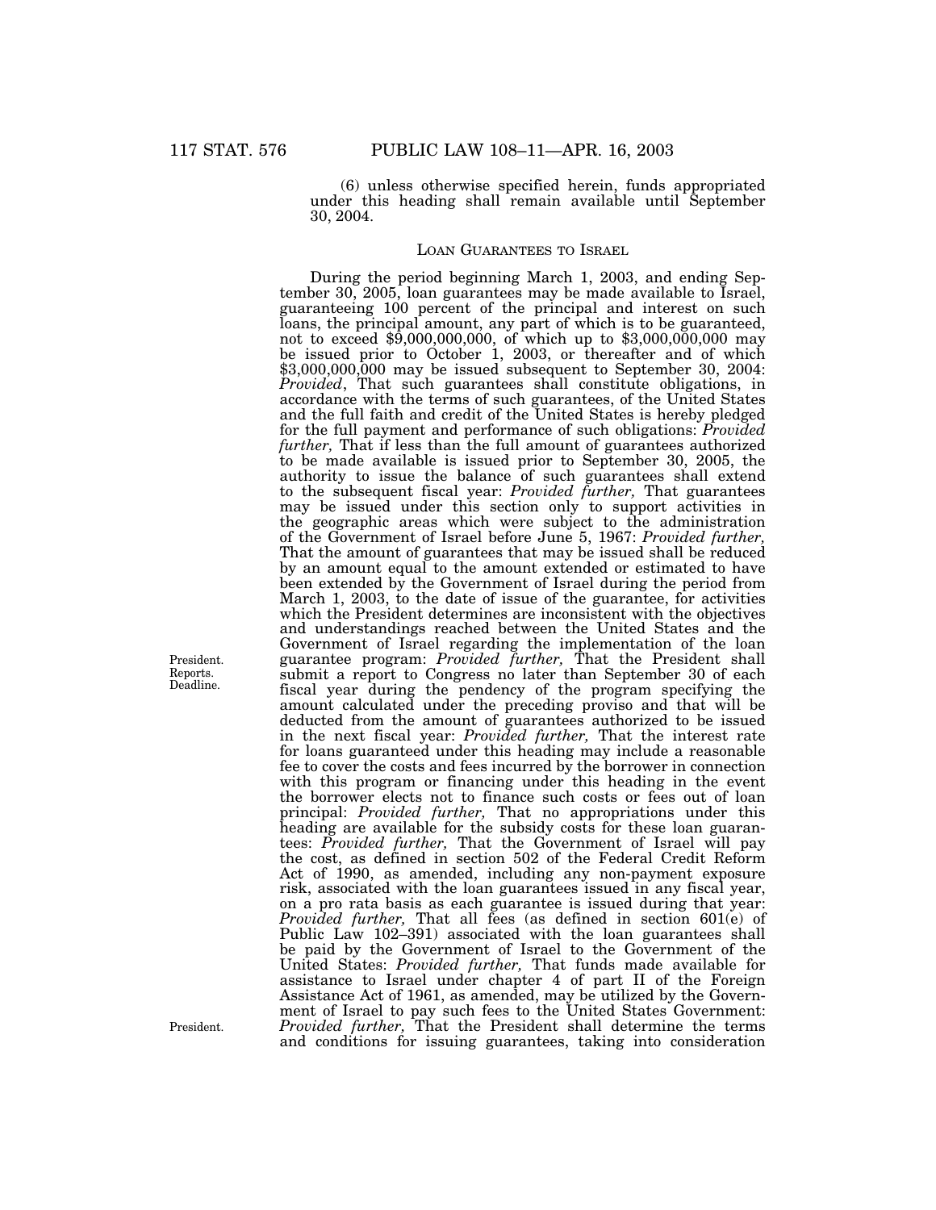(6) unless otherwise specified herein, funds appropriated under this heading shall remain available until September 30, 2004.

## LOAN GUARANTEES TO ISRAEL

During the period beginning March 1, 2003, and ending September 30, 2005, loan guarantees may be made available to Israel, guaranteeing 100 percent of the principal and interest on such loans, the principal amount, any part of which is to be guaranteed, not to exceed $9,000,000,000, of which up to $3,000,000,000 may be issued prior to October 1, 2003, or thereafter and of which $3,000,000,000 may be issued subsequent to September 30, 2004: *Provided*, That such guarantees shall constitute obligations, in accordance with the terms of such guarantees, of the United States and the full faith and credit of the United States is hereby pledged for the full payment and performance of such obligations: *Provided further,* That if less than the full amount of guarantees authorized to be made available is issued prior to September 30, 2005, the authority to issue the balance of such guarantees shall extend to the subsequent fiscal year: *Provided further,* That guarantees may be issued under this section only to support activities in the geographic areas which were subject to the administration of the Government of Israel before June 5, 1967: *Provided further,* That the amount of guarantees that may be issued shall be reduced by an amount equal to the amount extended or estimated to have been extended by the Government of Israel during the period from March 1, 2003, to the date of issue of the guarantee, for activities which the President determines are inconsistent with the objectives and understandings reached between the United States and the Government of Israel regarding the implementation of the loan guarantee program: *Provided further,* That the President shall submit a report to Congress no later than September 30 of each fiscal year during the pendency of the program specifying the amount calculated under the preceding proviso and that will be deducted from the amount of guarantees authorized to be issued in the next fiscal year: *Provided further,* That the interest rate for loans guaranteed under this heading may include a reasonable fee to cover the costs and fees incurred by the borrower in connection with this program or financing under this heading in the event the borrower elects not to finance such costs or fees out of loan principal: *Provided further,* That no appropriations under this heading are available for the subsidy costs for these loan guarantees: *Provided further,* That the Government of Israel will pay the cost, as defined in section 502 of the Federal Credit Reform Act of 1990, as amended, including any non-payment exposure risk, associated with the loan guarantees issued in any fiscal year, on a pro rata basis as each guarantee is issued during that year: *Provided further,* That all fees (as defined in section 601(e) of Public Law 102–391) associated with the loan guarantees shall be paid by the Government of Israel to the Government of the United States: *Provided further,* That funds made available for assistance to Israel under chapter 4 of part II of the Foreign Assistance Act of 1961, as amended, may be utilized by the Government of Israel to pay such fees to the United States Government: *Provided further,* That the President shall determine the terms and conditions for issuing guarantees, taking into consideration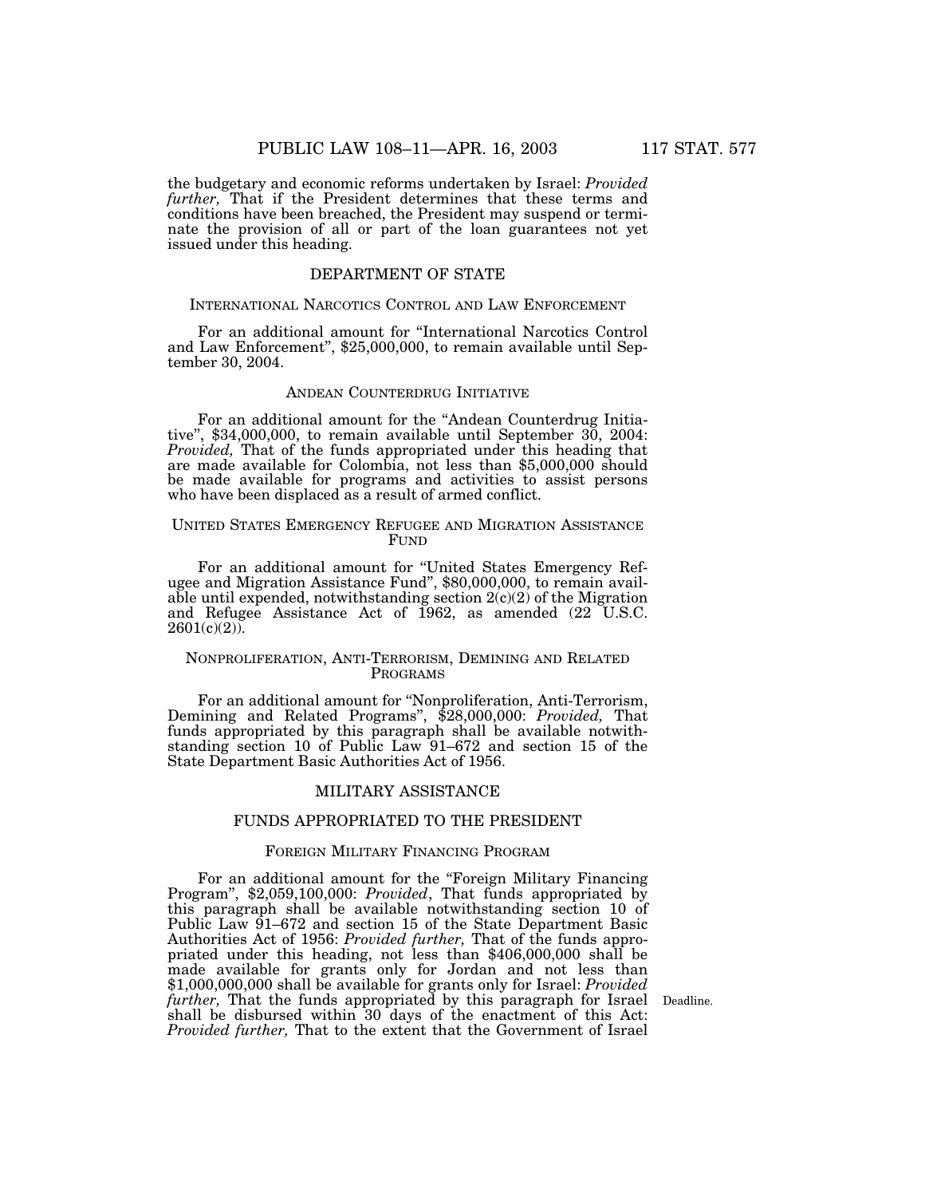the budgetary and economic reforms undertaken by Israel: *Provided further,* That if the President determines that these terms and conditions have been breached, the President may suspend or terminate the provision of all or part of the loan guarantees not yet issued under this heading.

## DEPARTMENT OF STATE

### INTERNATIONAL NARCOTICS CONTROL AND LAW ENFORCEMENT

For an additional amount for "International Narcotics Control and Law Enforcement", $25,000,000, to remain available until September 30, 2004.

### ANDEAN COUNTERDRUG INITIATIVE

For an additional amount for the "Andean Counterdrug Initiative", $34,000,000, to remain available until September 30, 2004: *Provided,* That of the funds appropriated under this heading that are made available for Colombia, not less than $5,000,000 should be made available for programs and activities to assist persons who have been displaced as a result of armed conflict.

### UNITED STATES EMERGENCY REFUGEE AND MIGRATION ASSISTANCE FUND

For an additional amount for "United States Emergency Refugee and Migration Assistance Fund", $80,000,000, to remain available until expended, notwithstanding section 2(c)(2) of the Migration and Refugee Assistance Act of 1962, as amended (22 U.S.C. 2601(c)(2)).

### NONPROLIFERATION, ANTI-TERRORISM, DEMINING AND RELATED PROGRAMS

For an additional amount for "Nonproliferation, Anti-Terrorism, Demining and Related Programs", $28,000,000: *Provided,* That funds appropriated by this paragraph shall be available notwithstanding section 10 of Public Law 91–672 and section 15 of the State Department Basic Authorities Act of 1956.

## MILITARY ASSISTANCE

## FUNDS APPROPRIATED TO THE PRESIDENT

### FOREIGN MILITARY FINANCING PROGRAM

For an additional amount for the "Foreign Military Financing Program", $2,059,100,000: *Provided*, That funds appropriated by this paragraph shall be available notwithstanding section 10 of Public Law 91–672 and section 15 of the State Department Basic Authorities Act of 1956: *Provided further,* That of the funds appropriated under this heading, not less than $406,000,000 shall be made available for grants only for Jordan and not less than $1,000,000,000 shall be available for grants only for Israel: *Provided further,* That the funds appropriated by this paragraph for Israel shall be disbursed within 30 days of the enactment of this Act: *Provided further,* That to the extent that the Government of Israel

Deadline.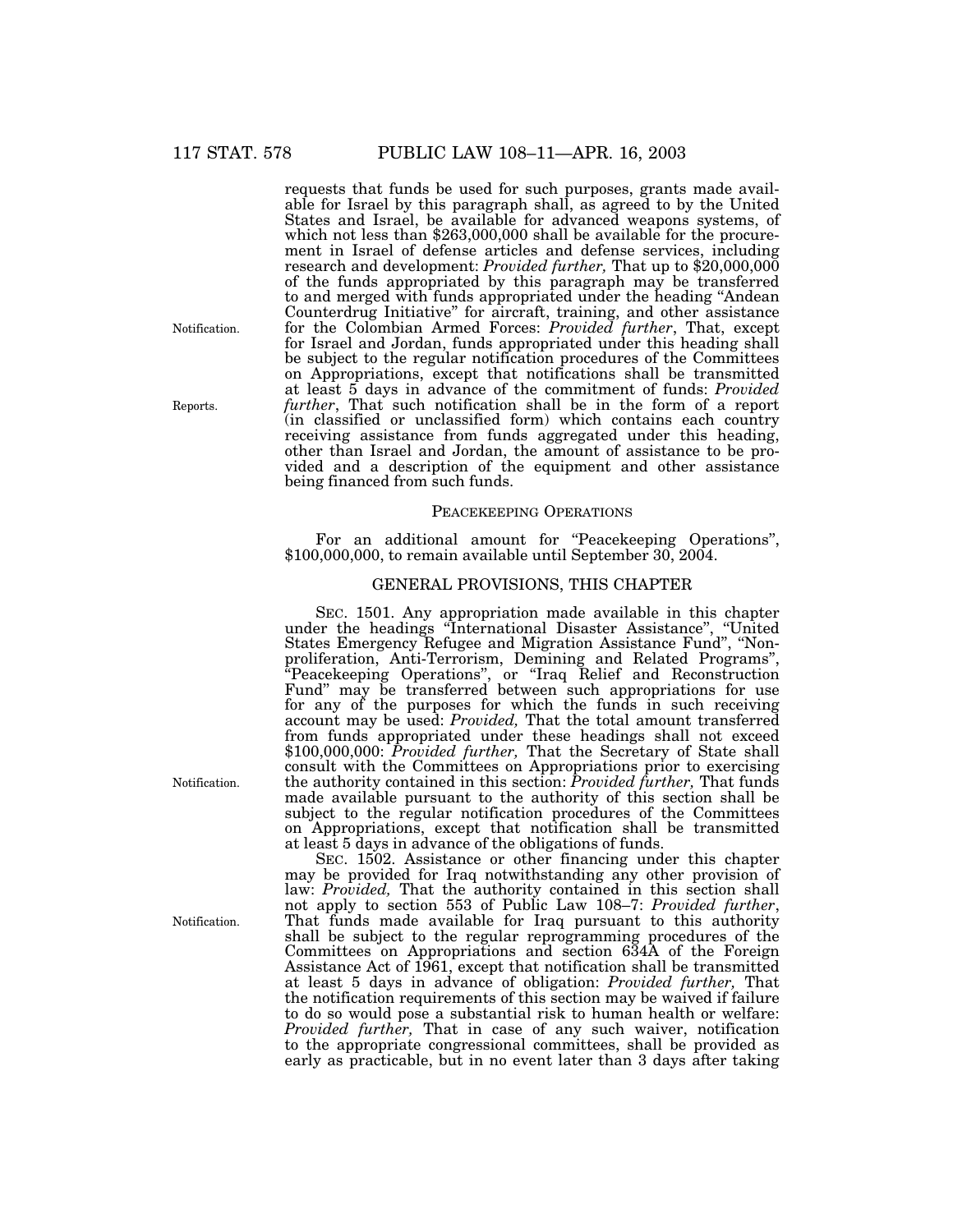requests that funds be used for such purposes, grants made available for Israel by this paragraph shall, as agreed to by the United States and Israel, be available for advanced weapons systems, of which not less than $263,000,000 shall be available for the procurement in Israel of defense articles and defense services, including research and development: *Provided further,* That up to $20,000,000 of the funds appropriated by this paragraph may be transferred to and merged with funds appropriated under the heading "Andean Counterdrug Initiative" for aircraft, training, and other assistance for the Colombian Armed Forces: *Provided further*, That, except for Israel and Jordan, funds appropriated under this heading shall be subject to the regular notification procedures of the Committees on Appropriations, except that notifications shall be transmitted at least 5 days in advance of the commitment of funds: *Provided further*, That such notification shall be in the form of a report (in classified or unclassified form) which contains each country receiving assistance from funds aggregated under this heading, other than Israel and Jordan, the amount of assistance to be provided and a description of the equipment and other assistance being financed from such funds.

Notification.

Reports.

### PEACEKEEPING OPERATIONS

For an additional amount for "Peacekeeping Operations", $100,000,000, to remain available until September 30, 2004.

### GENERAL PROVISIONS, THIS CHAPTER

SEC. 1501. Any appropriation made available in this chapter under the headings "International Disaster Assistance", "United States Emergency Refugee and Migration Assistance Fund", "Nonproliferation, Anti-Terrorism, Demining and Related Programs", "Peacekeeping Operations", or "Iraq Relief and Reconstruction Fund" may be transferred between such appropriations for use for any of the purposes for which the funds in such receiving account may be used: *Provided,* That the total amount transferred from funds appropriated under these headings shall not exceed $100,000,000: *Provided further,* That the Secretary of State shall consult with the Committees on Appropriations prior to exercising the authority contained in this section: *Provided further,* That funds made available pursuant to the authority of this section shall be subject to the regular notification procedures of the Committees on Appropriations, except that notification shall be transmitted at least 5 days in advance of the obligations of funds.

Notification.

SEC. 1502. Assistance or other financing under this chapter may be provided for Iraq notwithstanding any other provision of law: *Provided,* That the authority contained in this section shall not apply to section 553 of Public Law 108–7: *Provided further*, That funds made available for Iraq pursuant to this authority shall be subject to the regular reprogramming procedures of the Committees on Appropriations and section 634A of the Foreign Assistance Act of 1961, except that notification shall be transmitted at least 5 days in advance of obligation: *Provided further,* That the notification requirements of this section may be waived if failure to do so would pose a substantial risk to human health or welfare: *Provided further,* That in case of any such waiver, notification to the appropriate congressional committees, shall be provided as early as practicable, but in no event later than 3 days after taking

Notification.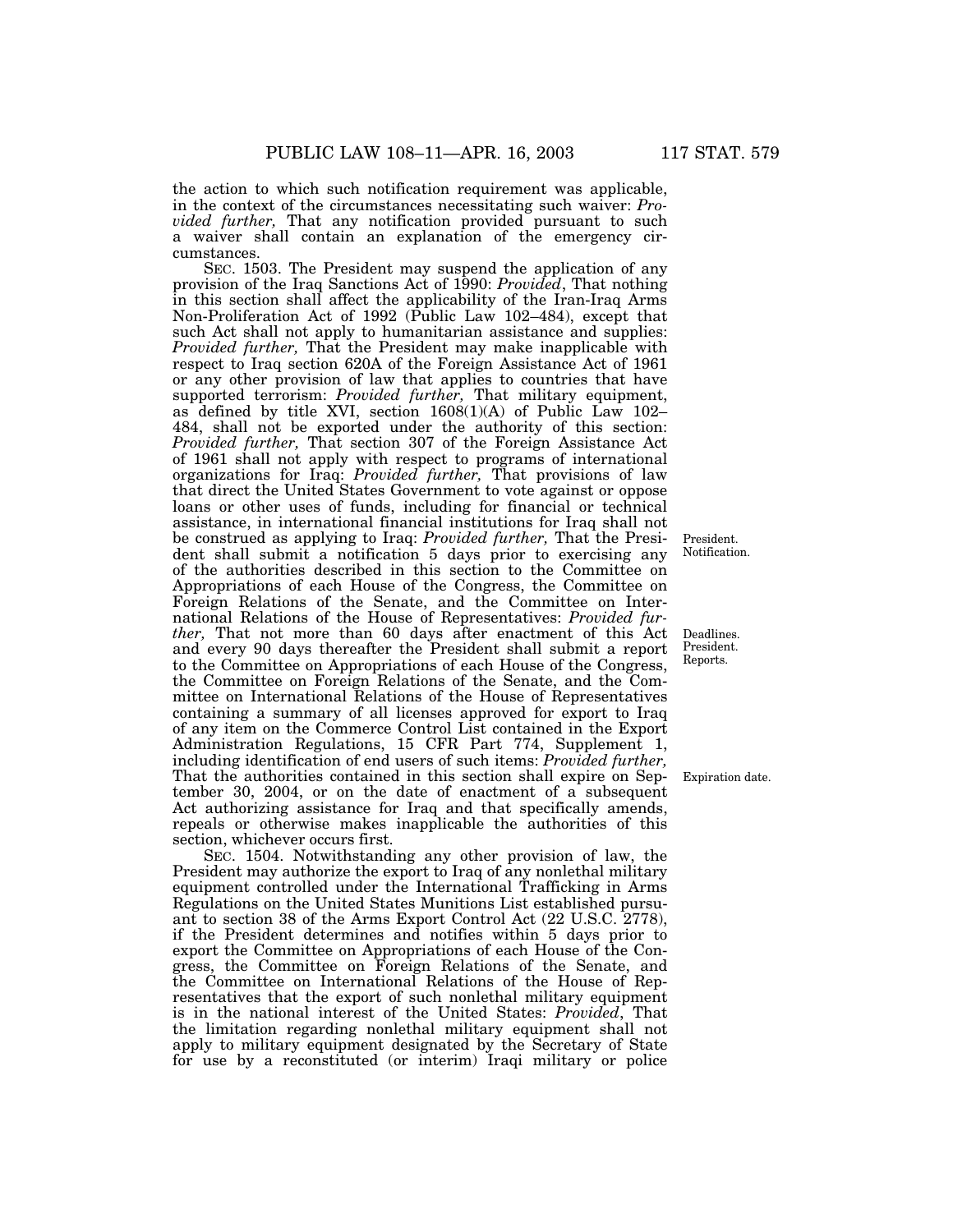the action to which such notification requirement was applicable, in the context of the circumstances necessitating such waiver: *Provided further,* That any notification provided pursuant to such a waiver shall contain an explanation of the emergency circumstances.

SEC. 1503. The President may suspend the application of any provision of the Iraq Sanctions Act of 1990: *Provided*, That nothing in this section shall affect the applicability of the Iran-Iraq Arms Non-Proliferation Act of 1992 (Public Law 102–484), except that such Act shall not apply to humanitarian assistance and supplies: *Provided further,* That the President may make inapplicable with respect to Iraq section 620A of the Foreign Assistance Act of 1961 or any other provision of law that applies to countries that have supported terrorism: *Provided further,* That military equipment, as defined by title XVI, section 1608(1)(A) of Public Law 102–484, shall not be exported under the authority of this section: *Provided further,* That section 307 of the Foreign Assistance Act of 1961 shall not apply with respect to programs of international organizations for Iraq: *Provided further,* That provisions of law that direct the United States Government to vote against or oppose loans or other uses of funds, including for financial or technical assistance, in international financial institutions for Iraq shall not be construed as applying to Iraq: *Provided further,* That the President shall submit a notification 5 days prior to exercising any of the authorities described in this section to the Committee on Appropriations of each House of the Congress, the Committee on Foreign Relations of the Senate, and the Committee on International Relations of the House of Representatives: *Provided further,* That not more than 60 days after enactment of this Act and every 90 days thereafter the President shall submit a report to the Committee on Appropriations of each House of the Congress, the Committee on Foreign Relations of the Senate, and the Committee on International Relations of the House of Representatives containing a summary of all licenses approved for export to Iraq of any item on the Commerce Control List contained in the Export Administration Regulations, 15 CFR Part 774, Supplement 1, including identification of end users of such items: *Provided further,* That the authorities contained in this section shall expire on September 30, 2004, or on the date of enactment of a subsequent Act authorizing assistance for Iraq and that specifically amends, repeals or otherwise makes inapplicable the authorities of this section, whichever occurs first.

President. Notification.

Deadlines. President. Reports.

Expiration date.

SEC. 1504. Notwithstanding any other provision of law, the President may authorize the export to Iraq of any nonlethal military equipment controlled under the International Trafficking in Arms Regulations on the United States Munitions List established pursuant to section 38 of the Arms Export Control Act (22 U.S.C. 2778), if the President determines and notifies within 5 days prior to export the Committee on Appropriations of each House of the Congress, the Committee on Foreign Relations of the Senate, and the Committee on International Relations of the House of Representatives that the export of such nonlethal military equipment is in the national interest of the United States: *Provided*, That the limitation regarding nonlethal military equipment shall not apply to military equipment designated by the Secretary of State for use by a reconstituted (or interim) Iraqi military or police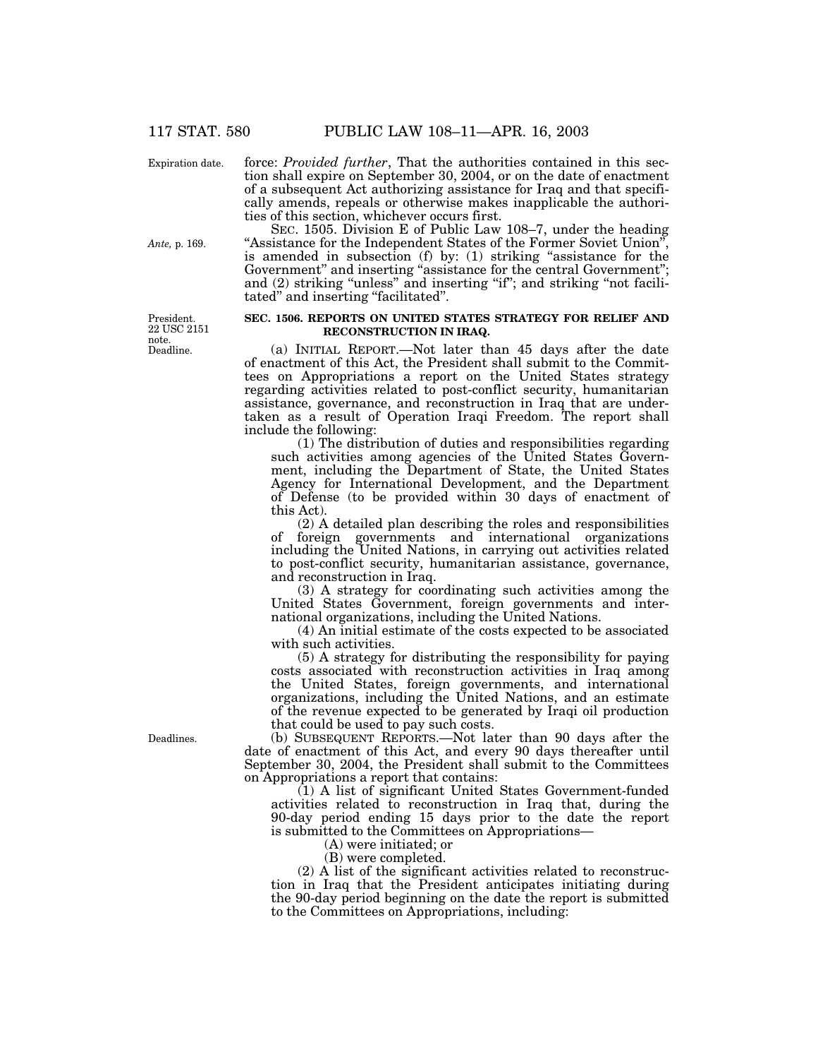force: *Provided further*, That the authorities contained in this section shall expire on September 30, 2004, or on the date of enactment of a subsequent Act authorizing assistance for Iraq and that specifically amends, repeals or otherwise makes inapplicable the authorities of this section, whichever occurs first.

SEC. 1505. Division E of Public Law 108–7, under the heading "Assistance for the Independent States of the Former Soviet Union", is amended in subsection (f) by: (1) striking "assistance for the Government" and inserting "assistance for the central Government"; and (2) striking "unless" and inserting "if"; and striking "not facilitated" and inserting "facilitated".

**SEC. 1506. REPORTS ON UNITED STATES STRATEGY FOR RELIEF AND RECONSTRUCTION IN IRAQ.**

(a) INITIAL REPORT.—Not later than 45 days after the date of enactment of this Act, the President shall submit to the Committees on Appropriations a report on the United States strategy regarding activities related to post-conflict security, humanitarian assistance, governance, and reconstruction in Iraq that are undertaken as a result of Operation Iraqi Freedom. The report shall include the following:

(1) The distribution of duties and responsibilities regarding such activities among agencies of the United States Government, including the Department of State, the United States Agency for International Development, and the Department of Defense (to be provided within 30 days of enactment of this Act).

(2) A detailed plan describing the roles and responsibilities of foreign governments and international organizations including the United Nations, in carrying out activities related to post-conflict security, humanitarian assistance, governance, and reconstruction in Iraq.

(3) A strategy for coordinating such activities among the United States Government, foreign governments and international organizations, including the United Nations.

(4) An initial estimate of the costs expected to be associated with such activities.

(5) A strategy for distributing the responsibility for paying costs associated with reconstruction activities in Iraq among the United States, foreign governments, and international organizations, including the United Nations, and an estimate of the revenue expected to be generated by Iraqi oil production that could be used to pay such costs.

(b) SUBSEQUENT REPORTS.—Not later than 90 days after the date of enactment of this Act, and every 90 days thereafter until September 30, 2004, the President shall submit to the Committees on Appropriations a report that contains:

(1) A list of significant United States Government-funded activities related to reconstruction in Iraq that, during the 90-day period ending 15 days prior to the date the report is submitted to the Committees on Appropriations—

(A) were initiated; or

(B) were completed.

(2) A list of the significant activities related to reconstruction in Iraq that the President anticipates initiating during the 90-day period beginning on the date the report is submitted to the Committees on Appropriations, including: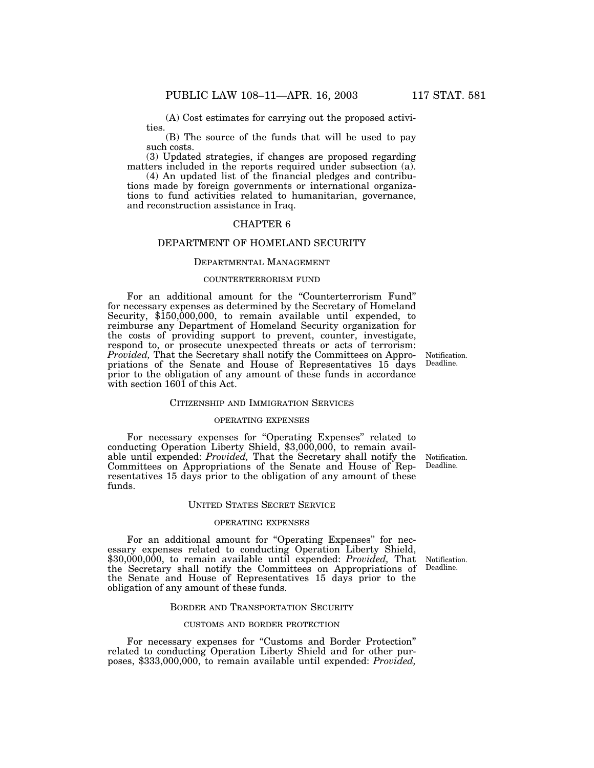(A) Cost estimates for carrying out the proposed activities.

(B) The source of the funds that will be used to pay such costs.

(3) Updated strategies, if changes are proposed regarding matters included in the reports required under subsection (a).

(4) An updated list of the financial pledges and contributions made by foreign governments or international organizations to fund activities related to humanitarian, governance, and reconstruction assistance in Iraq.

## CHAPTER 6

## DEPARTMENT OF HOMELAND SECURITY

### DEPARTMENTAL MANAGEMENT

#### COUNTERTERRORISM FUND

For an additional amount for the "Counterterrorism Fund" for necessary expenses as determined by the Secretary of Homeland Security, $150,000,000, to remain available until expended, to reimburse any Department of Homeland Security organization for the costs of providing support to prevent, counter, investigate, respond to, or prosecute unexpected threats or acts of terrorism: *Provided,* That the Secretary shall notify the Committees on Appropriations of the Senate and House of Representatives 15 days prior to the obligation of any amount of these funds in accordance with section 1601 of this Act.

Notification. Deadline.

### CITIZENSHIP AND IMMIGRATION SERVICES

#### OPERATING EXPENSES

For necessary expenses for "Operating Expenses" related to conducting Operation Liberty Shield, $3,000,000, to remain available until expended: *Provided,* That the Secretary shall notify the Committees on Appropriations of the Senate and House of Representatives 15 days prior to the obligation of any amount of these funds.

Notification. Deadline.

### UNITED STATES SECRET SERVICE

#### OPERATING EXPENSES

For an additional amount for "Operating Expenses" for necessary expenses related to conducting Operation Liberty Shield, $30,000,000, to remain available until expended: *Provided,* That the Secretary shall notify the Committees on Appropriations of the Senate and House of Representatives 15 days prior to the obligation of any amount of these funds.

Notification. Deadline.

### BORDER AND TRANSPORTATION SECURITY

#### CUSTOMS AND BORDER PROTECTION

For necessary expenses for "Customs and Border Protection" related to conducting Operation Liberty Shield and for other purposes, $333,000,000, to remain available until expended: *Provided,*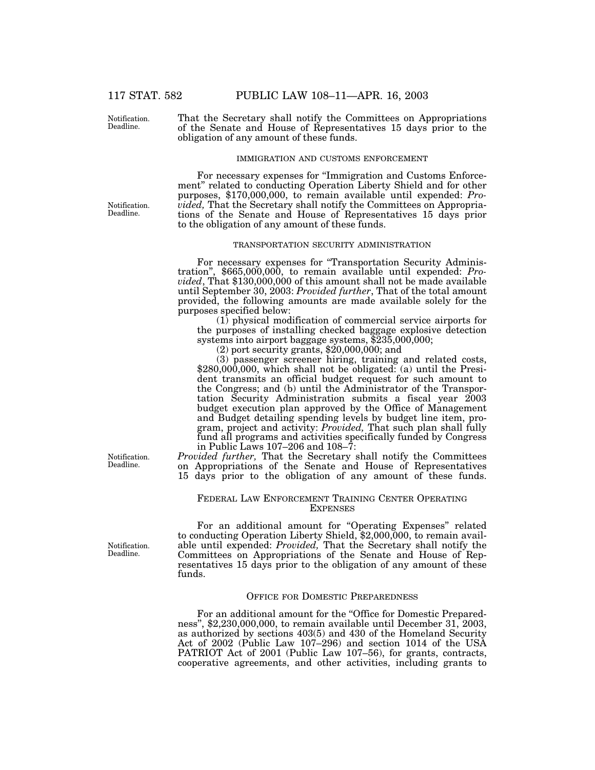That the Secretary shall notify the Committees on Appropriations of the Senate and House of Representatives 15 days prior to the obligation of any amount of these funds.

IMMIGRATION AND CUSTOMS ENFORCEMENT

For necessary expenses for "Immigration and Customs Enforcement" related to conducting Operation Liberty Shield and for other purposes, $170,000,000, to remain available until expended: *Provided,* That the Secretary shall notify the Committees on Appropriations of the Senate and House of Representatives 15 days prior to the obligation of any amount of these funds.

TRANSPORTATION SECURITY ADMINISTRATION

For necessary expenses for "Transportation Security Administration", $665,000,000, to remain available until expended: *Provided*, That $130,000,000 of this amount shall not be made available until September 30, 2003: *Provided further*, That of the total amount provided, the following amounts are made available solely for the purposes specified below:

(1) physical modification of commercial service airports for the purposes of installing checked baggage explosive detection systems into airport baggage systems, $235,000,000;

(2) port security grants, $20,000,000; and

(3) passenger screener hiring, training and related costs, $280,000,000, which shall not be obligated: (a) until the President transmits an official budget request for such amount to the Congress; and (b) until the Administrator of the Transportation Security Administration submits a fiscal year 2003 budget execution plan approved by the Office of Management and Budget detailing spending levels by budget line item, program, project and activity: *Provided,* That such plan shall fully fund all programs and activities specifically funded by Congress in Public Laws 107–206 and 108–7:

*Provided further,* That the Secretary shall notify the Committees on Appropriations of the Senate and House of Representatives 15 days prior to the obligation of any amount of these funds.

FEDERAL LAW ENFORCEMENT TRAINING CENTER OPERATING EXPENSES

For an additional amount for "Operating Expenses" related to conducting Operation Liberty Shield, $2,000,000, to remain available until expended: *Provided,* That the Secretary shall notify the Committees on Appropriations of the Senate and House of Representatives 15 days prior to the obligation of any amount of these funds.

OFFICE FOR DOMESTIC PREPAREDNESS

For an additional amount for the "Office for Domestic Preparedness", $2,230,000,000, to remain available until December 31, 2003, as authorized by sections 403(5) and 430 of the Homeland Security Act of 2002 (Public Law 107–296) and section 1014 of the USA PATRIOT Act of 2001 (Public Law 107–56), for grants, contracts, cooperative agreements, and other activities, including grants to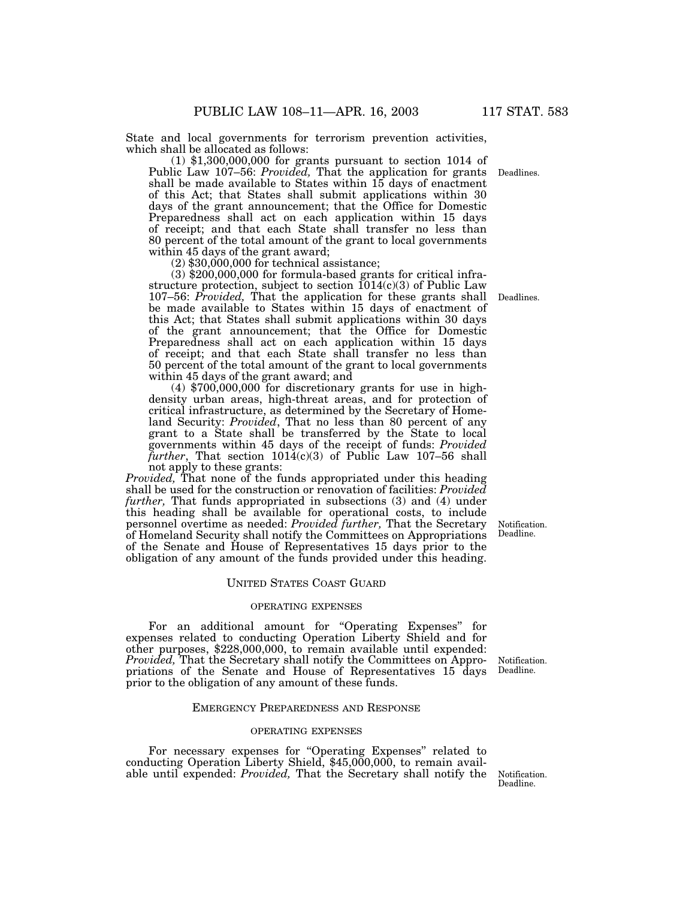State and local governments for terrorism prevention activities, which shall be allocated as follows:

(1) $1,300,000,000 for grants pursuant to section 1014 of Public Law 107–56: *Provided,* That the application for grants shall be made available to States within 15 days of enactment of this Act; that States shall submit applications within 30 days of the grant announcement; that the Office for Domestic Preparedness shall act on each application within 15 days of receipt; and that each State shall transfer no less than 80 percent of the total amount of the grant to local governments within 45 days of the grant award;

Deadlines.

(2) $30,000,000 for technical assistance;

(3) $200,000,000 for formula-based grants for critical infrastructure protection, subject to section 1014(c)(3) of Public Law 107–56: *Provided,* That the application for these grants shall be made available to States within 15 days of enactment of this Act; that States shall submit applications within 30 days of the grant announcement; that the Office for Domestic Preparedness shall act on each application within 15 days of receipt; and that each State shall transfer no less than 50 percent of the total amount of the grant to local governments within 45 days of the grant award; and

Deadlines.

(4) $700,000,000 for discretionary grants for use in high-density urban areas, high-threat areas, and for protection of critical infrastructure, as determined by the Secretary of Homeland Security: *Provided*, That no less than 80 percent of any grant to a State shall be transferred by the State to local governments within 45 days of the receipt of funds: *Provided further*, That section 1014(c)(3) of Public Law 107–56 shall not apply to these grants:

*Provided,* That none of the funds appropriated under this heading shall be used for the construction or renovation of facilities: *Provided further,* That funds appropriated in subsections (3) and (4) under this heading shall be available for operational costs, to include personnel overtime as needed: *Provided further,* That the Secretary of Homeland Security shall notify the Committees on Appropriations of the Senate and House of Representatives 15 days prior to the obligation of any amount of the funds provided under this heading.

Notification.
Deadline.

UNITED STATES COAST GUARD

OPERATING EXPENSES

For an additional amount for "Operating Expenses" for expenses related to conducting Operation Liberty Shield and for other purposes, $228,000,000, to remain available until expended: *Provided,* That the Secretary shall notify the Committees on Appropriations of the Senate and House of Representatives 15 days prior to the obligation of any amount of these funds.

Notification.
Deadline.

EMERGENCY PREPAREDNESS AND RESPONSE

OPERATING EXPENSES

For necessary expenses for "Operating Expenses" related to conducting Operation Liberty Shield, $45,000,000, to remain available until expended: *Provided,* That the Secretary shall notify the

Notification.
Deadline.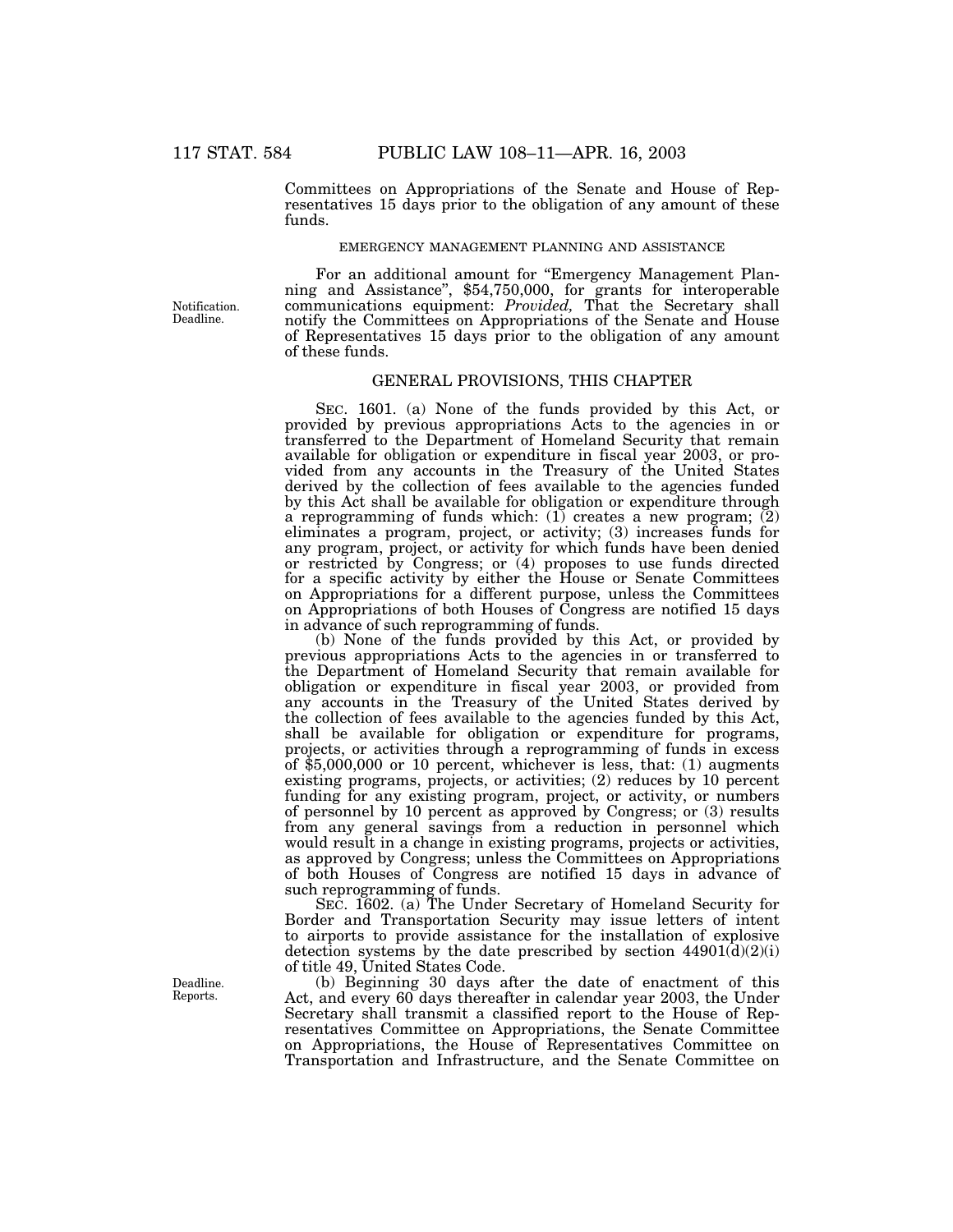Committees on Appropriations of the Senate and House of Representatives 15 days prior to the obligation of any amount of these funds.

EMERGENCY MANAGEMENT PLANNING AND ASSISTANCE

For an additional amount for "Emergency Management Planning and Assistance", $54,750,000, for grants for interoperable communications equipment: *Provided,* That the Secretary shall notify the Committees on Appropriations of the Senate and House of Representatives 15 days prior to the obligation of any amount of these funds.

Notification. Deadline.

GENERAL PROVISIONS, THIS CHAPTER

SEC. 1601. (a) None of the funds provided by this Act, or provided by previous appropriations Acts to the agencies in or transferred to the Department of Homeland Security that remain available for obligation or expenditure in fiscal year 2003, or provided from any accounts in the Treasury of the United States derived by the collection of fees available to the agencies funded by this Act shall be available for obligation or expenditure through a reprogramming of funds which: (1) creates a new program; (2) eliminates a program, project, or activity; (3) increases funds for any program, project, or activity for which funds have been denied or restricted by Congress; or (4) proposes to use funds directed for a specific activity by either the House or Senate Committees on Appropriations for a different purpose, unless the Committees on Appropriations of both Houses of Congress are notified 15 days in advance of such reprogramming of funds.

(b) None of the funds provided by this Act, or provided by previous appropriations Acts to the agencies in or transferred to the Department of Homeland Security that remain available for obligation or expenditure in fiscal year 2003, or provided from any accounts in the Treasury of the United States derived by the collection of fees available to the agencies funded by this Act, shall be available for obligation or expenditure for programs, projects, or activities through a reprogramming of funds in excess of $5,000,000 or 10 percent, whichever is less, that: (1) augments existing programs, projects, or activities; (2) reduces by 10 percent funding for any existing program, project, or activity, or numbers of personnel by 10 percent as approved by Congress; or (3) results from any general savings from a reduction in personnel which would result in a change in existing programs, projects or activities, as approved by Congress; unless the Committees on Appropriations of both Houses of Congress are notified 15 days in advance of such reprogramming of funds.

SEC. 1602. (a) The Under Secretary of Homeland Security for Border and Transportation Security may issue letters of intent to airports to provide assistance for the installation of explosive detection systems by the date prescribed by section 44901(d)(2)(i) of title 49, United States Code.

Deadline. Reports.

(b) Beginning 30 days after the date of enactment of this Act, and every 60 days thereafter in calendar year 2003, the Under Secretary shall transmit a classified report to the House of Representatives Committee on Appropriations, the Senate Committee on Appropriations, the House of Representatives Committee on Transportation and Infrastructure, and the Senate Committee on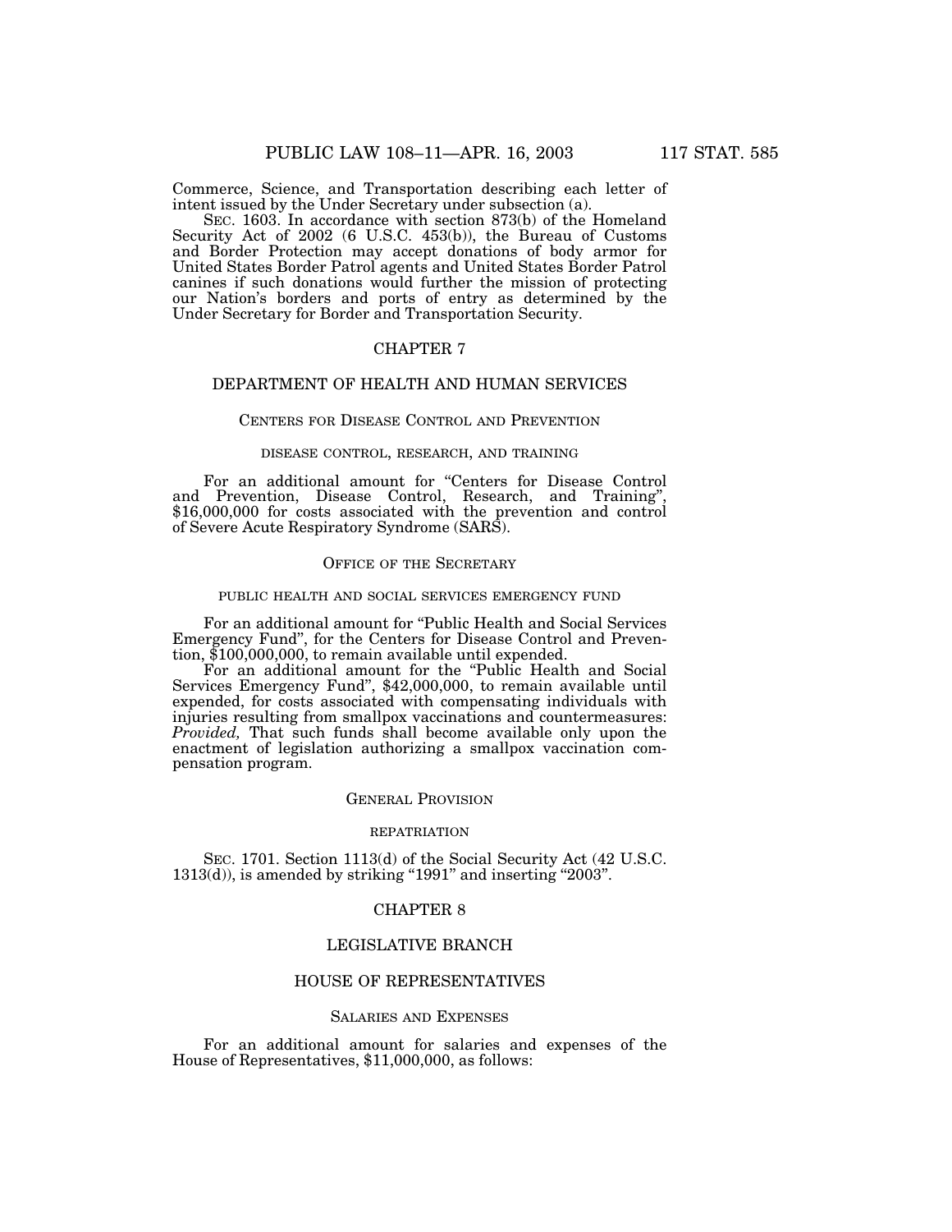Commerce, Science, and Transportation describing each letter of intent issued by the Under Secretary under subsection (a).

SEC. 1603. In accordance with section 873(b) of the Homeland Security Act of 2002 (6 U.S.C. 453(b)), the Bureau of Customs and Border Protection may accept donations of body armor for United States Border Patrol agents and United States Border Patrol canines if such donations would further the mission of protecting our Nation's borders and ports of entry as determined by the Under Secretary for Border and Transportation Security.

## CHAPTER 7

## DEPARTMENT OF HEALTH AND HUMAN SERVICES

### CENTERS FOR DISEASE CONTROL AND PREVENTION

#### DISEASE CONTROL, RESEARCH, AND TRAINING

For an additional amount for "Centers for Disease Control and Prevention, Disease Control, Research, and Training", $16,000,000 for costs associated with the prevention and control of Severe Acute Respiratory Syndrome (SARS).

### OFFICE OF THE SECRETARY

#### PUBLIC HEALTH AND SOCIAL SERVICES EMERGENCY FUND

For an additional amount for "Public Health and Social Services Emergency Fund", for the Centers for Disease Control and Prevention, $100,000,000, to remain available until expended.

For an additional amount for the "Public Health and Social Services Emergency Fund", $42,000,000, to remain available until expended, for costs associated with compensating individuals with injuries resulting from smallpox vaccinations and countermeasures: *Provided,* That such funds shall become available only upon the enactment of legislation authorizing a smallpox vaccination compensation program.

### GENERAL PROVISION

#### REPATRIATION

SEC. 1701. Section 1113(d) of the Social Security Act (42 U.S.C. 1313(d)), is amended by striking "1991" and inserting "2003".

## CHAPTER 8

## LEGISLATIVE BRANCH

## HOUSE OF REPRESENTATIVES

### SALARIES AND EXPENSES

For an additional amount for salaries and expenses of the House of Representatives, $11,000,000, as follows: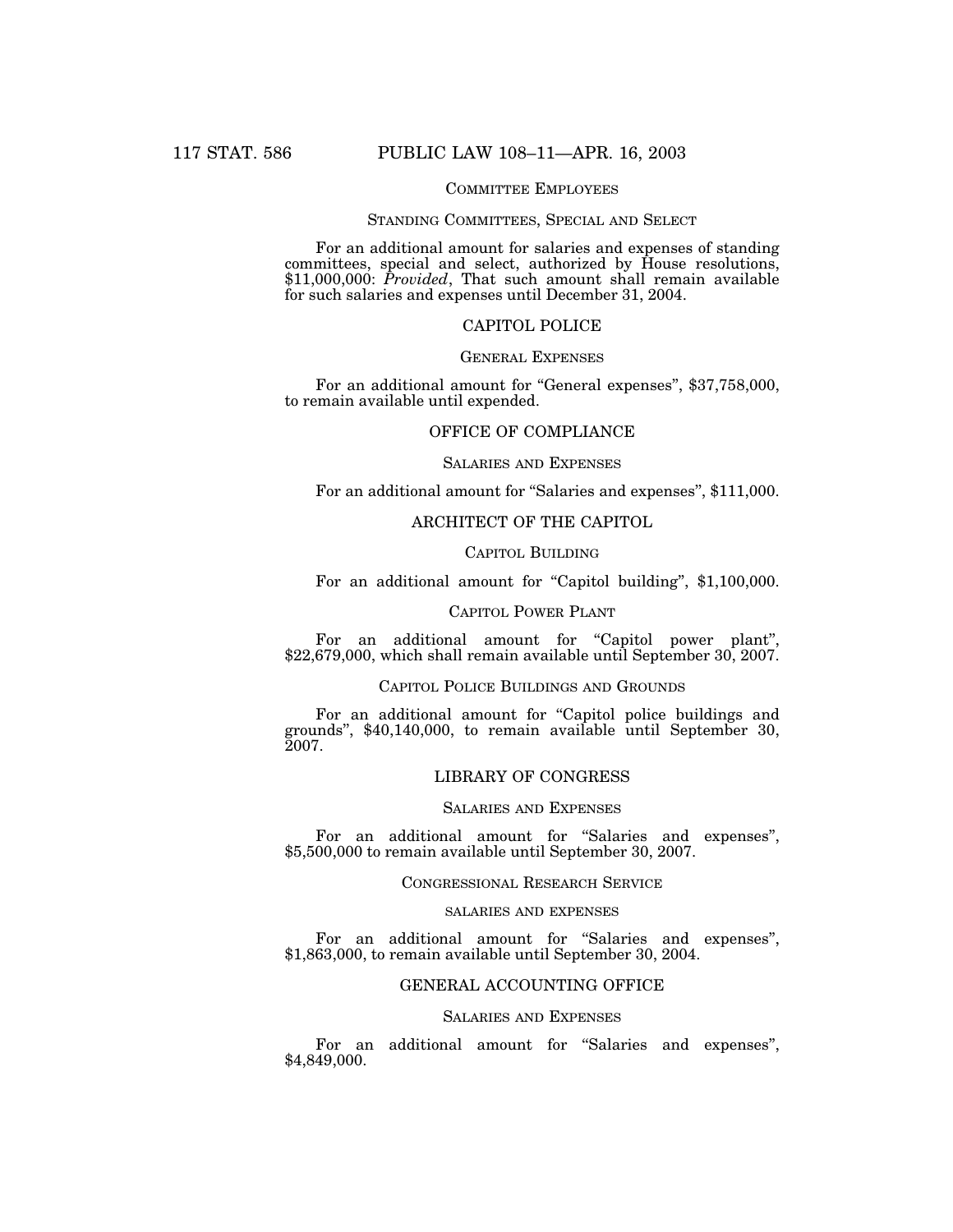COMMITTEE EMPLOYEES

STANDING COMMITTEES, SPECIAL AND SELECT

For an additional amount for salaries and expenses of standing committees, special and select, authorized by House resolutions, $11,000,000: *Provided*, That such amount shall remain available for such salaries and expenses until December 31, 2004.

## CAPITOL POLICE

GENERAL EXPENSES

For an additional amount for "General expenses", $37,758,000, to remain available until expended.

## OFFICE OF COMPLIANCE

SALARIES AND EXPENSES

For an additional amount for "Salaries and expenses", $111,000.

## ARCHITECT OF THE CAPITOL

CAPITOL BUILDING

For an additional amount for "Capitol building", $1,100,000.

CAPITOL POWER PLANT

For an additional amount for "Capitol power plant", $22,679,000, which shall remain available until September 30, 2007.

CAPITOL POLICE BUILDINGS AND GROUNDS

For an additional amount for "Capitol police buildings and grounds", $40,140,000, to remain available until September 30, 2007.

## LIBRARY OF CONGRESS

SALARIES AND EXPENSES

For an additional amount for "Salaries and expenses", $5,500,000 to remain available until September 30, 2007.

CONGRESSIONAL RESEARCH SERVICE

SALARIES AND EXPENSES

For an additional amount for "Salaries and expenses", $1,863,000, to remain available until September 30, 2004.

## GENERAL ACCOUNTING OFFICE

SALARIES AND EXPENSES

For an additional amount for "Salaries and expenses", $4,849,000.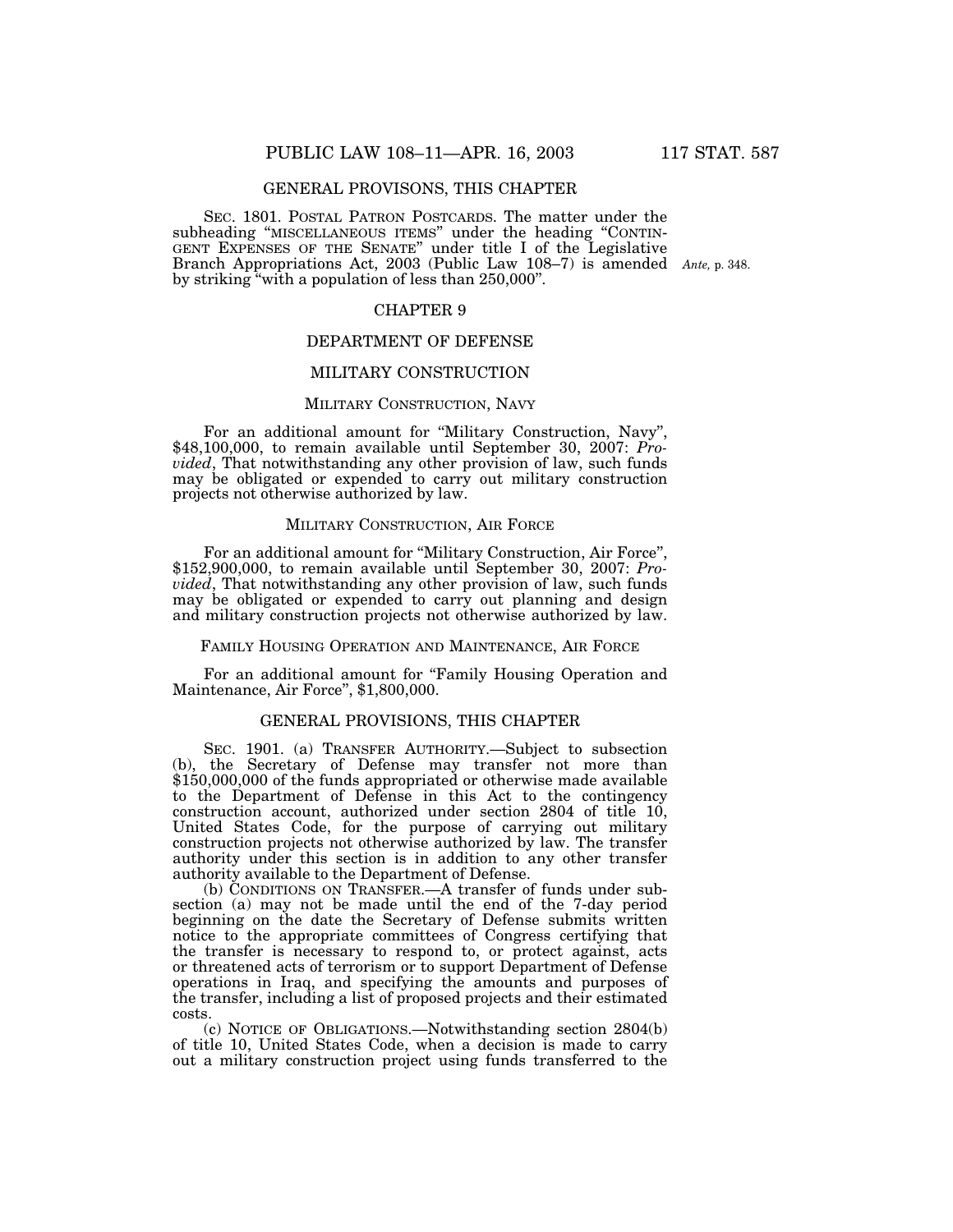GENERAL PROVISONS, THIS CHAPTER

SEC. 1801. POSTAL PATRON POSTCARDS. The matter under the subheading "MISCELLANEOUS ITEMS" under the heading "CONTINGENT EXPENSES OF THE SENATE" under title I of the Legislative Branch Appropriations Act, 2003 (Public Law 108–7) is amended by striking "with a population of less than 250,000".

*Ante,* p. 348.

CHAPTER 9

DEPARTMENT OF DEFENSE

MILITARY CONSTRUCTION

MILITARY CONSTRUCTION, NAVY

For an additional amount for "Military Construction, Navy", $48,100,000, to remain available until September 30, 2007: *Provided*, That notwithstanding any other provision of law, such funds may be obligated or expended to carry out military construction projects not otherwise authorized by law.

MILITARY CONSTRUCTION, AIR FORCE

For an additional amount for "Military Construction, Air Force", $152,900,000, to remain available until September 30, 2007: *Provided*, That notwithstanding any other provision of law, such funds may be obligated or expended to carry out planning and design and military construction projects not otherwise authorized by law.

FAMILY HOUSING OPERATION AND MAINTENANCE, AIR FORCE

For an additional amount for "Family Housing Operation and Maintenance, Air Force", $1,800,000.

GENERAL PROVISIONS, THIS CHAPTER

SEC. 1901. (a) TRANSFER AUTHORITY.—Subject to subsection (b), the Secretary of Defense may transfer not more than $150,000,000 of the funds appropriated or otherwise made available to the Department of Defense in this Act to the contingency construction account, authorized under section 2804 of title 10, United States Code, for the purpose of carrying out military construction projects not otherwise authorized by law. The transfer authority under this section is in addition to any other transfer authority available to the Department of Defense.

(b) CONDITIONS ON TRANSFER.—A transfer of funds under subsection (a) may not be made until the end of the 7-day period beginning on the date the Secretary of Defense submits written notice to the appropriate committees of Congress certifying that the transfer is necessary to respond to, or protect against, acts or threatened acts of terrorism or to support Department of Defense operations in Iraq, and specifying the amounts and purposes of the transfer, including a list of proposed projects and their estimated costs.

(c) NOTICE OF OBLIGATIONS.—Notwithstanding section 2804(b) of title 10, United States Code, when a decision is made to carry out a military construction project using funds transferred to the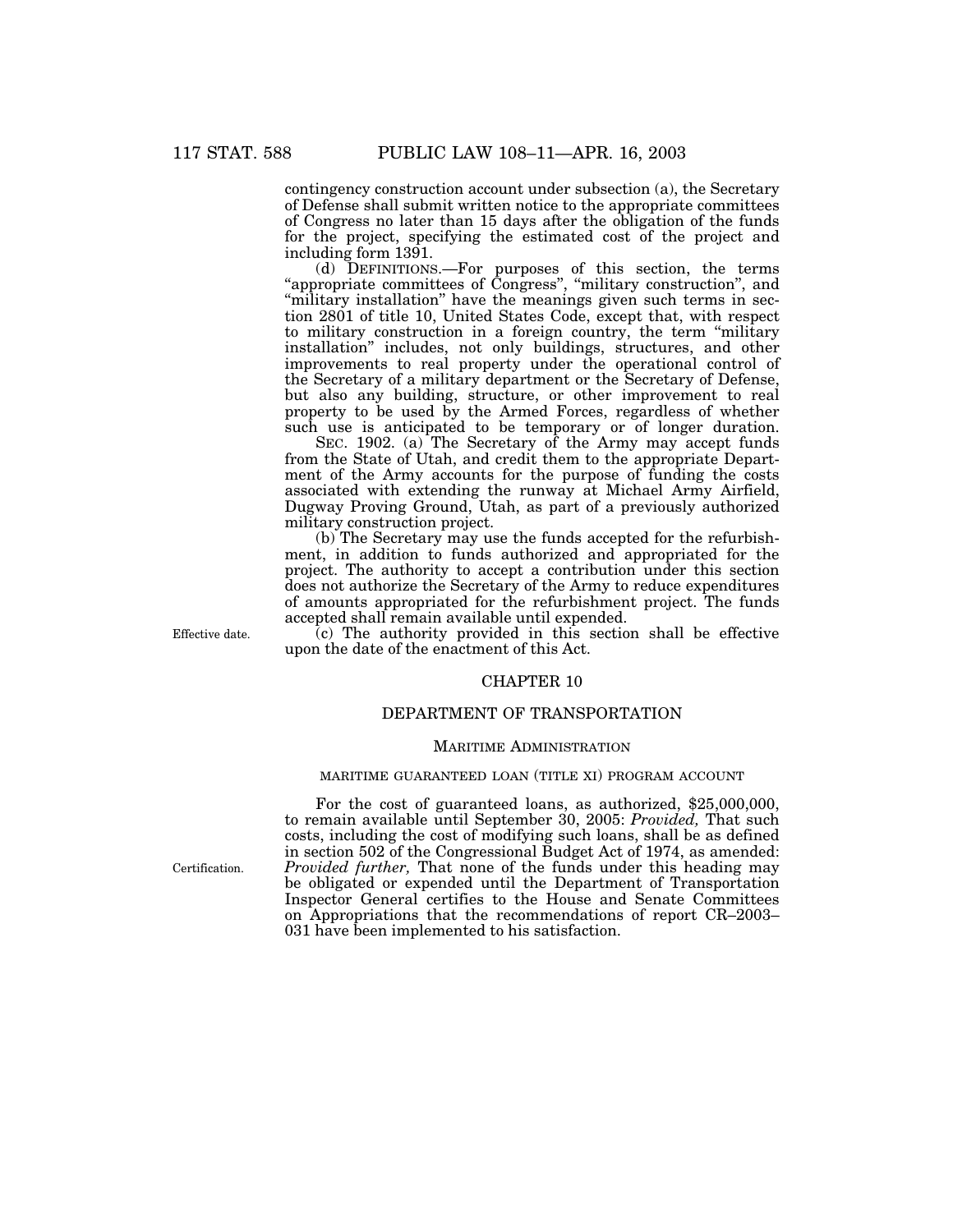contingency construction account under subsection (a), the Secretary of Defense shall submit written notice to the appropriate committees of Congress no later than 15 days after the obligation of the funds for the project, specifying the estimated cost of the project and including form 1391.

(d) DEFINITIONS.—For purposes of this section, the terms "appropriate committees of Congress", "military construction", and "military installation" have the meanings given such terms in section 2801 of title 10, United States Code, except that, with respect to military construction in a foreign country, the term "military installation" includes, not only buildings, structures, and other improvements to real property under the operational control of the Secretary of a military department or the Secretary of Defense, but also any building, structure, or other improvement to real property to be used by the Armed Forces, regardless of whether such use is anticipated to be temporary or of longer duration.

SEC. 1902. (a) The Secretary of the Army may accept funds from the State of Utah, and credit them to the appropriate Department of the Army accounts for the purpose of funding the costs associated with extending the runway at Michael Army Airfield, Dugway Proving Ground, Utah, as part of a previously authorized military construction project.

(b) The Secretary may use the funds accepted for the refurbishment, in addition to funds authorized and appropriated for the project. The authority to accept a contribution under this section does not authorize the Secretary of the Army to reduce expenditures of amounts appropriated for the refurbishment project. The funds accepted shall remain available until expended.

Effective date.

(c) The authority provided in this section shall be effective upon the date of the enactment of this Act.

## CHAPTER 10

## DEPARTMENT OF TRANSPORTATION

### MARITIME ADMINISTRATION

#### MARITIME GUARANTEED LOAN (TITLE XI) PROGRAM ACCOUNT

For the cost of guaranteed loans, as authorized, $25,000,000, to remain available until September 30, 2005: *Provided,* That such costs, including the cost of modifying such loans, shall be as defined in section 502 of the Congressional Budget Act of 1974, as amended: *Provided further,* That none of the funds under this heading may be obligated or expended until the Department of Transportation Inspector General certifies to the House and Senate Committees on Appropriations that the recommendations of report CR–2003–031 have been implemented to his satisfaction.

Certification.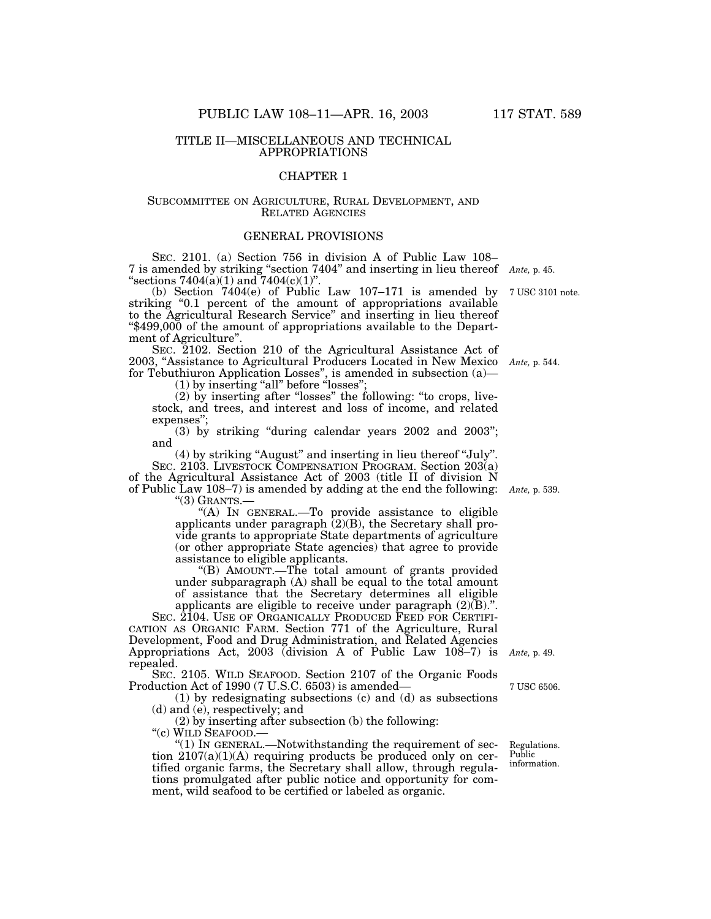## TITLE II—MISCELLANEOUS AND TECHNICAL APPROPRIATIONS

### CHAPTER 1

#### SUBCOMMITTEE ON AGRICULTURE, RURAL DEVELOPMENT, AND RELATED AGENCIES

#### GENERAL PROVISIONS

SEC. 2101. (a) Section 756 in division A of Public Law 108–7 is amended by striking "section 7404" and inserting in lieu thereof "sections 7404(a)(1) and 7404(c)(1)". *Ante,* p. 45.

(b) Section 7404(e) of Public Law 107–171 is amended by striking "0.1 percent of the amount of appropriations available to the Agricultural Research Service" and inserting in lieu thereof "$499,000 of the amount of appropriations available to the Department of Agriculture". 7 USC 3101 note.

SEC. 2102. Section 210 of the Agricultural Assistance Act of 2003, "Assistance to Agricultural Producers Located in New Mexico for Tebuthiuron Application Losses", is amended in subsection (a)— *Ante,* p. 544.

(1) by inserting "all" before "losses";

(2) by inserting after "losses" the following: "to crops, livestock, and trees, and interest and loss of income, and related expenses";

(3) by striking "during calendar years 2002 and 2003"; and

(4) by striking "August" and inserting in lieu thereof "July".

SEC. 2103. LIVESTOCK COMPENSATION PROGRAM. Section 203(a) of the Agricultural Assistance Act of 2003 (title II of division N of Public Law 108–7) is amended by adding at the end the following: *Ante,* p. 539.

"(3) GRANTS.—

"(A) IN GENERAL.—To provide assistance to eligible applicants under paragraph (2)(B), the Secretary shall provide grants to appropriate State departments of agriculture (or other appropriate State agencies) that agree to provide assistance to eligible applicants.

"(B) AMOUNT.—The total amount of grants provided under subparagraph (A) shall be equal to the total amount of assistance that the Secretary determines all eligible applicants are eligible to receive under paragraph (2)(B).".

SEC. 2104. USE OF ORGANICALLY PRODUCED FEED FOR CERTIFICATION AS ORGANIC FARM. Section 771 of the Agriculture, Rural Development, Food and Drug Administration, and Related Agencies Appropriations Act, 2003 (division A of Public Law 108–7) is repealed. *Ante,* p. 49.

SEC. 2105. WILD SEAFOOD. Section 2107 of the Organic Foods Production Act of 1990 (7 U.S.C. 6503) is amended— 7 USC 6506.

(1) by redesignating subsections (c) and (d) as subsections (d) and (e), respectively; and

(2) by inserting after subsection (b) the following:

"(c) WILD SEAFOOD.—

"(1) IN GENERAL.—Notwithstanding the requirement of section 2107(a)(1)(A) requiring products be produced only on certified organic farms, the Secretary shall allow, through regulations promulgated after public notice and opportunity for comment, wild seafood to be certified or labeled as organic. Regulations. Public information.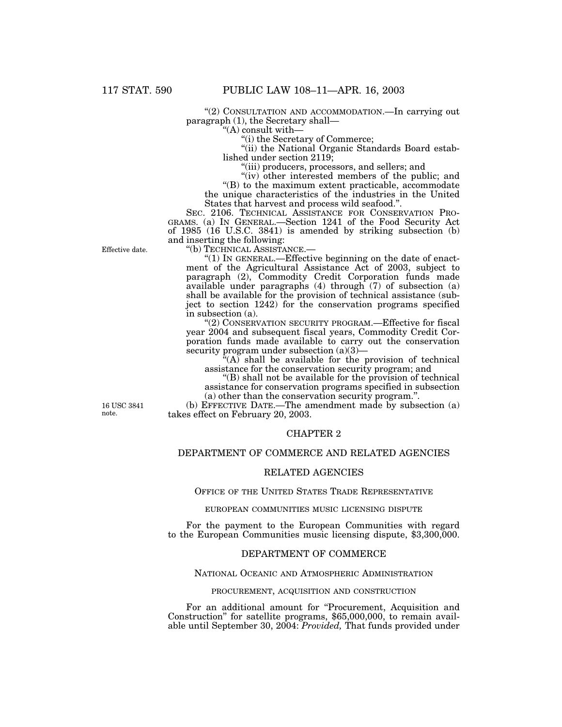"(2) CONSULTATION AND ACCOMMODATION.—In carrying out paragraph (1), the Secretary shall—

"(A) consult with—

"(i) the Secretary of Commerce;

"(ii) the National Organic Standards Board established under section 2119;

"(iii) producers, processors, and sellers; and

"(iv) other interested members of the public; and

"(B) to the maximum extent practicable, accommodate the unique characteristics of the industries in the United States that harvest and process wild seafood.".

SEC. 2106. TECHNICAL ASSISTANCE FOR CONSERVATION PROGRAMS. (a) IN GENERAL.—Section 1241 of the Food Security Act of 1985 (16 U.S.C. 3841) is amended by striking subsection (b) and inserting the following:

Effective date.

"(b) TECHNICAL ASSISTANCE.—

"(1) IN GENERAL.—Effective beginning on the date of enactment of the Agricultural Assistance Act of 2003, subject to paragraph (2), Commodity Credit Corporation funds made available under paragraphs (4) through (7) of subsection (a) shall be available for the provision of technical assistance (subject to section 1242) for the conservation programs specified in subsection (a).

"(2) CONSERVATION SECURITY PROGRAM.—Effective for fiscal year 2004 and subsequent fiscal years, Commodity Credit Corporation funds made available to carry out the conservation security program under subsection (a)(3)—

"(A) shall be available for the provision of technical assistance for the conservation security program; and

"(B) shall not be available for the provision of technical assistance for conservation programs specified in subsection (a) other than the conservation security program.".

16 USC 3841 note.

(b) EFFECTIVE DATE.—The amendment made by subsection (a) takes effect on February 20, 2003.

## CHAPTER 2

## DEPARTMENT OF COMMERCE AND RELATED AGENCIES

## RELATED AGENCIES

### OFFICE OF THE UNITED STATES TRADE REPRESENTATIVE

#### EUROPEAN COMMUNITIES MUSIC LICENSING DISPUTE

For the payment to the European Communities with regard to the European Communities music licensing dispute, $3,300,000.

## DEPARTMENT OF COMMERCE

### NATIONAL OCEANIC AND ATMOSPHERIC ADMINISTRATION

#### PROCUREMENT, ACQUISITION AND CONSTRUCTION

For an additional amount for "Procurement, Acquisition and Construction" for satellite programs, $65,000,000, to remain available until September 30, 2004: *Provided,* That funds provided under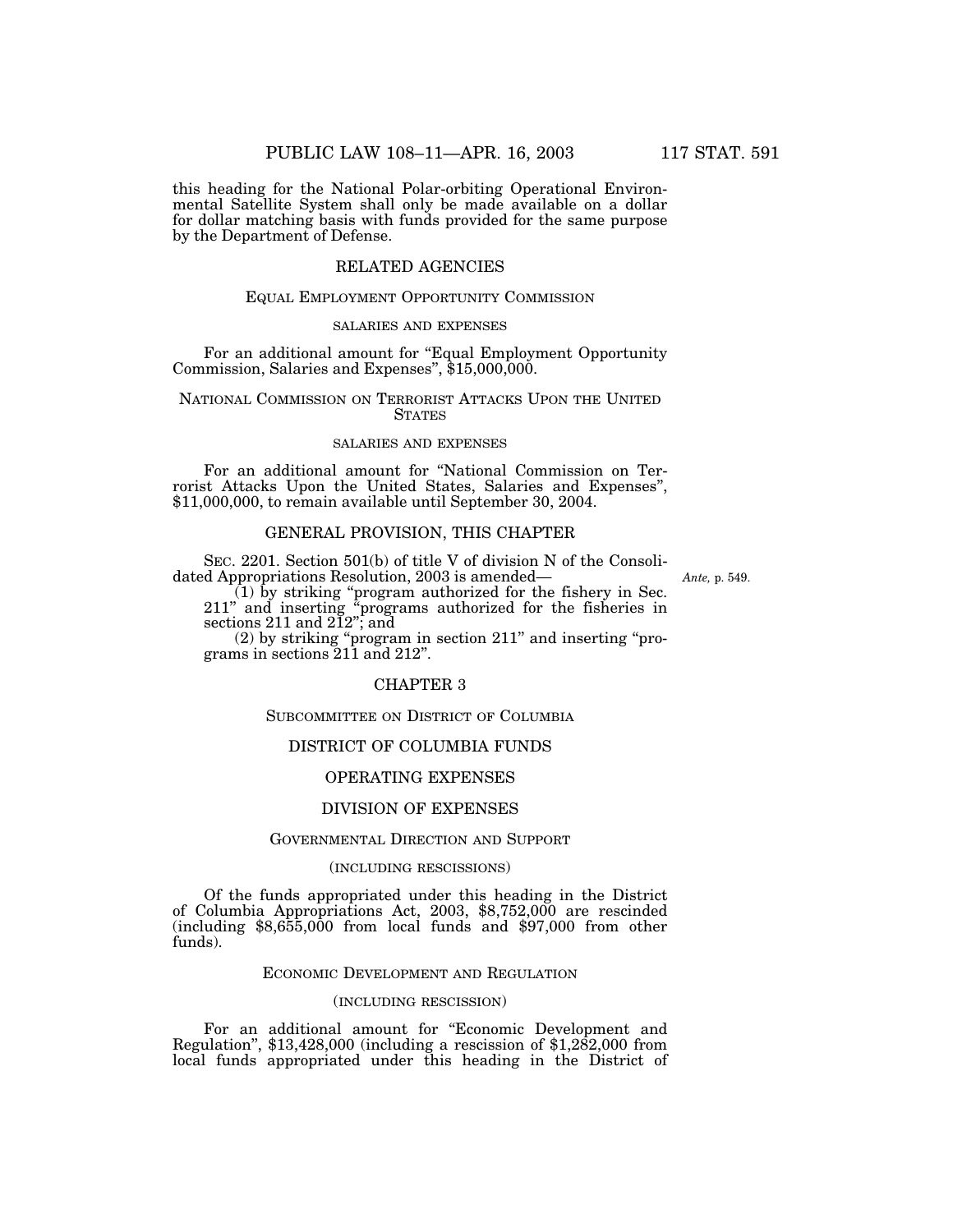this heading for the National Polar-orbiting Operational Environmental Satellite System shall only be made available on a dollar for dollar matching basis with funds provided for the same purpose by the Department of Defense.

## RELATED AGENCIES

### EQUAL EMPLOYMENT OPPORTUNITY COMMISSION

#### SALARIES AND EXPENSES

For an additional amount for "Equal Employment Opportunity Commission, Salaries and Expenses", $15,000,000.

### NATIONAL COMMISSION ON TERRORIST ATTACKS UPON THE UNITED STATES

#### SALARIES AND EXPENSES

For an additional amount for "National Commission on Terrorist Attacks Upon the United States, Salaries and Expenses", $11,000,000, to remain available until September 30, 2004.

## GENERAL PROVISION, THIS CHAPTER

SEC. 2201. Section 501(b) of title V of division N of the Consolidated Appropriations Resolution, 2003 is amended—

*Ante,* p. 549.

(1) by striking "program authorized for the fishery in Sec. 211" and inserting "programs authorized for the fisheries in sections 211 and 212"; and

(2) by striking "program in section 211" and inserting "programs in sections 211 and 212".

## CHAPTER 3

### SUBCOMMITTEE ON DISTRICT OF COLUMBIA

## DISTRICT OF COLUMBIA FUNDS

## OPERATING EXPENSES

## DIVISION OF EXPENSES

### GOVERNMENTAL DIRECTION AND SUPPORT

#### (INCLUDING RESCISSIONS)

Of the funds appropriated under this heading in the District of Columbia Appropriations Act, 2003, $8,752,000 are rescinded (including $8,655,000 from local funds and $97,000 from other funds).

### ECONOMIC DEVELOPMENT AND REGULATION

#### (INCLUDING RESCISSION)

For an additional amount for "Economic Development and Regulation", $13,428,000 (including a rescission of $1,282,000 from local funds appropriated under this heading in the District of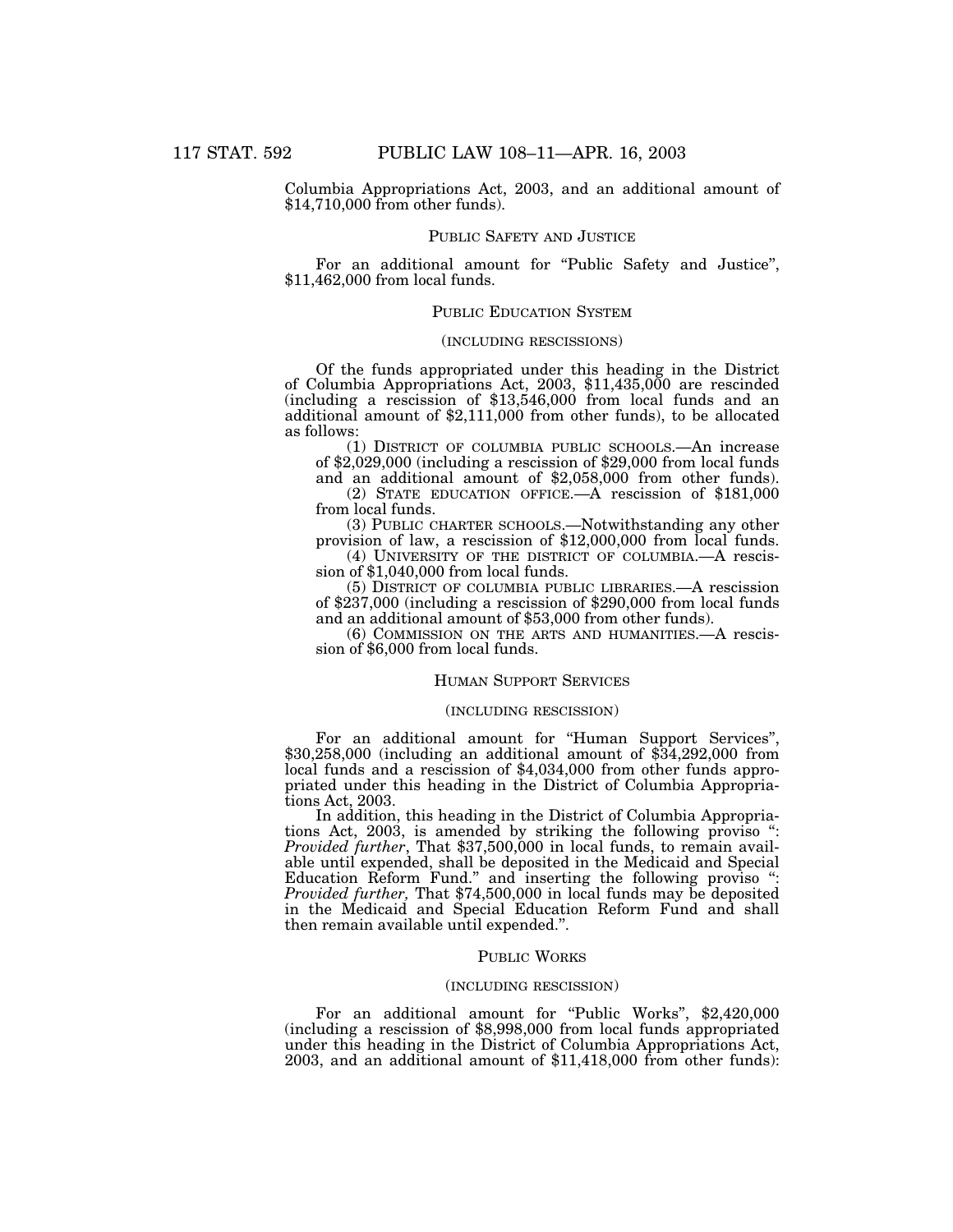Columbia Appropriations Act, 2003, and an additional amount of $14,710,000 from other funds).

### Public Safety and Justice

For an additional amount for "Public Safety and Justice", $11,462,000 from local funds.

### Public Education System

(including rescissions)

Of the funds appropriated under this heading in the District of Columbia Appropriations Act, 2003, $11,435,000 are rescinded (including a rescission of $13,546,000 from local funds and an additional amount of $2,111,000 from other funds), to be allocated as follows:

(1) District of columbia public schools.—An increase of $2,029,000 (including a rescission of $29,000 from local funds and an additional amount of $2,058,000 from other funds).

(2) State education office.—A rescission of $181,000 from local funds.

(3) Public charter schools.—Notwithstanding any other provision of law, a rescission of $12,000,000 from local funds.

(4) University of the district of columbia.—A rescission of $1,040,000 from local funds.

(5) District of columbia public libraries.—A rescission of $237,000 (including a rescission of $290,000 from local funds and an additional amount of $53,000 from other funds).

(6) Commission on the arts and humanities.—A rescission of $6,000 from local funds.

### Human Support Services

(including rescission)

For an additional amount for "Human Support Services", $30,258,000 (including an additional amount of $34,292,000 from local funds and a rescission of $4,034,000 from other funds appropriated under this heading in the District of Columbia Appropriations Act, 2003.

In addition, this heading in the District of Columbia Appropriations Act, 2003, is amended by striking the following proviso ": *Provided further*, That $37,500,000 in local funds, to remain available until expended, shall be deposited in the Medicaid and Special Education Reform Fund." and inserting the following proviso ": *Provided further,* That $74,500,000 in local funds may be deposited in the Medicaid and Special Education Reform Fund and shall then remain available until expended.".

### Public Works

(including rescission)

For an additional amount for "Public Works", $2,420,000 (including a rescission of $8,998,000 from local funds appropriated under this heading in the District of Columbia Appropriations Act, 2003, and an additional amount of $11,418,000 from other funds):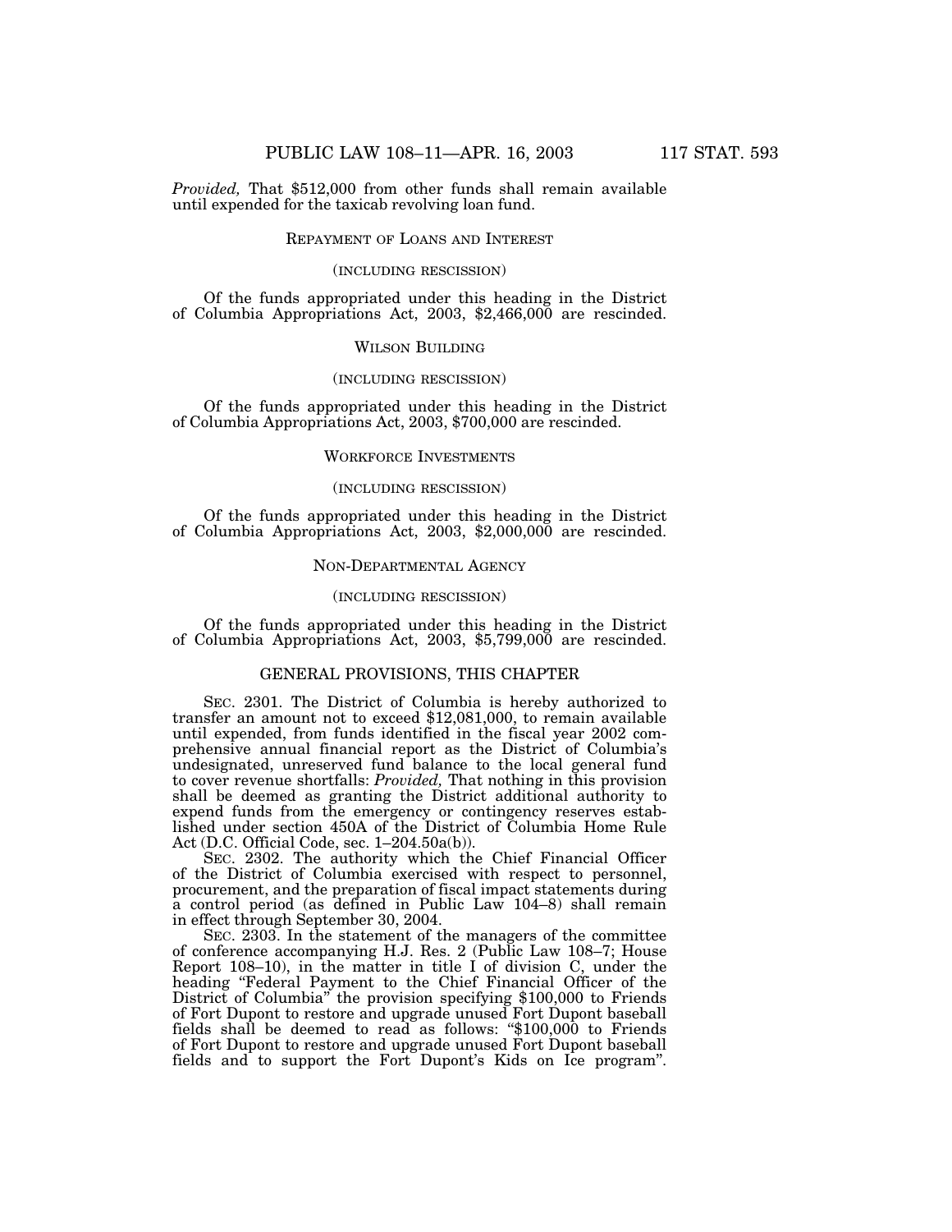*Provided,* That $512,000 from other funds shall remain available until expended for the taxicab revolving loan fund.

### REPAYMENT OF LOANS AND INTEREST

(INCLUDING RESCISSION)

Of the funds appropriated under this heading in the District of Columbia Appropriations Act, 2003, $2,466,000 are rescinded.

### WILSON BUILDING

(INCLUDING RESCISSION)

Of the funds appropriated under this heading in the District of Columbia Appropriations Act, 2003, $700,000 are rescinded.

### WORKFORCE INVESTMENTS

(INCLUDING RESCISSION)

Of the funds appropriated under this heading in the District of Columbia Appropriations Act, 2003, $2,000,000 are rescinded.

### NON-DEPARTMENTAL AGENCY

(INCLUDING RESCISSION)

Of the funds appropriated under this heading in the District of Columbia Appropriations Act, 2003, $5,799,000 are rescinded.

## GENERAL PROVISIONS, THIS CHAPTER

SEC. 2301. The District of Columbia is hereby authorized to transfer an amount not to exceed $12,081,000, to remain available until expended, from funds identified in the fiscal year 2002 comprehensive annual financial report as the District of Columbia's undesignated, unreserved fund balance to the local general fund to cover revenue shortfalls: *Provided,* That nothing in this provision shall be deemed as granting the District additional authority to expend funds from the emergency or contingency reserves established under section 450A of the District of Columbia Home Rule Act (D.C. Official Code, sec. 1–204.50a(b)).

SEC. 2302. The authority which the Chief Financial Officer of the District of Columbia exercised with respect to personnel, procurement, and the preparation of fiscal impact statements during a control period (as defined in Public Law 104–8) shall remain in effect through September 30, 2004.

SEC. 2303. In the statement of the managers of the committee of conference accompanying H.J. Res. 2 (Public Law 108–7; House Report 108–10), in the matter in title I of division C, under the heading "Federal Payment to the Chief Financial Officer of the District of Columbia" the provision specifying $100,000 to Friends of Fort Dupont to restore and upgrade unused Fort Dupont baseball fields shall be deemed to read as follows: "$100,000 to Friends of Fort Dupont to restore and upgrade unused Fort Dupont baseball fields and to support the Fort Dupont's Kids on Ice program".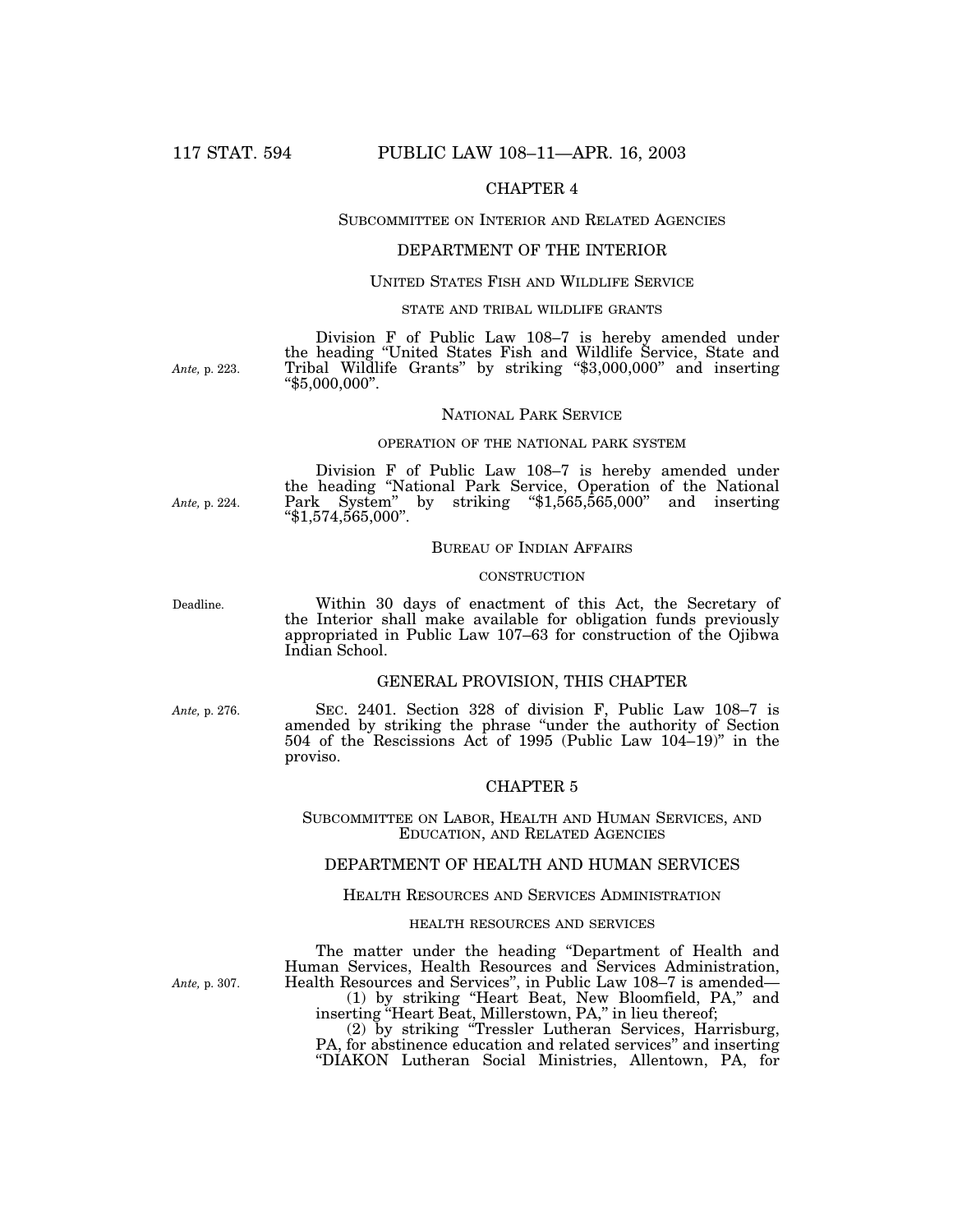## CHAPTER 4

### SUBCOMMITTEE ON INTERIOR AND RELATED AGENCIES

### DEPARTMENT OF THE INTERIOR

#### UNITED STATES FISH AND WILDLIFE SERVICE

##### STATE AND TRIBAL WILDLIFE GRANTS

*Ante,* p. 223.

Division F of Public Law 108–7 is hereby amended under the heading "United States Fish and Wildlife Service, State and Tribal Wildlife Grants" by striking "$3,000,000" and inserting "$5,000,000".

#### NATIONAL PARK SERVICE

##### OPERATION OF THE NATIONAL PARK SYSTEM

*Ante,* p. 224.

Division F of Public Law 108–7 is hereby amended under the heading "National Park Service, Operation of the National Park System" by striking "$1,565,565,000" and inserting "$1,574,565,000".

#### BUREAU OF INDIAN AFFAIRS

##### CONSTRUCTION

Deadline.

Within 30 days of enactment of this Act, the Secretary of the Interior shall make available for obligation funds previously appropriated in Public Law 107–63 for construction of the Ojibwa Indian School.

### GENERAL PROVISION, THIS CHAPTER

*Ante,* p. 276.

SEC. 2401. Section 328 of division F, Public Law 108–7 is amended by striking the phrase "under the authority of Section 504 of the Rescissions Act of 1995 (Public Law 104–19)" in the proviso.

## CHAPTER 5

### SUBCOMMITTEE ON LABOR, HEALTH AND HUMAN SERVICES, AND EDUCATION, AND RELATED AGENCIES

### DEPARTMENT OF HEALTH AND HUMAN SERVICES

#### HEALTH RESOURCES AND SERVICES ADMINISTRATION

##### HEALTH RESOURCES AND SERVICES

*Ante,* p. 307.

The matter under the heading "Department of Health and Human Services, Health Resources and Services Administration, Health Resources and Services", in Public Law 108–7 is amended—

(1) by striking "Heart Beat, New Bloomfield, PA," and inserting "Heart Beat, Millerstown, PA," in lieu thereof;

(2) by striking "Tressler Lutheran Services, Harrisburg, PA, for abstinence education and related services" and inserting "DIAKON Lutheran Social Ministries, Allentown, PA, for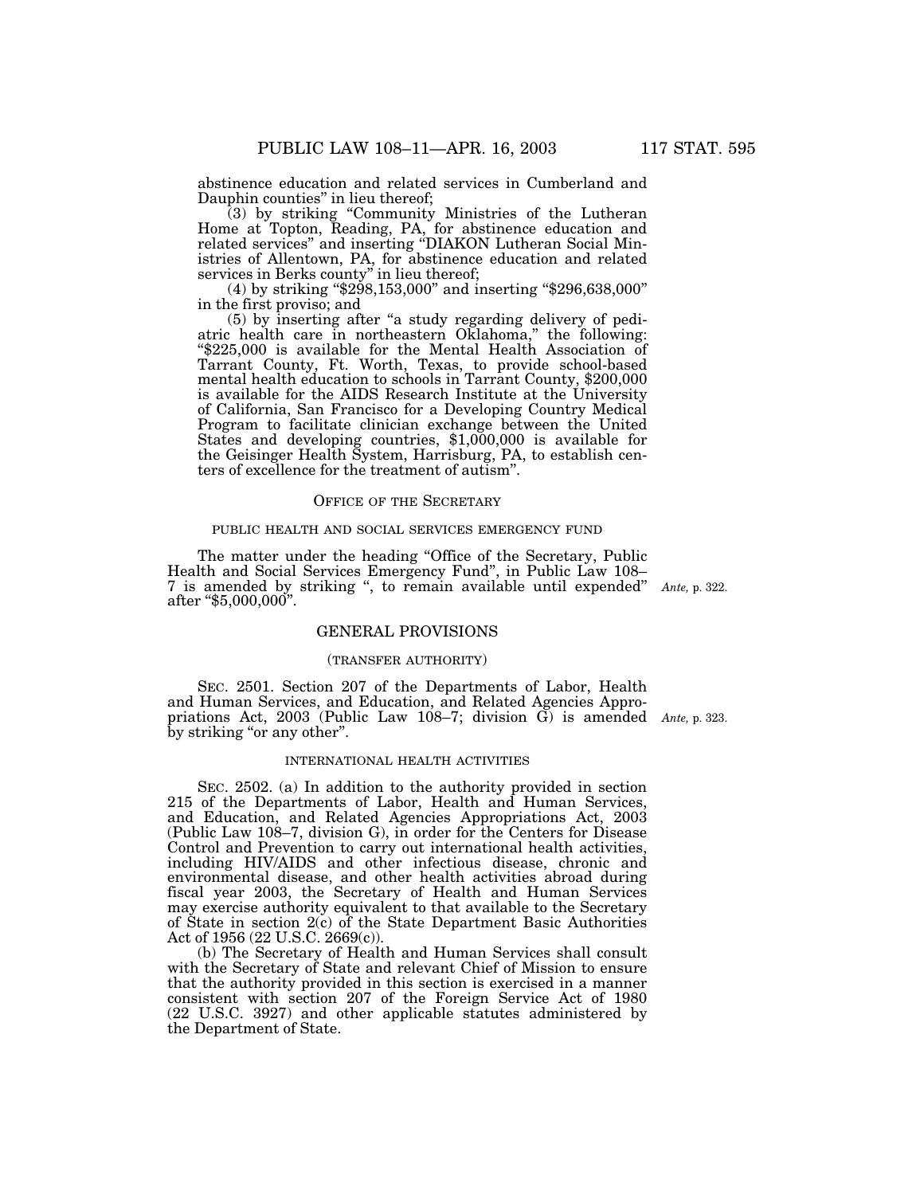abstinence education and related services in Cumberland and Dauphin counties" in lieu thereof;

(3) by striking "Community Ministries of the Lutheran Home at Topton, Reading, PA, for abstinence education and related services" and inserting "DIAKON Lutheran Social Ministries of Allentown, PA, for abstinence education and related services in Berks county" in lieu thereof;

(4) by striking "$298,153,000" and inserting "$296,638,000" in the first proviso; and

(5) by inserting after "a study regarding delivery of pediatric health care in northeastern Oklahoma," the following: "$225,000 is available for the Mental Health Association of Tarrant County, Ft. Worth, Texas, to provide school-based mental health education to schools in Tarrant County, $200,000 is available for the AIDS Research Institute at the University of California, San Francisco for a Developing Country Medical Program to facilitate clinician exchange between the United States and developing countries, $1,000,000 is available for the Geisinger Health System, Harrisburg, PA, to establish centers of excellence for the treatment of autism".

OFFICE OF THE SECRETARY

PUBLIC HEALTH AND SOCIAL SERVICES EMERGENCY FUND

The matter under the heading "Office of the Secretary, Public Health and Social Services Emergency Fund", in Public Law 108–7 is amended by striking ", to remain available until expended" after "$5,000,000". *Ante,* p. 322.

## GENERAL PROVISIONS

(TRANSFER AUTHORITY)

SEC. 2501. Section 207 of the Departments of Labor, Health and Human Services, and Education, and Related Agencies Appropriations Act, 2003 (Public Law 108–7; division G) is amended by striking "or any other". *Ante,* p. 323.

INTERNATIONAL HEALTH ACTIVITIES

SEC. 2502. (a) In addition to the authority provided in section 215 of the Departments of Labor, Health and Human Services, and Education, and Related Agencies Appropriations Act, 2003 (Public Law 108–7, division G), in order for the Centers for Disease Control and Prevention to carry out international health activities, including HIV/AIDS and other infectious disease, chronic and environmental disease, and other health activities abroad during fiscal year 2003, the Secretary of Health and Human Services may exercise authority equivalent to that available to the Secretary of State in section 2(c) of the State Department Basic Authorities Act of 1956 (22 U.S.C. 2669(c)).

(b) The Secretary of Health and Human Services shall consult with the Secretary of State and relevant Chief of Mission to ensure that the authority provided in this section is exercised in a manner consistent with section 207 of the Foreign Service Act of 1980 (22 U.S.C. 3927) and other applicable statutes administered by the Department of State.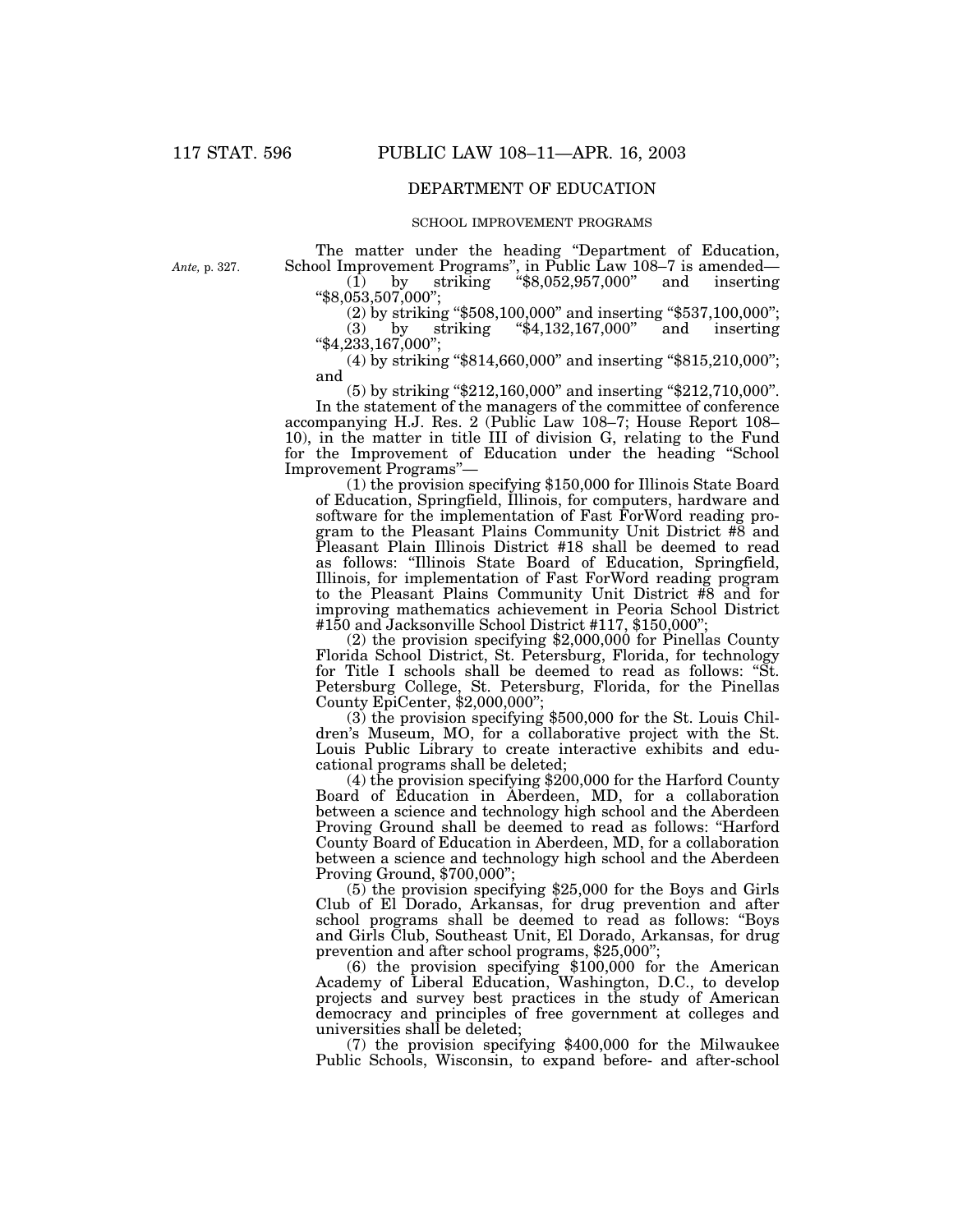## DEPARTMENT OF EDUCATION

### SCHOOL IMPROVEMENT PROGRAMS

*Ante,* p. 327.

The matter under the heading "Department of Education, School Improvement Programs", in Public Law 108–7 is amended—

(1) by striking "$8,052,957,000" and inserting "$8,053,507,000";

(2) by striking "$508,100,000" and inserting "$537,100,000";

(3) by striking "$4,132,167,000" and inserting "$4,233,167,000";

(4) by striking "$814,660,000" and inserting "$815,210,000"; and

(5) by striking "$212,160,000" and inserting "$212,710,000".

In the statement of the managers of the committee of conference accompanying H.J. Res. 2 (Public Law 108–7; House Report 108–10), in the matter in title III of division G, relating to the Fund for the Improvement of Education under the heading "School Improvement Programs"—

(1) the provision specifying $150,000 for Illinois State Board of Education, Springfield, Illinois, for computers, hardware and software for the implementation of Fast ForWord reading program to the Pleasant Plains Community Unit District #8 and Pleasant Plain Illinois District #18 shall be deemed to read as follows: "Illinois State Board of Education, Springfield, Illinois, for implementation of Fast ForWord reading program to the Pleasant Plains Community Unit District #8 and for improving mathematics achievement in Peoria School District #150 and Jacksonville School District #117, $150,000";

(2) the provision specifying $2,000,000 for Pinellas County Florida School District, St. Petersburg, Florida, for technology for Title I schools shall be deemed to read as follows: "St. Petersburg College, St. Petersburg, Florida, for the Pinellas County EpiCenter, $2,000,000";

(3) the provision specifying $500,000 for the St. Louis Children's Museum, MO, for a collaborative project with the St. Louis Public Library to create interactive exhibits and educational programs shall be deleted;

(4) the provision specifying $200,000 for the Harford County Board of Education in Aberdeen, MD, for a collaboration between a science and technology high school and the Aberdeen Proving Ground shall be deemed to read as follows: "Harford County Board of Education in Aberdeen, MD, for a collaboration between a science and technology high school and the Aberdeen Proving Ground, $700,000";

(5) the provision specifying $25,000 for the Boys and Girls Club of El Dorado, Arkansas, for drug prevention and after school programs shall be deemed to read as follows: "Boys and Girls Club, Southeast Unit, El Dorado, Arkansas, for drug prevention and after school programs, $25,000";

(6) the provision specifying $100,000 for the American Academy of Liberal Education, Washington, D.C., to develop projects and survey best practices in the study of American democracy and principles of free government at colleges and universities shall be deleted;

(7) the provision specifying $400,000 for the Milwaukee Public Schools, Wisconsin, to expand before- and after-school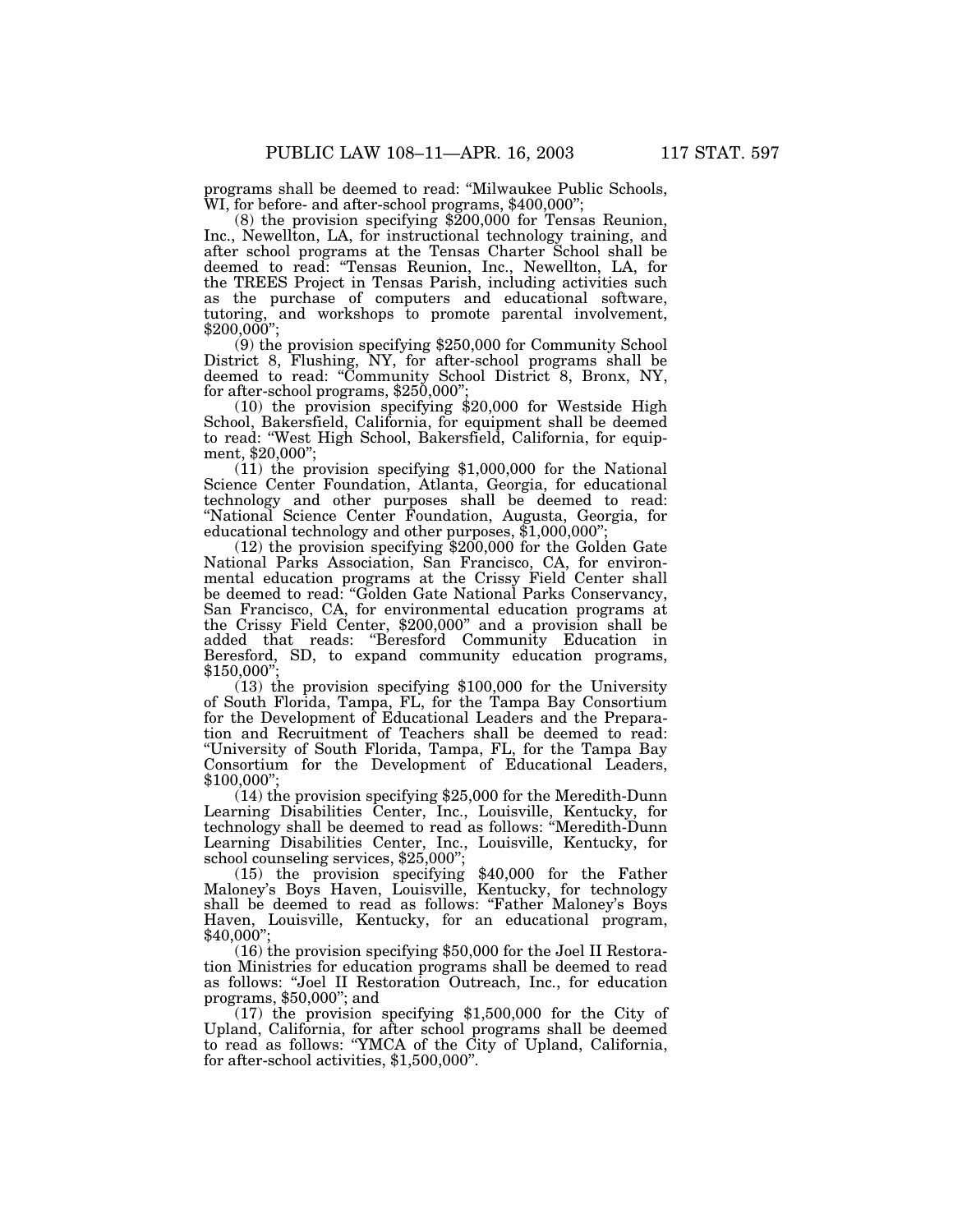programs shall be deemed to read: "Milwaukee Public Schools, WI, for before- and after-school programs, $400,000";

(8) the provision specifying $200,000 for Tensas Reunion, Inc., Newellton, LA, for instructional technology training, and after school programs at the Tensas Charter School shall be deemed to read: "Tensas Reunion, Inc., Newellton, LA, for the TREES Project in Tensas Parish, including activities such as the purchase of computers and educational software, tutoring, and workshops to promote parental involvement, $200,000";

(9) the provision specifying $250,000 for Community School District 8, Flushing, NY, for after-school programs shall be deemed to read: "Community School District 8, Bronx, NY, for after-school programs, $250,000";

(10) the provision specifying $20,000 for Westside High School, Bakersfield, California, for equipment shall be deemed to read: "West High School, Bakersfield, California, for equipment, $20,000";

(11) the provision specifying $1,000,000 for the National Science Center Foundation, Atlanta, Georgia, for educational technology and other purposes shall be deemed to read: "National Science Center Foundation, Augusta, Georgia, for educational technology and other purposes, $1,000,000";

(12) the provision specifying $200,000 for the Golden Gate National Parks Association, San Francisco, CA, for environmental education programs at the Crissy Field Center shall be deemed to read: "Golden Gate National Parks Conservancy, San Francisco, CA, for environmental education programs at the Crissy Field Center, $200,000" and a provision shall be added that reads: "Beresford Community Education in Beresford, SD, to expand community education programs, $150,000";

(13) the provision specifying $100,000 for the University of South Florida, Tampa, FL, for the Tampa Bay Consortium for the Development of Educational Leaders and the Preparation and Recruitment of Teachers shall be deemed to read: "University of South Florida, Tampa, FL, for the Tampa Bay Consortium for the Development of Educational Leaders, $100,000";

(14) the provision specifying $25,000 for the Meredith-Dunn Learning Disabilities Center, Inc., Louisville, Kentucky, for technology shall be deemed to read as follows: "Meredith-Dunn Learning Disabilities Center, Inc., Louisville, Kentucky, for school counseling services, $25,000";

(15) the provision specifying $40,000 for the Father Maloney's Boys Haven, Louisville, Kentucky, for technology shall be deemed to read as follows: "Father Maloney's Boys Haven, Louisville, Kentucky, for an educational program, $40,000";

(16) the provision specifying $50,000 for the Joel II Restoration Ministries for education programs shall be deemed to read as follows: "Joel II Restoration Outreach, Inc., for education programs, $50,000"; and

(17) the provision specifying $1,500,000 for the City of Upland, California, for after school programs shall be deemed to read as follows: "YMCA of the City of Upland, California, for after-school activities, $1,500,000".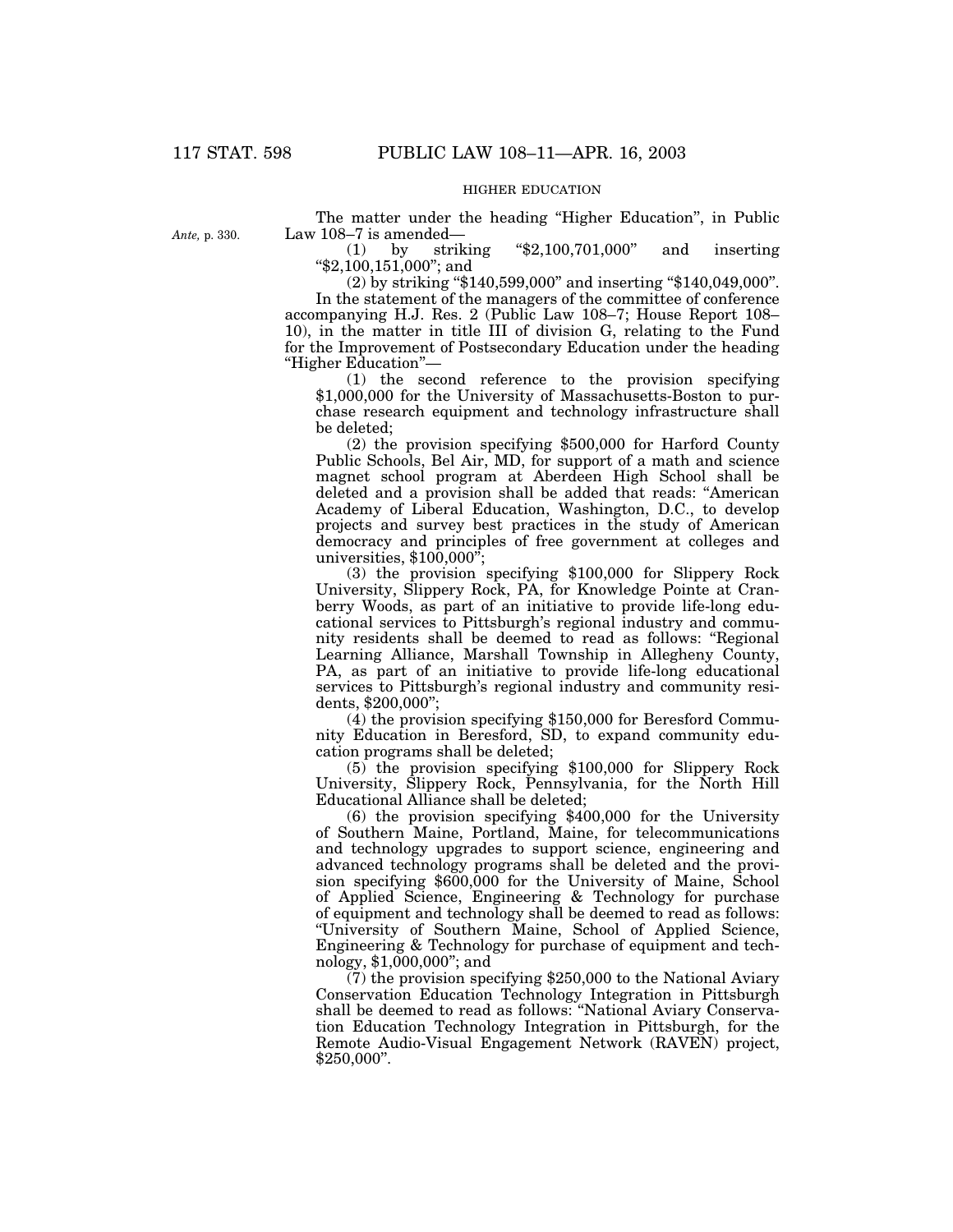HIGHER EDUCATION

*Ante,* p. 330.

The matter under the heading "Higher Education", in Public Law 108–7 is amended—

(1) by striking "$2,100,701,000" and inserting "$2,100,151,000"; and

(2) by striking "$140,599,000" and inserting "$140,049,000".

In the statement of the managers of the committee of conference accompanying H.J. Res. 2 (Public Law 108–7; House Report 108–10), in the matter in title III of division G, relating to the Fund for the Improvement of Postsecondary Education under the heading "Higher Education"—

(1) the second reference to the provision specifying $1,000,000 for the University of Massachusetts-Boston to purchase research equipment and technology infrastructure shall be deleted;

(2) the provision specifying $500,000 for Harford County Public Schools, Bel Air, MD, for support of a math and science magnet school program at Aberdeen High School shall be deleted and a provision shall be added that reads: "American Academy of Liberal Education, Washington, D.C., to develop projects and survey best practices in the study of American democracy and principles of free government at colleges and universities, $100,000";

(3) the provision specifying $100,000 for Slippery Rock University, Slippery Rock, PA, for Knowledge Pointe at Cranberry Woods, as part of an initiative to provide life-long educational services to Pittsburgh's regional industry and community residents shall be deemed to read as follows: "Regional Learning Alliance, Marshall Township in Allegheny County, PA, as part of an initiative to provide life-long educational services to Pittsburgh's regional industry and community residents, $200,000";

(4) the provision specifying $150,000 for Beresford Community Education in Beresford, SD, to expand community education programs shall be deleted;

(5) the provision specifying $100,000 for Slippery Rock University, Slippery Rock, Pennsylvania, for the North Hill Educational Alliance shall be deleted;

(6) the provision specifying $400,000 for the University of Southern Maine, Portland, Maine, for telecommunications and technology upgrades to support science, engineering and advanced technology programs shall be deleted and the provision specifying $600,000 for the University of Maine, School of Applied Science, Engineering & Technology for purchase of equipment and technology shall be deemed to read as follows: "University of Southern Maine, School of Applied Science, Engineering & Technology for purchase of equipment and technology, $1,000,000"; and

(7) the provision specifying $250,000 to the National Aviary Conservation Education Technology Integration in Pittsburgh shall be deemed to read as follows: "National Aviary Conservation Education Technology Integration in Pittsburgh, for the Remote Audio-Visual Engagement Network (RAVEN) project, $250,000".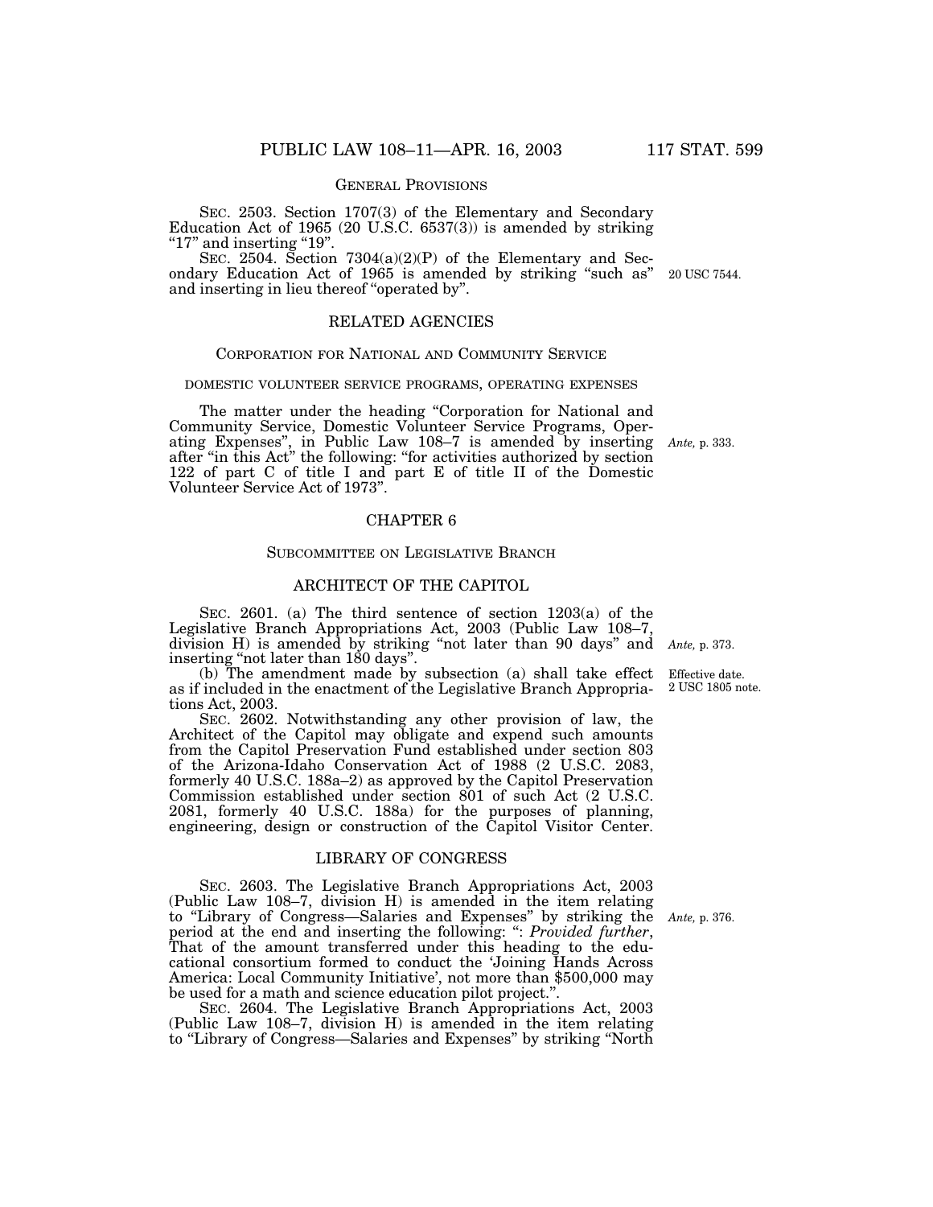GENERAL PROVISIONS

SEC. 2503. Section 1707(3) of the Elementary and Secondary Education Act of 1965 (20 U.S.C. 6537(3)) is amended by striking "17" and inserting "19".

SEC. 2504. Section 7304(a)(2)(P) of the Elementary and Secondary Education Act of 1965 is amended by striking "such as" and inserting in lieu thereof "operated by".

20 USC 7544.

## RELATED AGENCIES

### CORPORATION FOR NATIONAL AND COMMUNITY SERVICE

#### DOMESTIC VOLUNTEER SERVICE PROGRAMS, OPERATING EXPENSES

The matter under the heading "Corporation for National and Community Service, Domestic Volunteer Service Programs, Operating Expenses", in Public Law 108–7 is amended by inserting after "in this Act" the following: "for activities authorized by section 122 of part C of title I and part E of title II of the Domestic Volunteer Service Act of 1973".

*Ante*, p. 333.

## CHAPTER 6

### SUBCOMMITTEE ON LEGISLATIVE BRANCH

## ARCHITECT OF THE CAPITOL

SEC. 2601. (a) The third sentence of section 1203(a) of the Legislative Branch Appropriations Act, 2003 (Public Law 108–7, division H) is amended by striking "not later than 90 days" and inserting "not later than 180 days".

*Ante*, p. 373.

(b) The amendment made by subsection (a) shall take effect as if included in the enactment of the Legislative Branch Appropriations Act, 2003.

Effective date. 2 USC 1805 note.

SEC. 2602. Notwithstanding any other provision of law, the Architect of the Capitol may obligate and expend such amounts from the Capitol Preservation Fund established under section 803 of the Arizona-Idaho Conservation Act of 1988 (2 U.S.C. 2083, formerly 40 U.S.C. 188a–2) as approved by the Capitol Preservation Commission established under section 801 of such Act (2 U.S.C. 2081, formerly 40 U.S.C. 188a) for the purposes of planning, engineering, design or construction of the Capitol Visitor Center.

## LIBRARY OF CONGRESS

SEC. 2603. The Legislative Branch Appropriations Act, 2003 (Public Law 108–7, division H) is amended in the item relating to "Library of Congress—Salaries and Expenses" by striking the period at the end and inserting the following: ": *Provided further*, That of the amount transferred under this heading to the educational consortium formed to conduct the 'Joining Hands Across America: Local Community Initiative', not more than $500,000 may be used for a math and science education pilot project.".

*Ante*, p. 376.

SEC. 2604. The Legislative Branch Appropriations Act, 2003 (Public Law 108–7, division H) is amended in the item relating to "Library of Congress—Salaries and Expenses" by striking "North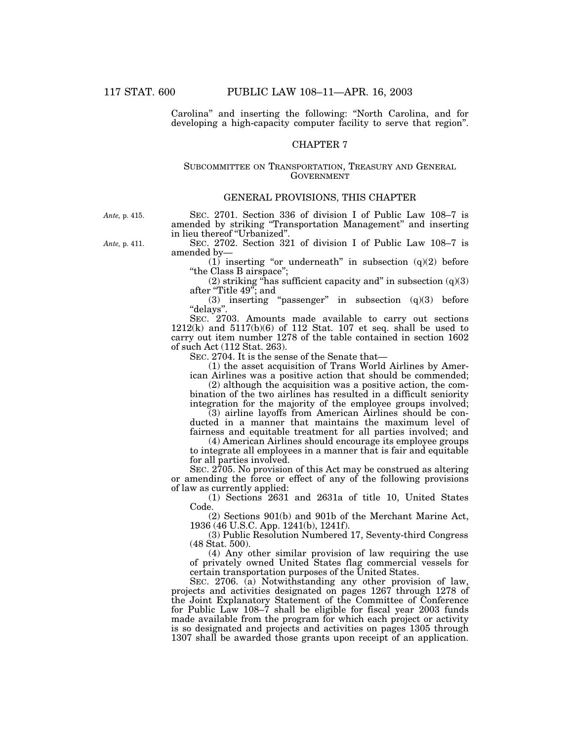Carolina" and inserting the following: "North Carolina, and for developing a high-capacity computer facility to serve that region".

## CHAPTER 7

### SUBCOMMITTEE ON TRANSPORTATION, TREASURY AND GENERAL GOVERNMENT

### GENERAL PROVISIONS, THIS CHAPTER

*Ante,* p. 415.

SEC. 2701. Section 336 of division I of Public Law 108–7 is amended by striking "Transportation Management" and inserting in lieu thereof "Urbanized".

*Ante,* p. 411.

SEC. 2702. Section 321 of division I of Public Law 108–7 is amended by—

(1) inserting "or underneath" in subsection (q)(2) before "the Class B airspace";

(2) striking "has sufficient capacity and" in subsection (q)(3) after "Title 49"; and

(3) inserting "passenger" in subsection (q)(3) before "delays".

SEC. 2703. Amounts made available to carry out sections 1212(k) and 5117(b)(6) of 112 Stat. 107 et seq. shall be used to carry out item number 1278 of the table contained in section 1602 of such Act (112 Stat. 263).

SEC. 2704. It is the sense of the Senate that—

(1) the asset acquisition of Trans World Airlines by American Airlines was a positive action that should be commended;

(2) although the acquisition was a positive action, the combination of the two airlines has resulted in a difficult seniority integration for the majority of the employee groups involved;

(3) airline layoffs from American Airlines should be conducted in a manner that maintains the maximum level of fairness and equitable treatment for all parties involved; and

(4) American Airlines should encourage its employee groups to integrate all employees in a manner that is fair and equitable for all parties involved.

SEC. 2705. No provision of this Act may be construed as altering or amending the force or effect of any of the following provisions of law as currently applied:

(1) Sections 2631 and 2631a of title 10, United States Code.

(2) Sections 901(b) and 901b of the Merchant Marine Act, 1936 (46 U.S.C. App. 1241(b), 1241f).

(3) Public Resolution Numbered 17, Seventy-third Congress (48 Stat. 500).

(4) Any other similar provision of law requiring the use of privately owned United States flag commercial vessels for certain transportation purposes of the United States.

SEC. 2706. (a) Notwithstanding any other provision of law, projects and activities designated on pages 1267 through 1278 of the Joint Explanatory Statement of the Committee of Conference for Public Law 108–7 shall be eligible for fiscal year 2003 funds made available from the program for which each project or activity is so designated and projects and activities on pages 1305 through 1307 shall be awarded those grants upon receipt of an application.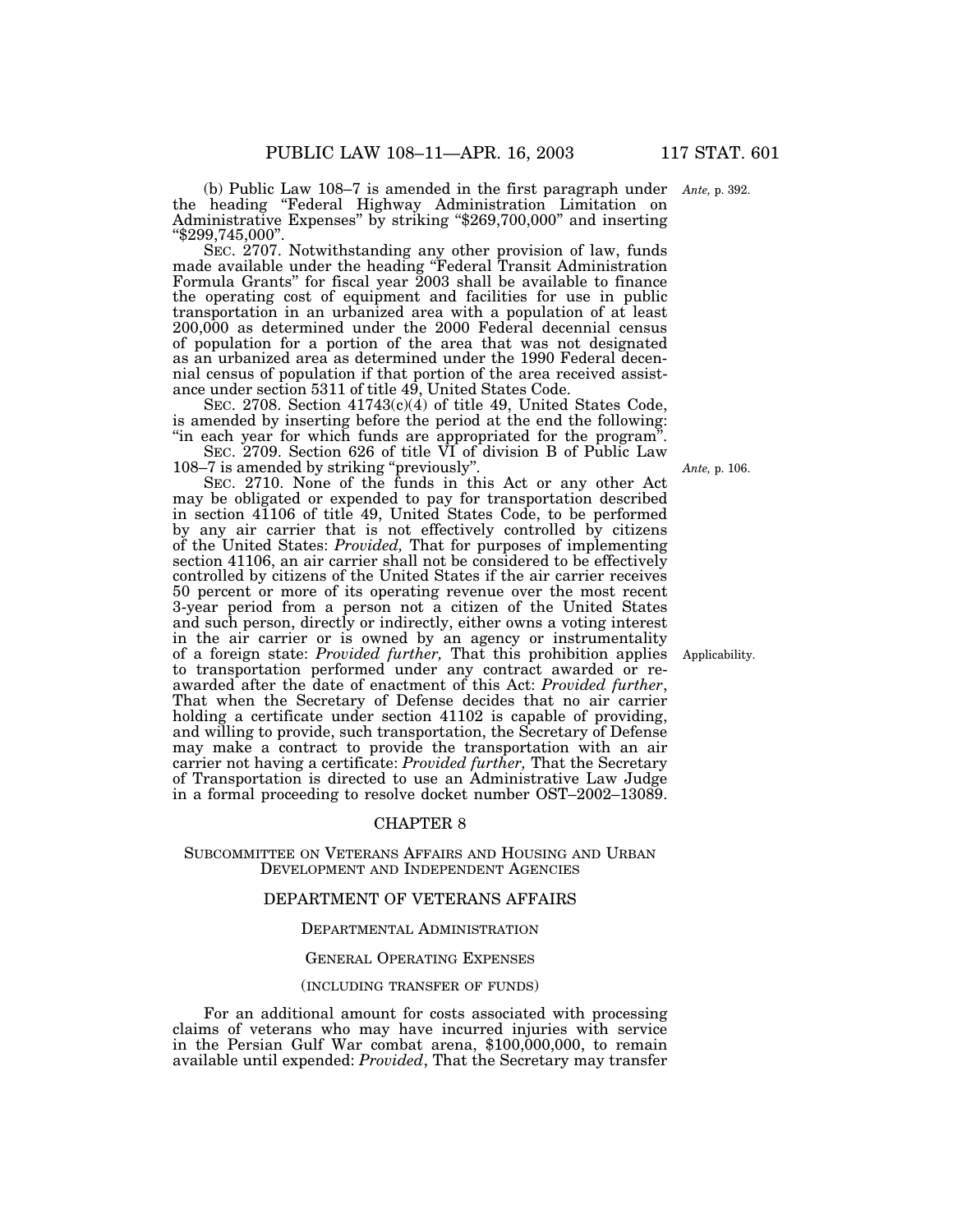(b) Public Law 108–7 is amended in the first paragraph under the heading "Federal Highway Administration Limitation on Administrative Expenses" by striking "$269,700,000" and inserting "$299,745,000".

*Ante,* p. 392.

SEC. 2707. Notwithstanding any other provision of law, funds made available under the heading "Federal Transit Administration Formula Grants" for fiscal year 2003 shall be available to finance the operating cost of equipment and facilities for use in public transportation in an urbanized area with a population of at least 200,000 as determined under the 2000 Federal decennial census of population for a portion of the area that was not designated as an urbanized area as determined under the 1990 Federal decennial census of population if that portion of the area received assistance under section 5311 of title 49, United States Code.

SEC. 2708. Section 41743(c)(4) of title 49, United States Code, is amended by inserting before the period at the end the following: "in each year for which funds are appropriated for the program".

SEC. 2709. Section 626 of title VI of division B of Public Law 108–7 is amended by striking "previously".

*Ante,* p. 106.

SEC. 2710. None of the funds in this Act or any other Act may be obligated or expended to pay for transportation described in section 41106 of title 49, United States Code, to be performed by any air carrier that is not effectively controlled by citizens of the United States: *Provided,* That for purposes of implementing section 41106, an air carrier shall not be considered to be effectively controlled by citizens of the United States if the air carrier receives 50 percent or more of its operating revenue over the most recent 3-year period from a person not a citizen of the United States and such person, directly or indirectly, either owns a voting interest in the air carrier or is owned by an agency or instrumentality of a foreign state: *Provided further,* That this prohibition applies to transportation performed under any contract awarded or re-awarded after the date of enactment of this Act: *Provided further*, That when the Secretary of Defense decides that no air carrier holding a certificate under section 41102 is capable of providing, and willing to provide, such transportation, the Secretary of Defense may make a contract to provide the transportation with an air carrier not having a certificate: *Provided further,* That the Secretary of Transportation is directed to use an Administrative Law Judge in a formal proceeding to resolve docket number OST–2002–13089.

Applicability.

## CHAPTER 8

### SUBCOMMITTEE ON VETERANS AFFAIRS AND HOUSING AND URBAN DEVELOPMENT AND INDEPENDENT AGENCIES

### DEPARTMENT OF VETERANS AFFAIRS

#### DEPARTMENTAL ADMINISTRATION

#### GENERAL OPERATING EXPENSES

#### (INCLUDING TRANSFER OF FUNDS)

For an additional amount for costs associated with processing claims of veterans who may have incurred injuries with service in the Persian Gulf War combat arena, $100,000,000, to remain available until expended: *Provided*, That the Secretary may transfer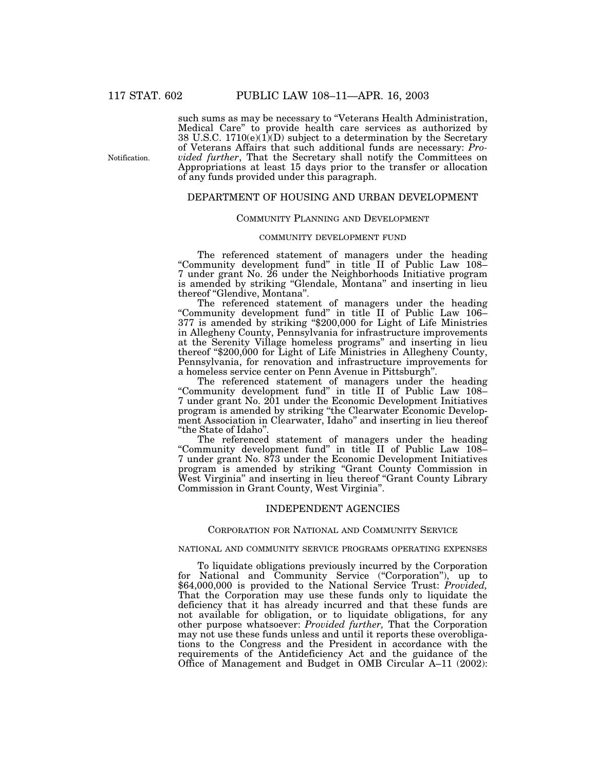such sums as may be necessary to "Veterans Health Administration, Medical Care" to provide health care services as authorized by 38 U.S.C. 1710(e)(1)(D) subject to a determination by the Secretary of Veterans Affairs that such additional funds are necessary: *Provided further*, That the Secretary shall notify the Committees on Appropriations at least 15 days prior to the transfer or allocation of any funds provided under this paragraph.

Notification.

## DEPARTMENT OF HOUSING AND URBAN DEVELOPMENT

### COMMUNITY PLANNING AND DEVELOPMENT

#### COMMUNITY DEVELOPMENT FUND

The referenced statement of managers under the heading "Community development fund" in title II of Public Law 108–7 under grant No. 26 under the Neighborhoods Initiative program is amended by striking "Glendale, Montana" and inserting in lieu thereof "Glendive, Montana".

The referenced statement of managers under the heading "Community development fund" in title II of Public Law 106–377 is amended by striking "$200,000 for Light of Life Ministries in Allegheny County, Pennsylvania for infrastructure improvements at the Serenity Village homeless programs" and inserting in lieu thereof "$200,000 for Light of Life Ministries in Allegheny County, Pennsylvania, for renovation and infrastructure improvements for a homeless service center on Penn Avenue in Pittsburgh".

The referenced statement of managers under the heading "Community development fund" in title II of Public Law 108–7 under grant No. 201 under the Economic Development Initiatives program is amended by striking "the Clearwater Economic Development Association in Clearwater, Idaho" and inserting in lieu thereof "the State of Idaho".

The referenced statement of managers under the heading "Community development fund" in title II of Public Law 108–7 under grant No. 873 under the Economic Development Initiatives program is amended by striking "Grant County Commission in West Virginia" and inserting in lieu thereof "Grant County Library Commission in Grant County, West Virginia".

## INDEPENDENT AGENCIES

### CORPORATION FOR NATIONAL AND COMMUNITY SERVICE

#### NATIONAL AND COMMUNITY SERVICE PROGRAMS OPERATING EXPENSES

To liquidate obligations previously incurred by the Corporation for National and Community Service ("Corporation"), up to $64,000,000 is provided to the National Service Trust: *Provided,* That the Corporation may use these funds only to liquidate the deficiency that it has already incurred and that these funds are not available for obligation, or to liquidate obligations, for any other purpose whatsoever: *Provided further,* That the Corporation may not use these funds unless and until it reports these overobligations to the Congress and the President in accordance with the requirements of the Antideficiency Act and the guidance of the Office of Management and Budget in OMB Circular A–11 (2002):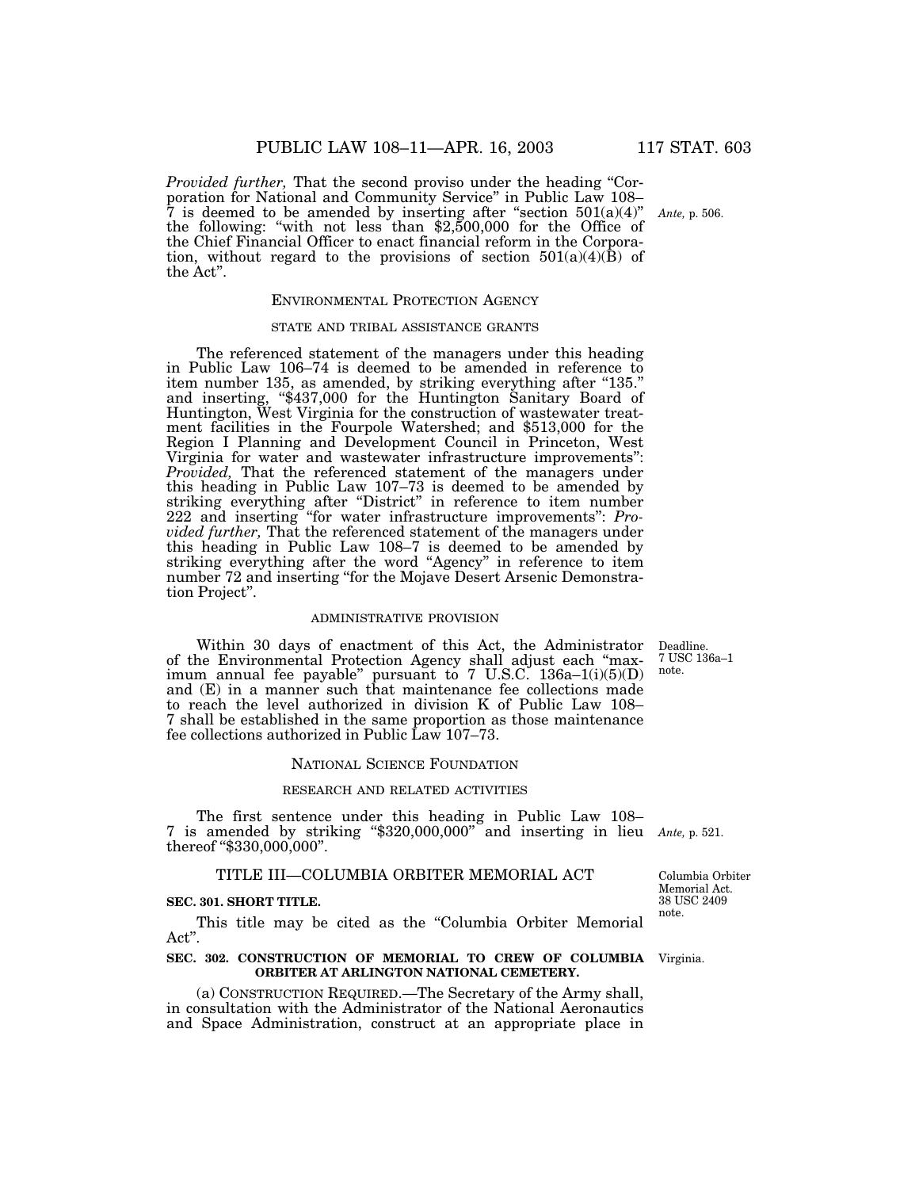*Provided further,* That the second proviso under the heading "Corporation for National and Community Service" in Public Law 108–7 is deemed to be amended by inserting after "section 501(a)(4)" the following: "with not less than $2,500,000 for the Office of the Chief Financial Officer to enact financial reform in the Corporation, without regard to the provisions of section 501(a)(4)(B) of the Act".

Ante, p. 506.

ENVIRONMENTAL PROTECTION AGENCY

STATE AND TRIBAL ASSISTANCE GRANTS

The referenced statement of the managers under this heading in Public Law 106–74 is deemed to be amended in reference to item number 135, as amended, by striking everything after "135." and inserting, "$437,000 for the Huntington Sanitary Board of Huntington, West Virginia for the construction of wastewater treatment facilities in the Fourpole Watershed; and $513,000 for the Region I Planning and Development Council in Princeton, West Virginia for water and wastewater infrastructure improvements": *Provided,* That the referenced statement of the managers under this heading in Public Law 107–73 is deemed to be amended by striking everything after "District" in reference to item number 222 and inserting "for water infrastructure improvements": *Provided further,* That the referenced statement of the managers under this heading in Public Law 108–7 is deemed to be amended by striking everything after the word "Agency" in reference to item number 72 and inserting "for the Mojave Desert Arsenic Demonstration Project".

ADMINISTRATIVE PROVISION

Deadline.
7 USC 136a–1 note.

Within 30 days of enactment of this Act, the Administrator of the Environmental Protection Agency shall adjust each "maximum annual fee payable" pursuant to 7 U.S.C. 136a–1(i)(5)(D) and (E) in a manner such that maintenance fee collections made to reach the level authorized in division K of Public Law 108–7 shall be established in the same proportion as those maintenance fee collections authorized in Public Law 107–73.

NATIONAL SCIENCE FOUNDATION

RESEARCH AND RELATED ACTIVITIES

The first sentence under this heading in Public Law 108–7 is amended by striking "$320,000,000" and inserting in lieu thereof "$330,000,000".

Ante, p. 521.

## TITLE III—COLUMBIA ORBITER MEMORIAL ACT

Columbia Orbiter Memorial Act.
38 USC 2409 note.

**SEC. 301. SHORT TITLE.**

This title may be cited as the "Columbia Orbiter Memorial Act".

**SEC. 302. CONSTRUCTION OF MEMORIAL TO CREW OF COLUMBIA ORBITER AT ARLINGTON NATIONAL CEMETERY.**

Virginia.

(a) CONSTRUCTION REQUIRED.—The Secretary of the Army shall, in consultation with the Administrator of the National Aeronautics and Space Administration, construct at an appropriate place in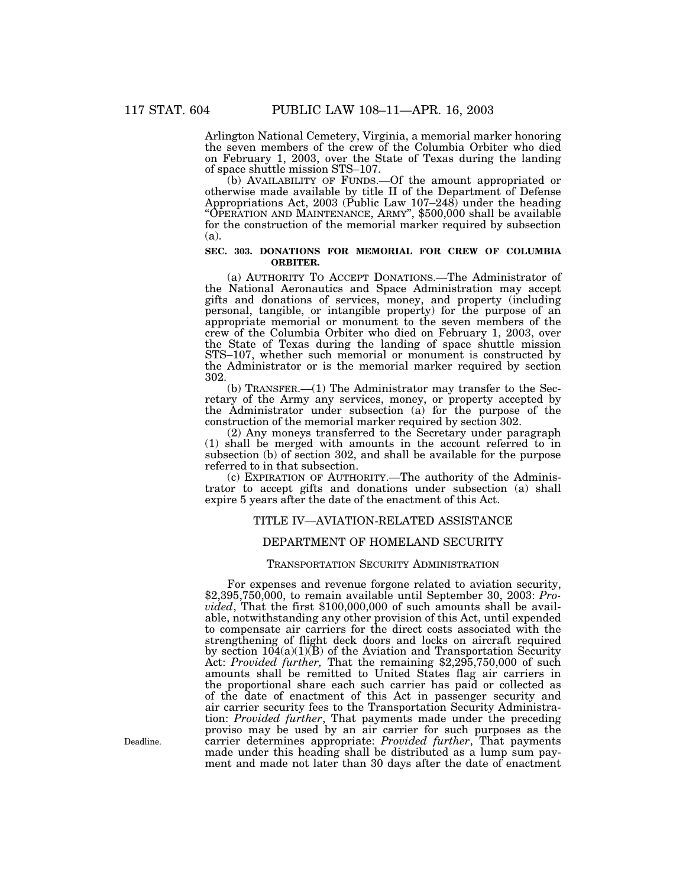Arlington National Cemetery, Virginia, a memorial marker honoring the seven members of the crew of the Columbia Orbiter who died on February 1, 2003, over the State of Texas during the landing of space shuttle mission STS–107.

(b) AVAILABILITY OF FUNDS.—Of the amount appropriated or otherwise made available by title II of the Department of Defense Appropriations Act, 2003 (Public Law 107–248) under the heading "OPERATION AND MAINTENANCE, ARMY", $500,000 shall be available for the construction of the memorial marker required by subsection (a).

**SEC. 303. DONATIONS FOR MEMORIAL FOR CREW OF COLUMBIA ORBITER.**

(a) AUTHORITY TO ACCEPT DONATIONS.—The Administrator of the National Aeronautics and Space Administration may accept gifts and donations of services, money, and property (including personal, tangible, or intangible property) for the purpose of an appropriate memorial or monument to the seven members of the crew of the Columbia Orbiter who died on February 1, 2003, over the State of Texas during the landing of space shuttle mission STS–107, whether such memorial or monument is constructed by the Administrator or is the memorial marker required by section 302.

(b) TRANSFER.—(1) The Administrator may transfer to the Secretary of the Army any services, money, or property accepted by the Administrator under subsection (a) for the purpose of the construction of the memorial marker required by section 302.

(2) Any moneys transferred to the Secretary under paragraph (1) shall be merged with amounts in the account referred to in subsection (b) of section 302, and shall be available for the purpose referred to in that subsection.

(c) EXPIRATION OF AUTHORITY.—The authority of the Administrator to accept gifts and donations under subsection (a) shall expire 5 years after the date of the enactment of this Act.

## TITLE IV—AVIATION-RELATED ASSISTANCE

## DEPARTMENT OF HOMELAND SECURITY

### TRANSPORTATION SECURITY ADMINISTRATION

For expenses and revenue forgone related to aviation security, $2,395,750,000, to remain available until September 30, 2003: *Provided*, That the first $100,000,000 of such amounts shall be available, notwithstanding any other provision of this Act, until expended to compensate air carriers for the direct costs associated with the strengthening of flight deck doors and locks on aircraft required by section 104(a)(1)(B) of the Aviation and Transportation Security Act: *Provided further,* That the remaining $2,295,750,000 of such amounts shall be remitted to United States flag air carriers in the proportional share each such carrier has paid or collected as of the date of enactment of this Act in passenger security and air carrier security fees to the Transportation Security Administration: *Provided further*, That payments made under the preceding proviso may be used by an air carrier for such purposes as the carrier determines appropriate: *Provided further*, That payments made under this heading shall be distributed as a lump sum payment and made not later than 30 days after the date of enactment

Deadline.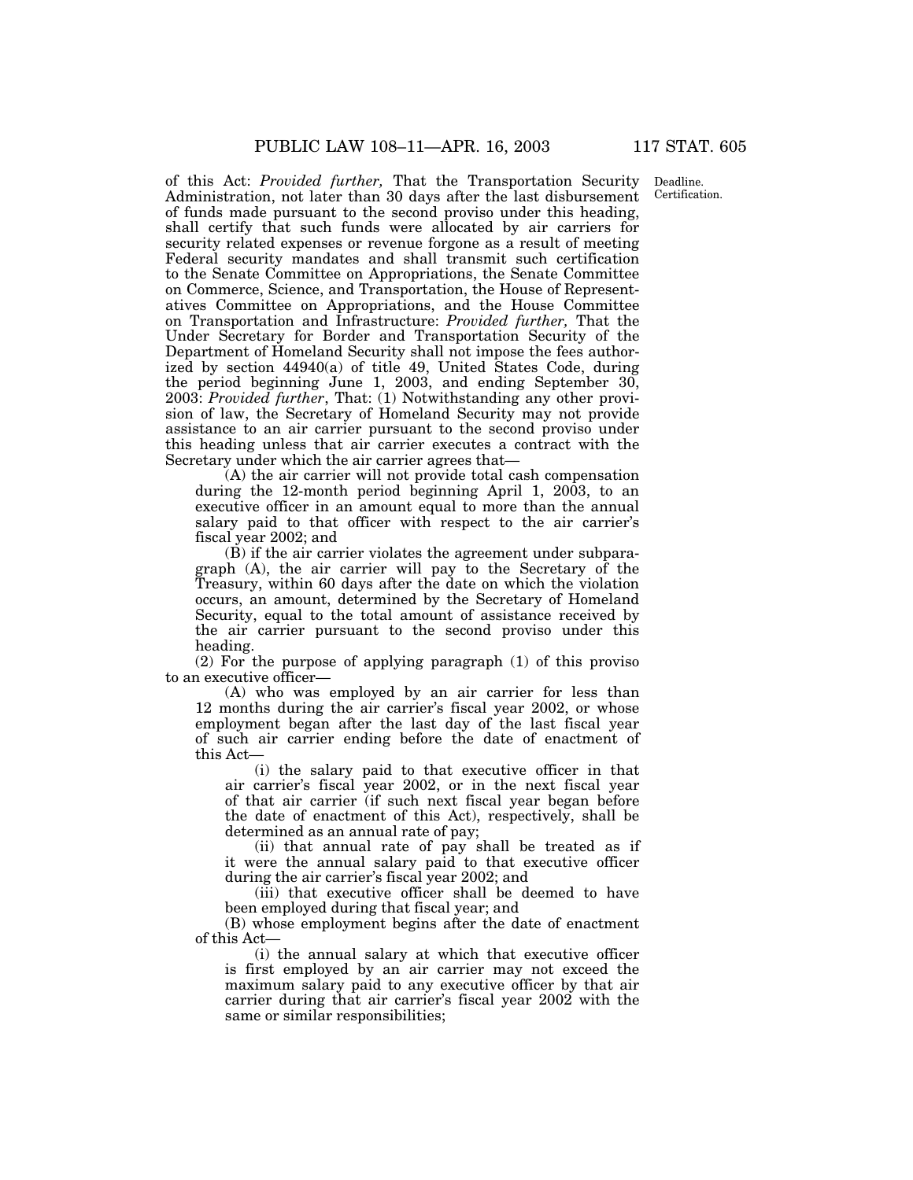of this Act: *Provided further,* That the Transportation Security Administration, not later than 30 days after the last disbursement of funds made pursuant to the second proviso under this heading, shall certify that such funds were allocated by air carriers for security related expenses or revenue forgone as a result of meeting Federal security mandates and shall transmit such certification to the Senate Committee on Appropriations, the Senate Committee on Commerce, Science, and Transportation, the House of Representatives Committee on Appropriations, and the House Committee on Transportation and Infrastructure: *Provided further,* That the Under Secretary for Border and Transportation Security of the Department of Homeland Security shall not impose the fees authorized by section 44940(a) of title 49, United States Code, during the period beginning June 1, 2003, and ending September 30, 2003: *Provided further*, That: (1) Notwithstanding any other provision of law, the Secretary of Homeland Security may not provide assistance to an air carrier pursuant to the second proviso under this heading unless that air carrier executes a contract with the Secretary under which the air carrier agrees that—

Deadline. Certification.

(A) the air carrier will not provide total cash compensation during the 12-month period beginning April 1, 2003, to an executive officer in an amount equal to more than the annual salary paid to that officer with respect to the air carrier's fiscal year 2002; and

(B) if the air carrier violates the agreement under subparagraph (A), the air carrier will pay to the Secretary of the Treasury, within 60 days after the date on which the violation occurs, an amount, determined by the Secretary of Homeland Security, equal to the total amount of assistance received by the air carrier pursuant to the second proviso under this heading.

(2) For the purpose of applying paragraph (1) of this proviso to an executive officer—

(A) who was employed by an air carrier for less than 12 months during the air carrier's fiscal year 2002, or whose employment began after the last day of the last fiscal year of such air carrier ending before the date of enactment of this Act—

(i) the salary paid to that executive officer in that air carrier's fiscal year 2002, or in the next fiscal year of that air carrier (if such next fiscal year began before the date of enactment of this Act), respectively, shall be determined as an annual rate of pay;

(ii) that annual rate of pay shall be treated as if it were the annual salary paid to that executive officer during the air carrier's fiscal year 2002; and

(iii) that executive officer shall be deemed to have been employed during that fiscal year; and

(B) whose employment begins after the date of enactment of this Act—

(i) the annual salary at which that executive officer is first employed by an air carrier may not exceed the maximum salary paid to any executive officer by that air carrier during that air carrier's fiscal year 2002 with the same or similar responsibilities;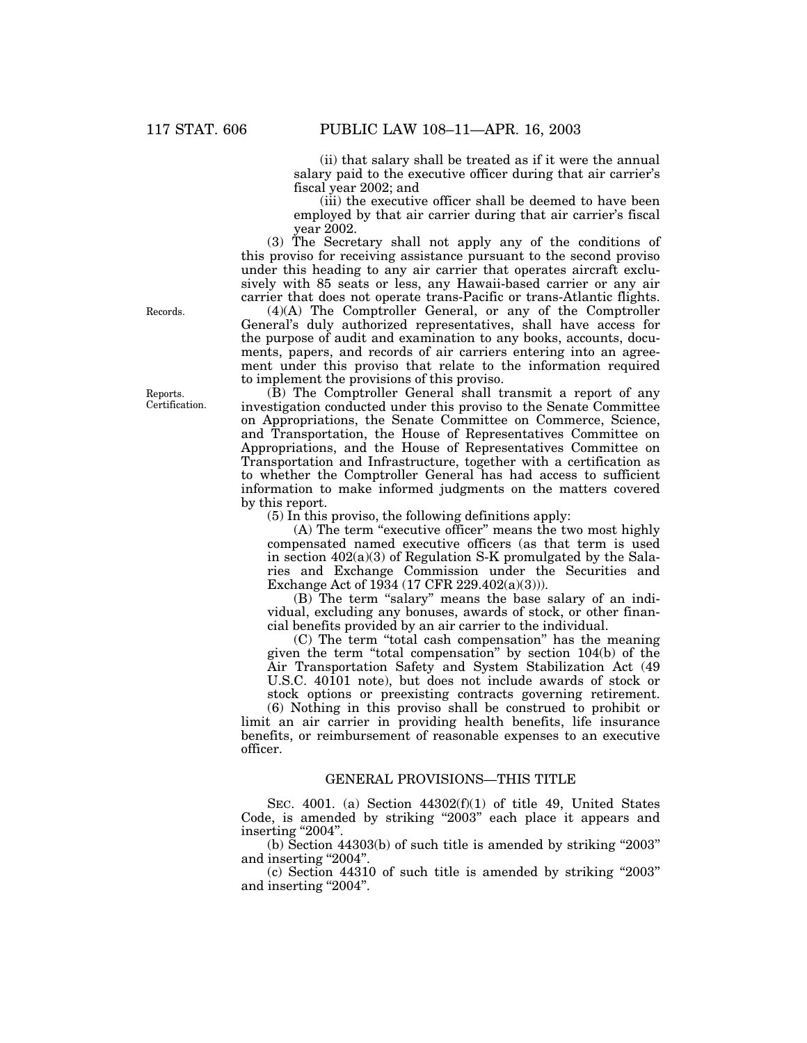(ii) that salary shall be treated as if it were the annual salary paid to the executive officer during that air carrier's fiscal year 2002; and

(iii) the executive officer shall be deemed to have been employed by that air carrier during that air carrier's fiscal year 2002.

(3) The Secretary shall not apply any of the conditions of this proviso for receiving assistance pursuant to the second proviso under this heading to any air carrier that operates aircraft exclusively with 85 seats or less, any Hawaii-based carrier or any air carrier that does not operate trans-Pacific or trans-Atlantic flights.

Records.

(4)(A) The Comptroller General, or any of the Comptroller General's duly authorized representatives, shall have access for the purpose of audit and examination to any books, accounts, documents, papers, and records of air carriers entering into an agreement under this proviso that relate to the information required to implement the provisions of this proviso.

Reports. Certification.

(B) The Comptroller General shall transmit a report of any investigation conducted under this proviso to the Senate Committee on Appropriations, the Senate Committee on Commerce, Science, and Transportation, the House of Representatives Committee on Appropriations, and the House of Representatives Committee on Transportation and Infrastructure, together with a certification as to whether the Comptroller General has had access to sufficient information to make informed judgments on the matters covered by this report.

(5) In this proviso, the following definitions apply:

(A) The term "executive officer" means the two most highly compensated named executive officers (as that term is used in section 402(a)(3) of Regulation S-K promulgated by the Salaries and Exchange Commission under the Securities and Exchange Act of 1934 (17 CFR 229.402(a)(3))).

(B) The term "salary" means the base salary of an individual, excluding any bonuses, awards of stock, or other financial benefits provided by an air carrier to the individual.

(C) The term "total cash compensation" has the meaning given the term "total compensation" by section 104(b) of the Air Transportation Safety and System Stabilization Act (49 U.S.C. 40101 note), but does not include awards of stock or stock options or preexisting contracts governing retirement.

(6) Nothing in this proviso shall be construed to prohibit or limit an air carrier in providing health benefits, life insurance benefits, or reimbursement of reasonable expenses to an executive officer.

## GENERAL PROVISIONS—THIS TITLE

SEC. 4001. (a) Section 44302(f)(1) of title 49, United States Code, is amended by striking "2003" each place it appears and inserting "2004".

(b) Section 44303(b) of such title is amended by striking "2003" and inserting "2004".

(c) Section 44310 of such title is amended by striking "2003" and inserting "2004".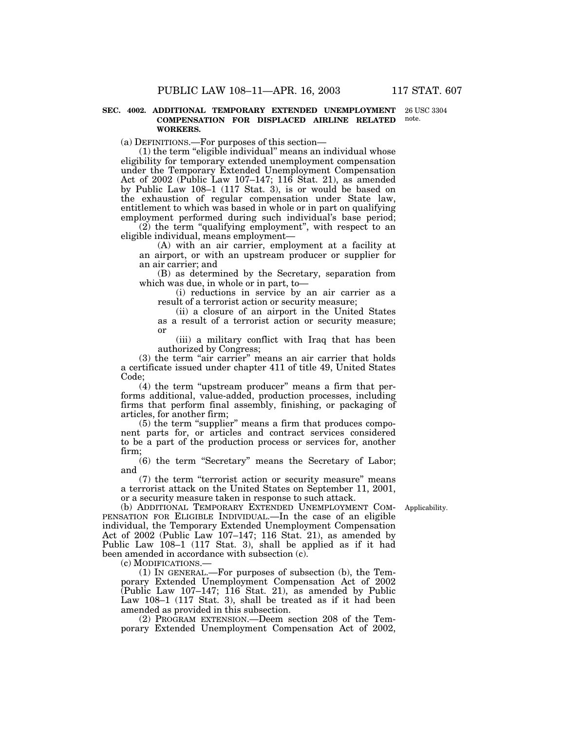**SEC. 4002. ADDITIONAL TEMPORARY EXTENDED UNEMPLOYMENT COMPENSATION FOR DISPLACED AIRLINE RELATED WORKERS.**

26 USC 3304 note.

(a) DEFINITIONS.—For purposes of this section—

(1) the term "eligible individual" means an individual whose eligibility for temporary extended unemployment compensation under the Temporary Extended Unemployment Compensation Act of 2002 (Public Law 107–147; 116 Stat. 21), as amended by Public Law 108–1 (117 Stat. 3), is or would be based on the exhaustion of regular compensation under State law, entitlement to which was based in whole or in part on qualifying employment performed during such individual's base period;

(2) the term "qualifying employment", with respect to an eligible individual, means employment—

(A) with an air carrier, employment at a facility at an airport, or with an upstream producer or supplier for an air carrier; and

(B) as determined by the Secretary, separation from which was due, in whole or in part, to—

(i) reductions in service by an air carrier as a result of a terrorist action or security measure;

(ii) a closure of an airport in the United States as a result of a terrorist action or security measure; or

(iii) a military conflict with Iraq that has been authorized by Congress;

(3) the term "air carrier" means an air carrier that holds a certificate issued under chapter 411 of title 49, United States Code;

(4) the term "upstream producer" means a firm that performs additional, value-added, production processes, including firms that perform final assembly, finishing, or packaging of articles, for another firm;

(5) the term "supplier" means a firm that produces component parts for, or articles and contract services considered to be a part of the production process or services for, another firm;

(6) the term "Secretary" means the Secretary of Labor; and

(7) the term "terrorist action or security measure" means a terrorist attack on the United States on September 11, 2001, or a security measure taken in response to such attack.

(b) ADDITIONAL TEMPORARY EXTENDED UNEMPLOYMENT COMPENSATION FOR ELIGIBLE INDIVIDUAL.—In the case of an eligible individual, the Temporary Extended Unemployment Compensation Act of 2002 (Public Law 107–147; 116 Stat. 21), as amended by Public Law 108–1 (117 Stat. 3), shall be applied as if it had been amended in accordance with subsection (c).

Applicability.

(c) MODIFICATIONS.—

(1) IN GENERAL.—For purposes of subsection (b), the Temporary Extended Unemployment Compensation Act of 2002 (Public Law 107–147; 116 Stat. 21), as amended by Public Law 108–1 (117 Stat. 3), shall be treated as if it had been amended as provided in this subsection.

(2) PROGRAM EXTENSION.—Deem section 208 of the Temporary Extended Unemployment Compensation Act of 2002,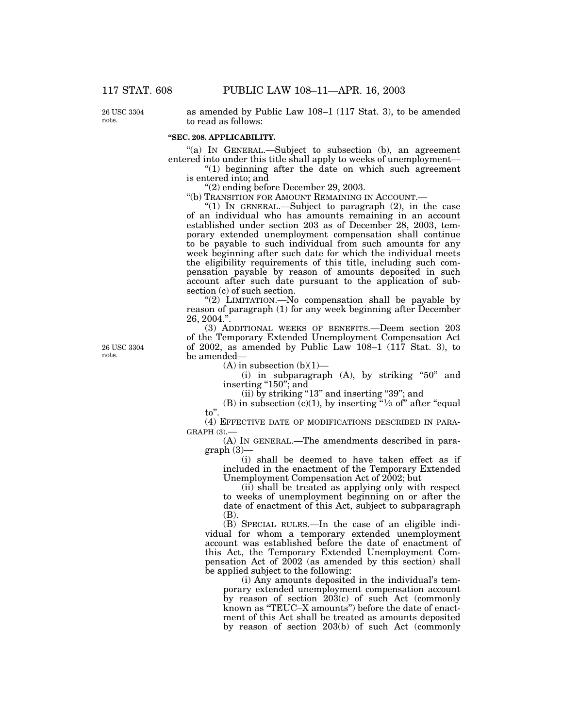as amended by Public Law 108–1 (117 Stat. 3), to be amended to read as follows:

26 USC 3304 note.

**"SEC. 208. APPLICABILITY.**

"(a) IN GENERAL.—Subject to subsection (b), an agreement entered into under this title shall apply to weeks of unemployment—

"(1) beginning after the date on which such agreement is entered into; and

"(2) ending before December 29, 2003.

"(b) TRANSITION FOR AMOUNT REMAINING IN ACCOUNT.—

"(1) IN GENERAL.—Subject to paragraph (2), in the case of an individual who has amounts remaining in an account established under section 203 as of December 28, 2003, temporary extended unemployment compensation shall continue to be payable to such individual from such amounts for any week beginning after such date for which the individual meets the eligibility requirements of this title, including such compensation payable by reason of amounts deposited in such account after such date pursuant to the application of subsection (c) of such section.

"(2) LIMITATION.—No compensation shall be payable by reason of paragraph (1) for any week beginning after December 26, 2004.".

26 USC 3304 note.

(3) ADDITIONAL WEEKS OF BENEFITS.—Deem section 203 of the Temporary Extended Unemployment Compensation Act of 2002, as amended by Public Law 108–1 (117 Stat. 3), to be amended—

(A) in subsection (b)(1)—

(i) in subparagraph (A), by striking "50" and inserting "150"; and

(ii) by striking "13" and inserting "39"; and

(B) in subsection (c)(1), by inserting "⅓ of" after "equal to".

(4) EFFECTIVE DATE OF MODIFICATIONS DESCRIBED IN PARAGRAPH (3).—

(A) IN GENERAL.—The amendments described in paragraph (3)—

(i) shall be deemed to have taken effect as if included in the enactment of the Temporary Extended Unemployment Compensation Act of 2002; but

(ii) shall be treated as applying only with respect to weeks of unemployment beginning on or after the date of enactment of this Act, subject to subparagraph (B).

(B) SPECIAL RULES.—In the case of an eligible individual for whom a temporary extended unemployment account was established before the date of enactment of this Act, the Temporary Extended Unemployment Compensation Act of 2002 (as amended by this section) shall be applied subject to the following:

(i) Any amounts deposited in the individual's temporary extended unemployment compensation account by reason of section 203(c) of such Act (commonly known as "TEUC–X amounts") before the date of enactment of this Act shall be treated as amounts deposited by reason of section 203(b) of such Act (commonly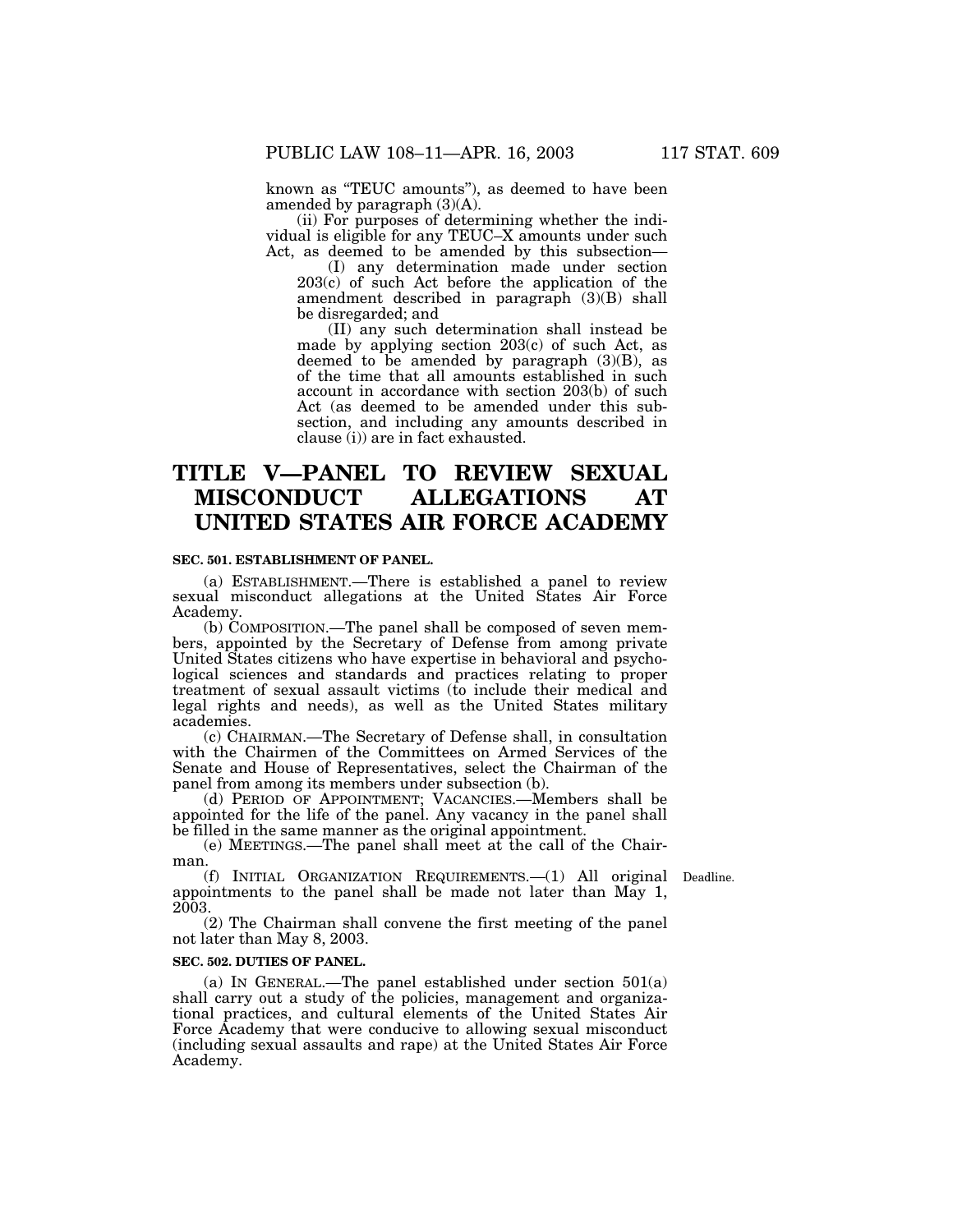known as "TEUC amounts"), as deemed to have been amended by paragraph (3)(A).

(ii) For purposes of determining whether the individual is eligible for any TEUC–X amounts under such Act, as deemed to be amended by this subsection—

(I) any determination made under section 203(c) of such Act before the application of the amendment described in paragraph (3)(B) shall be disregarded; and

(II) any such determination shall instead be made by applying section 203(c) of such Act, as deemed to be amended by paragraph (3)(B), as of the time that all amounts established in such account in accordance with section 203(b) of such Act (as deemed to be amended under this subsection, and including any amounts described in clause (i)) are in fact exhausted.

# TITLE V—PANEL TO REVIEW SEXUAL MISCONDUCT ALLEGATIONS AT UNITED STATES AIR FORCE ACADEMY

### SEC. 501. ESTABLISHMENT OF PANEL.

(a) ESTABLISHMENT.—There is established a panel to review sexual misconduct allegations at the United States Air Force Academy.

(b) COMPOSITION.—The panel shall be composed of seven members, appointed by the Secretary of Defense from among private United States citizens who have expertise in behavioral and psychological sciences and standards and practices relating to proper treatment of sexual assault victims (to include their medical and legal rights and needs), as well as the United States military academies.

(c) CHAIRMAN.—The Secretary of Defense shall, in consultation with the Chairmen of the Committees on Armed Services of the Senate and House of Representatives, select the Chairman of the panel from among its members under subsection (b).

(d) PERIOD OF APPOINTMENT; VACANCIES.—Members shall be appointed for the life of the panel. Any vacancy in the panel shall be filled in the same manner as the original appointment.

(e) MEETINGS.—The panel shall meet at the call of the Chairman.

(f) INITIAL ORGANIZATION REQUIREMENTS.—(1) All original appointments to the panel shall be made not later than May 1, 2003.

Deadline.

(2) The Chairman shall convene the first meeting of the panel not later than May 8, 2003.

### SEC. 502. DUTIES OF PANEL.

(a) IN GENERAL.—The panel established under section 501(a) shall carry out a study of the policies, management and organizational practices, and cultural elements of the United States Air Force Academy that were conducive to allowing sexual misconduct (including sexual assaults and rape) at the United States Air Force Academy.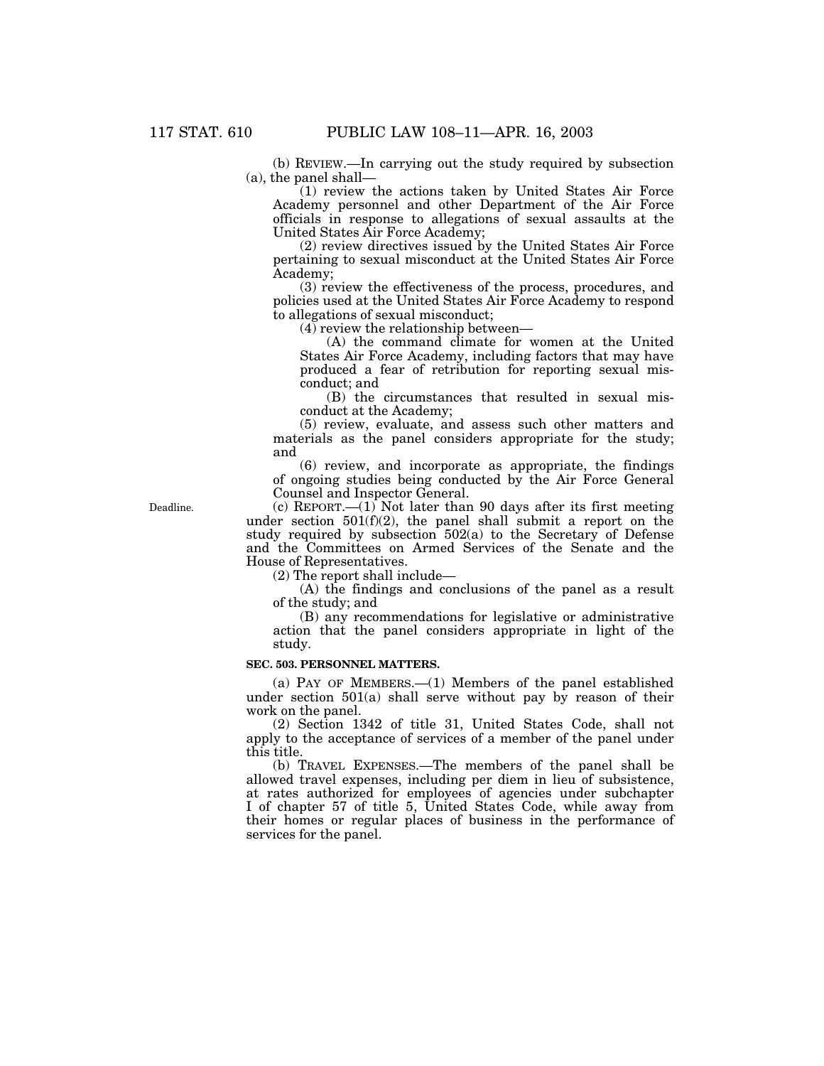(b) REVIEW.—In carrying out the study required by subsection (a), the panel shall—

(1) review the actions taken by United States Air Force Academy personnel and other Department of the Air Force officials in response to allegations of sexual assaults at the United States Air Force Academy;

(2) review directives issued by the United States Air Force pertaining to sexual misconduct at the United States Air Force Academy;

(3) review the effectiveness of the process, procedures, and policies used at the United States Air Force Academy to respond to allegations of sexual misconduct;

(4) review the relationship between—

(A) the command climate for women at the United States Air Force Academy, including factors that may have produced a fear of retribution for reporting sexual misconduct; and

(B) the circumstances that resulted in sexual misconduct at the Academy;

(5) review, evaluate, and assess such other matters and materials as the panel considers appropriate for the study; and

(6) review, and incorporate as appropriate, the findings of ongoing studies being conducted by the Air Force General Counsel and Inspector General.

Deadline.

(c) REPORT.—(1) Not later than 90 days after its first meeting under section 501(f)(2), the panel shall submit a report on the study required by subsection 502(a) to the Secretary of Defense and the Committees on Armed Services of the Senate and the House of Representatives.

(2) The report shall include—

(A) the findings and conclusions of the panel as a result of the study; and

(B) any recommendations for legislative or administrative action that the panel considers appropriate in light of the study.

**SEC. 503. PERSONNEL MATTERS.**

(a) PAY OF MEMBERS.—(1) Members of the panel established under section 501(a) shall serve without pay by reason of their work on the panel.

(2) Section 1342 of title 31, United States Code, shall not apply to the acceptance of services of a member of the panel under this title.

(b) TRAVEL EXPENSES.—The members of the panel shall be allowed travel expenses, including per diem in lieu of subsistence, at rates authorized for employees of agencies under subchapter I of chapter 57 of title 5, United States Code, while away from their homes or regular places of business in the performance of services for the panel.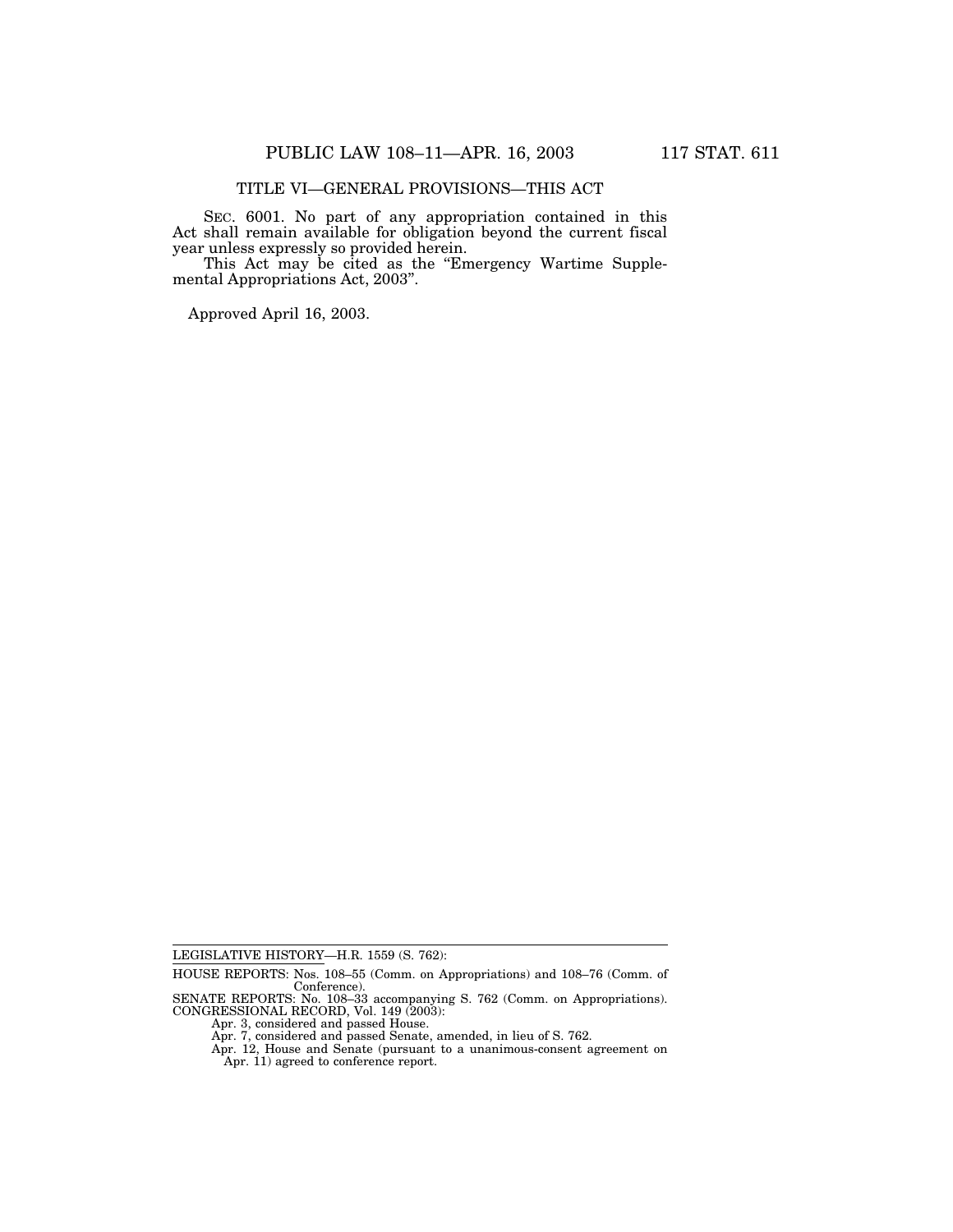## TITLE VI—GENERAL PROVISIONS—THIS ACT

SEC. 6001. No part of any appropriation contained in this Act shall remain available for obligation beyond the current fiscal year unless expressly so provided herein.

This Act may be cited as the "Emergency Wartime Supplemental Appropriations Act, 2003".

Approved April 16, 2003.

---

LEGISLATIVE HISTORY—H.R. 1559 (S. 762):

HOUSE REPORTS: Nos. 108–55 (Comm. on Appropriations) and 108–76 (Comm. of Conference).

SENATE REPORTS: No. 108–33 accompanying S. 762 (Comm. on Appropriations).

CONGRESSIONAL RECORD, Vol. 149 (2003):

- Apr. 3, considered and passed House.
- Apr. 7, considered and passed Senate, amended, in lieu of S. 762.
- Apr. 12, House and Senate (pursuant to a unanimous-consent agreement on Apr. 11) agreed to conference report.